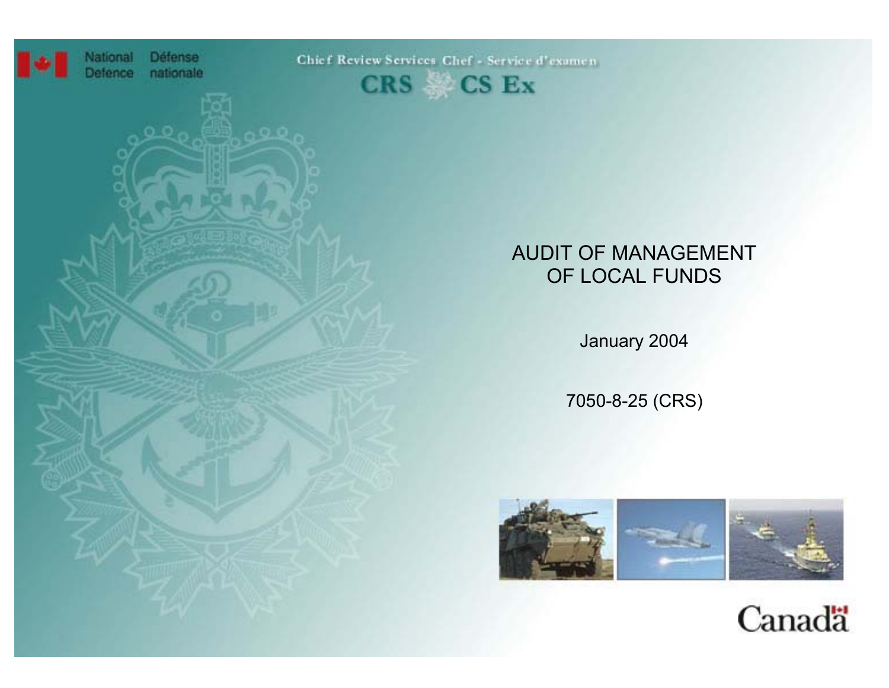National Defence / Défense nationale

Chief Review Services / Chef - Service d'examen

CRS / CS Ex

# AUDIT OF MANAGEMENT OF LOCAL FUNDS

January 2004

7050-8-25 (CRS)

Canada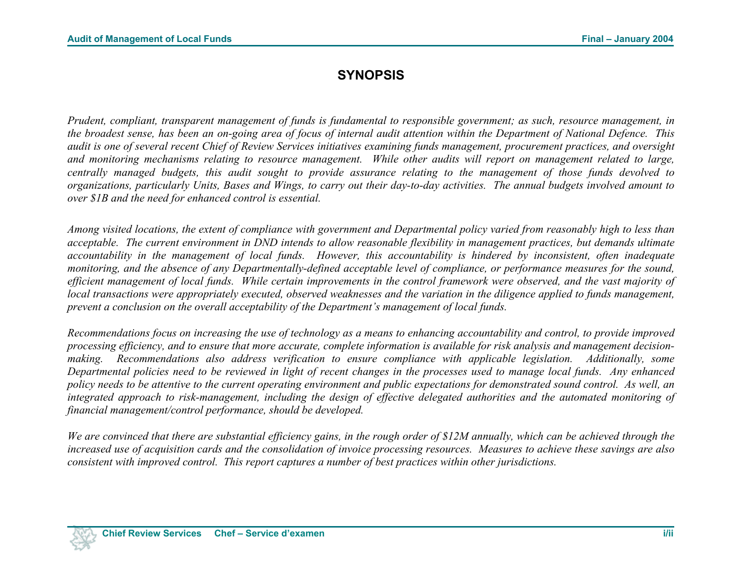# SYNOPSIS

*Prudent, compliant, transparent management of funds is fundamental to responsible government; as such, resource management, in the broadest sense, has been an on-going area of focus of internal audit attention within the Department of National Defence. This audit is one of several recent Chief of Review Services initiatives examining funds management, procurement practices, and oversight and monitoring mechanisms relating to resource management. While other audits will report on management related to large, centrally managed budgets, this audit sought to provide assurance relating to the management of those funds devolved to organizations, particularly Units, Bases and Wings, to carry out their day-to-day activities. The annual budgets involved amount to over $1B and the need for enhanced control is essential.*

*Among visited locations, the extent of compliance with government and Departmental policy varied from reasonably high to less than acceptable. The current environment in DND intends to allow reasonable flexibility in management practices, but demands ultimate accountability in the management of local funds. However, this accountability is hindered by inconsistent, often inadequate monitoring, and the absence of any Departmentally-defined acceptable level of compliance, or performance measures for the sound, efficient management of local funds. While certain improvements in the control framework were observed, and the vast majority of local transactions were appropriately executed, observed weaknesses and the variation in the diligence applied to funds management, prevent a conclusion on the overall acceptability of the Department's management of local funds.*

*Recommendations focus on increasing the use of technology as a means to enhancing accountability and control, to provide improved processing efficiency, and to ensure that more accurate, complete information is available for risk analysis and management decision-making. Recommendations also address verification to ensure compliance with applicable legislation. Additionally, some Departmental policies need to be reviewed in light of recent changes in the processes used to manage local funds. Any enhanced policy needs to be attentive to the current operating environment and public expectations for demonstrated sound control. As well, an integrated approach to risk-management, including the design of effective delegated authorities and the automated monitoring of financial management/control performance, should be developed.*

*We are convinced that there are substantial efficiency gains, in the rough order of $12M annually, which can be achieved through the increased use of acquisition cards and the consolidation of invoice processing resources. Measures to achieve these savings are also consistent with improved control. This report captures a number of best practices within other jurisdictions.*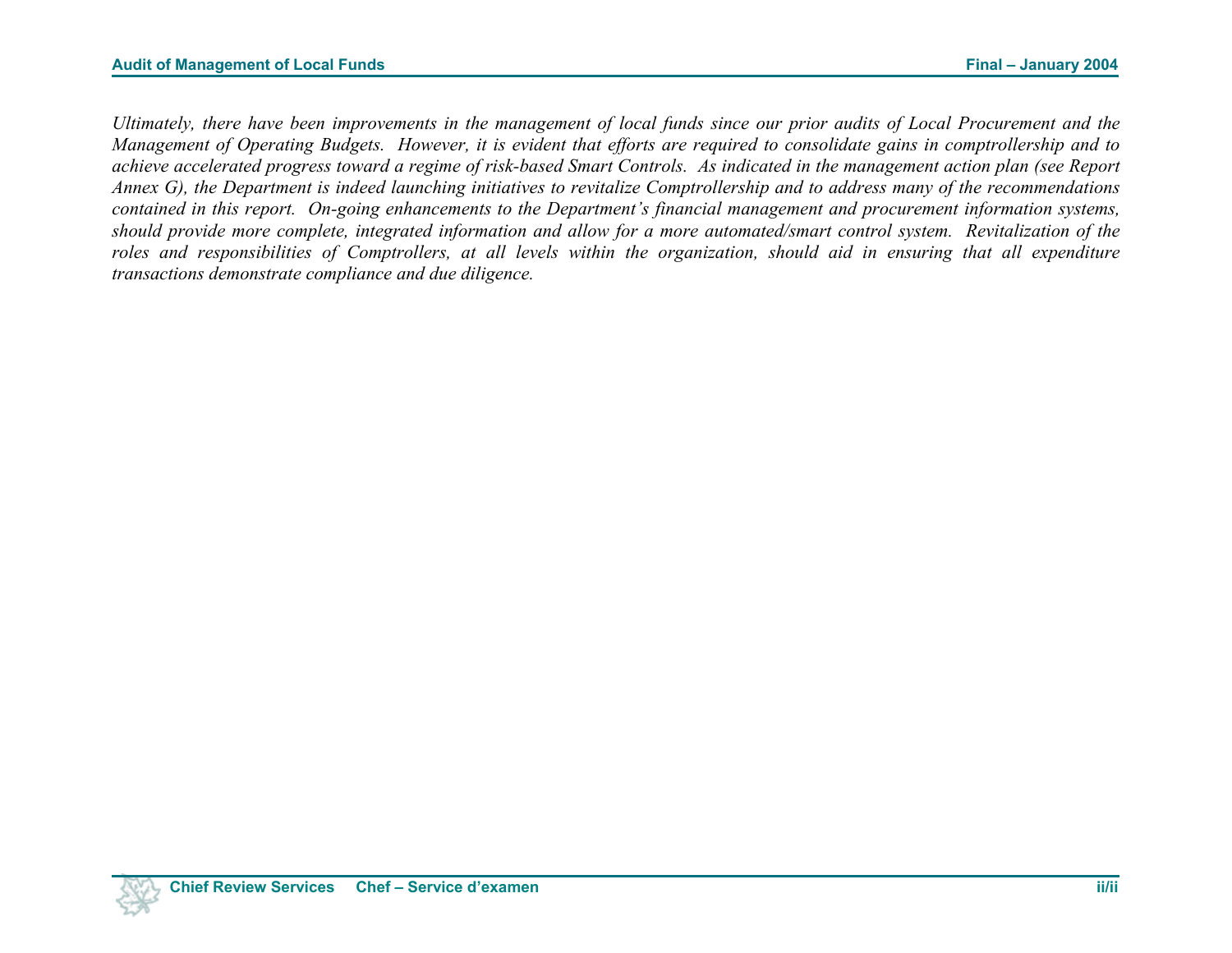*Ultimately, there have been improvements in the management of local funds since our prior audits of Local Procurement and the Management of Operating Budgets. However, it is evident that efforts are required to consolidate gains in comptrollership and to achieve accelerated progress toward a regime of risk-based Smart Controls. As indicated in the management action plan (see Report Annex G), the Department is indeed launching initiatives to revitalize Comptrollership and to address many of the recommendations contained in this report. On-going enhancements to the Department's financial management and procurement information systems, should provide more complete, integrated information and allow for a more automated/smart control system. Revitalization of the roles and responsibilities of Comptrollers, at all levels within the organization, should aid in ensuring that all expenditure transactions demonstrate compliance and due diligence.*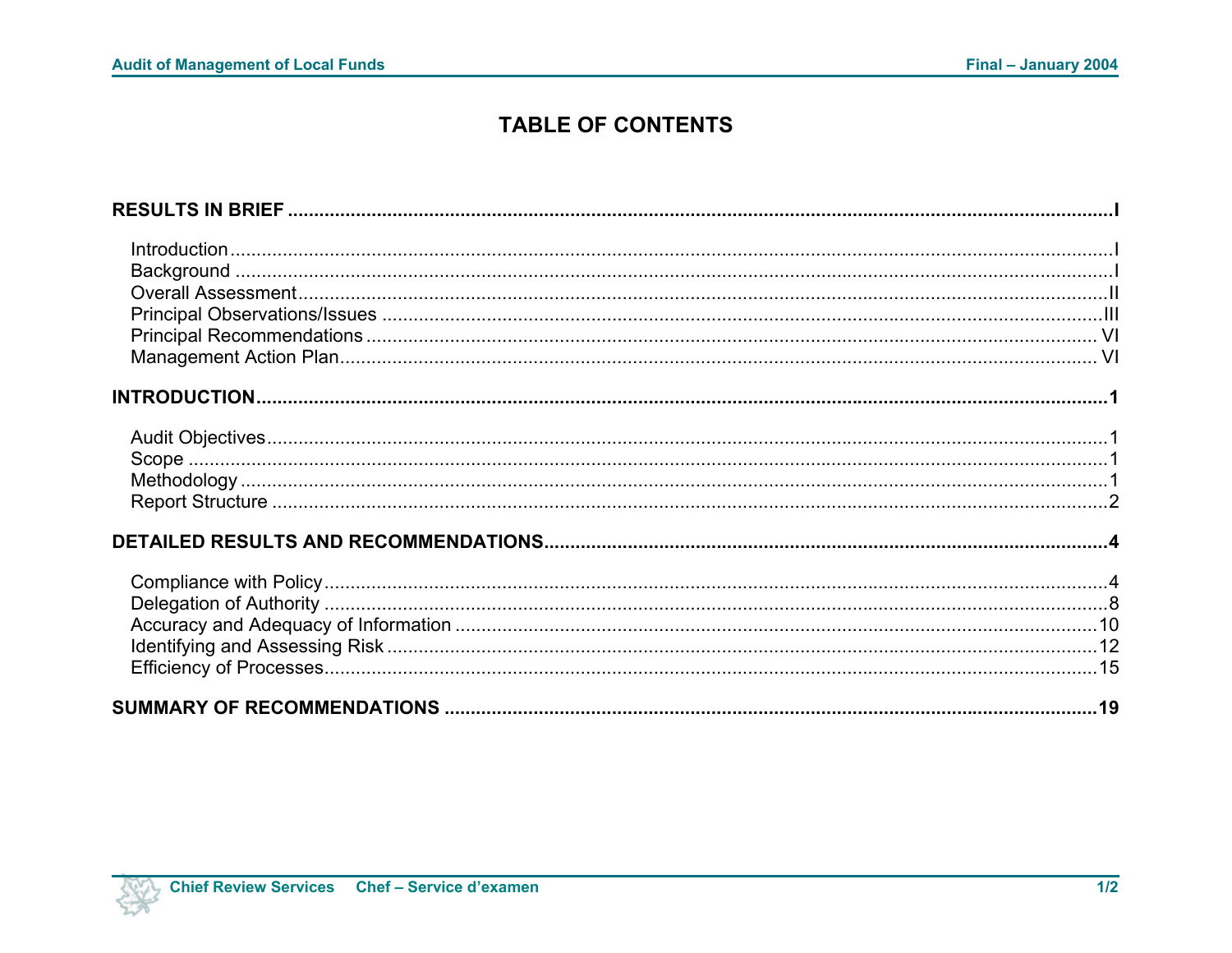# TABLE OF CONTENTS

**RESULTS IN BRIEF** .................................................. **I**

- Introduction .................................................. I
- Background .................................................. I
- Overall Assessment .................................................. II
- Principal Observations/Issues .................................................. III
- Principal Recommendations .................................................. VI
- Management Action Plan .................................................. VI

**INTRODUCTION** .................................................. **1**

- Audit Objectives .................................................. 1
- Scope .................................................. 1
- Methodology .................................................. 1
- Report Structure .................................................. 2

**DETAILED RESULTS AND RECOMMENDATIONS** .................................................. **4**

- Compliance with Policy .................................................. 4
- Delegation of Authority .................................................. 8
- Accuracy and Adequacy of Information .................................................. 10
- Identifying and Assessing Risk .................................................. 12
- Efficiency of Processes .................................................. 15

**SUMMARY OF RECOMMENDATIONS** .................................................. **19**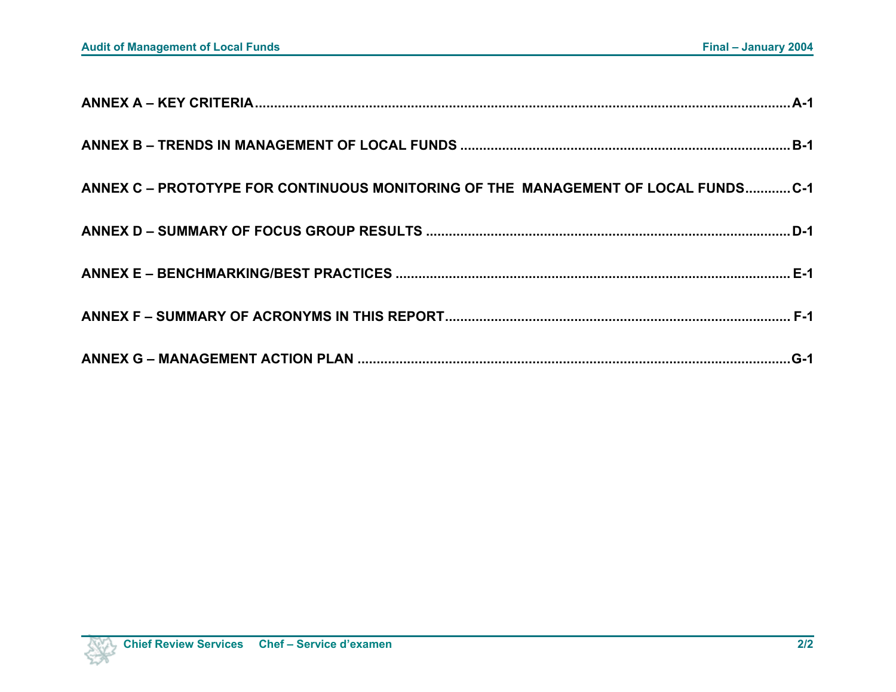ANNEX A – KEY CRITERIA ........ A-1

ANNEX B – TRENDS IN MANAGEMENT OF LOCAL FUNDS ........ B-1

ANNEX C – PROTOTYPE FOR CONTINUOUS MONITORING OF THE MANAGEMENT OF LOCAL FUNDS ........ C-1

ANNEX D – SUMMARY OF FOCUS GROUP RESULTS ........ D-1

ANNEX E – BENCHMARKING/BEST PRACTICES ........ E-1

ANNEX F – SUMMARY OF ACRONYMS IN THIS REPORT ........ F-1

ANNEX G – MANAGEMENT ACTION PLAN ........ G-1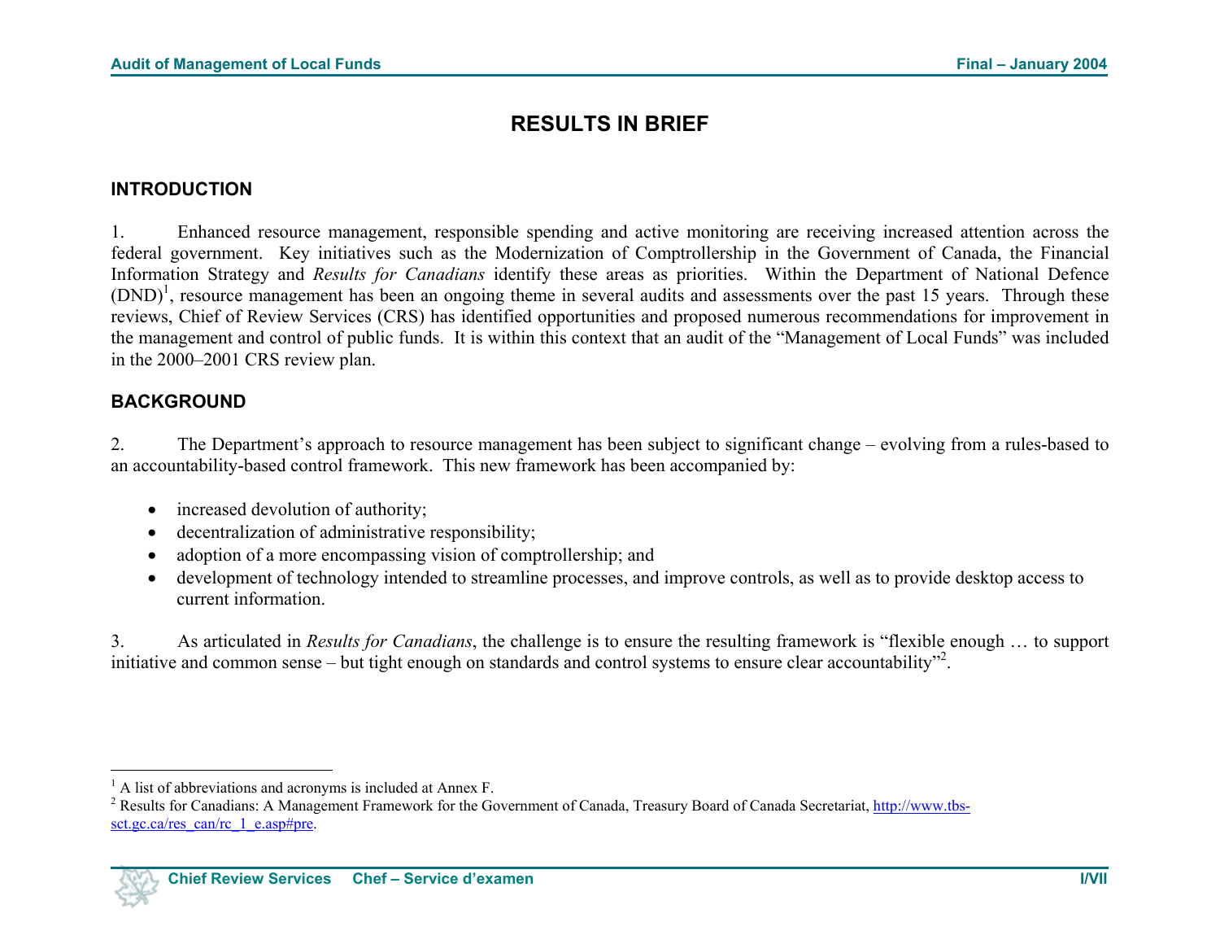# RESULTS IN BRIEF

## INTRODUCTION

1. Enhanced resource management, responsible spending and active monitoring are receiving increased attention across the federal government. Key initiatives such as the Modernization of Comptrollership in the Government of Canada, the Financial Information Strategy and *Results for Canadians* identify these areas as priorities. Within the Department of National Defence (DND)[1], resource management has been an ongoing theme in several audits and assessments over the past 15 years. Through these reviews, Chief of Review Services (CRS) has identified opportunities and proposed numerous recommendations for improvement in the management and control of public funds. It is within this context that an audit of the "Management of Local Funds" was included in the 2000–2001 CRS review plan.

## BACKGROUND

2. The Department's approach to resource management has been subject to significant change – evolving from a rules-based to an accountability-based control framework. This new framework has been accompanied by:

- increased devolution of authority;
- decentralization of administrative responsibility;
- adoption of a more encompassing vision of comptrollership; and
- development of technology intended to streamline processes, and improve controls, as well as to provide desktop access to current information.

3. As articulated in *Results for Canadians*, the challenge is to ensure the resulting framework is "flexible enough … to support initiative and common sense – but tight enough on standards and control systems to ensure clear accountability"[2].

---

[1] A list of abbreviations and acronyms is included at Annex F.

[2] Results for Canadians: A Management Framework for the Government of Canada, Treasury Board of Canada Secretariat, http://www.tbs-sct.gc.ca/res_can/rc_1_e.asp#pre.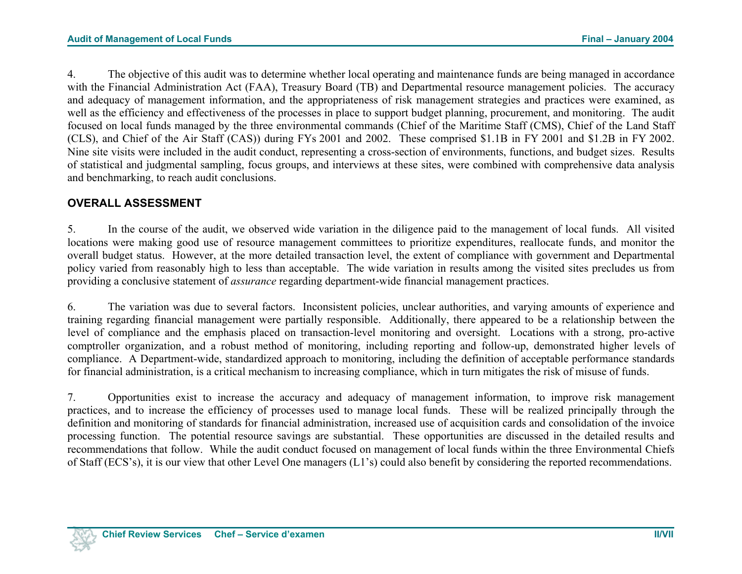4. The objective of this audit was to determine whether local operating and maintenance funds are being managed in accordance with the Financial Administration Act (FAA), Treasury Board (TB) and Departmental resource management policies. The accuracy and adequacy of management information, and the appropriateness of risk management strategies and practices were examined, as well as the efficiency and effectiveness of the processes in place to support budget planning, procurement, and monitoring. The audit focused on local funds managed by the three environmental commands (Chief of the Maritime Staff (CMS), Chief of the Land Staff (CLS), and Chief of the Air Staff (CAS)) during FYs 2001 and 2002. These comprised $1.1B in FY 2001 and $1.2B in FY 2002. Nine site visits were included in the audit conduct, representing a cross-section of environments, functions, and budget sizes. Results of statistical and judgmental sampling, focus groups, and interviews at these sites, were combined with comprehensive data analysis and benchmarking, to reach audit conclusions.

## OVERALL ASSESSMENT

5. In the course of the audit, we observed wide variation in the diligence paid to the management of local funds. All visited locations were making good use of resource management committees to prioritize expenditures, reallocate funds, and monitor the overall budget status. However, at the more detailed transaction level, the extent of compliance with government and Departmental policy varied from reasonably high to less than acceptable. The wide variation in results among the visited sites precludes us from providing a conclusive statement of *assurance* regarding department-wide financial management practices.

6. The variation was due to several factors. Inconsistent policies, unclear authorities, and varying amounts of experience and training regarding financial management were partially responsible. Additionally, there appeared to be a relationship between the level of compliance and the emphasis placed on transaction-level monitoring and oversight. Locations with a strong, pro-active comptroller organization, and a robust method of monitoring, including reporting and follow-up, demonstrated higher levels of compliance. A Department-wide, standardized approach to monitoring, including the definition of acceptable performance standards for financial administration, is a critical mechanism to increasing compliance, which in turn mitigates the risk of misuse of funds.

7. Opportunities exist to increase the accuracy and adequacy of management information, to improve risk management practices, and to increase the efficiency of processes used to manage local funds. These will be realized principally through the definition and monitoring of standards for financial administration, increased use of acquisition cards and consolidation of the invoice processing function. The potential resource savings are substantial. These opportunities are discussed in the detailed results and recommendations that follow. While the audit conduct focused on management of local funds within the three Environmental Chiefs of Staff (ECS's), it is our view that other Level One managers (L1's) could also benefit by considering the reported recommendations.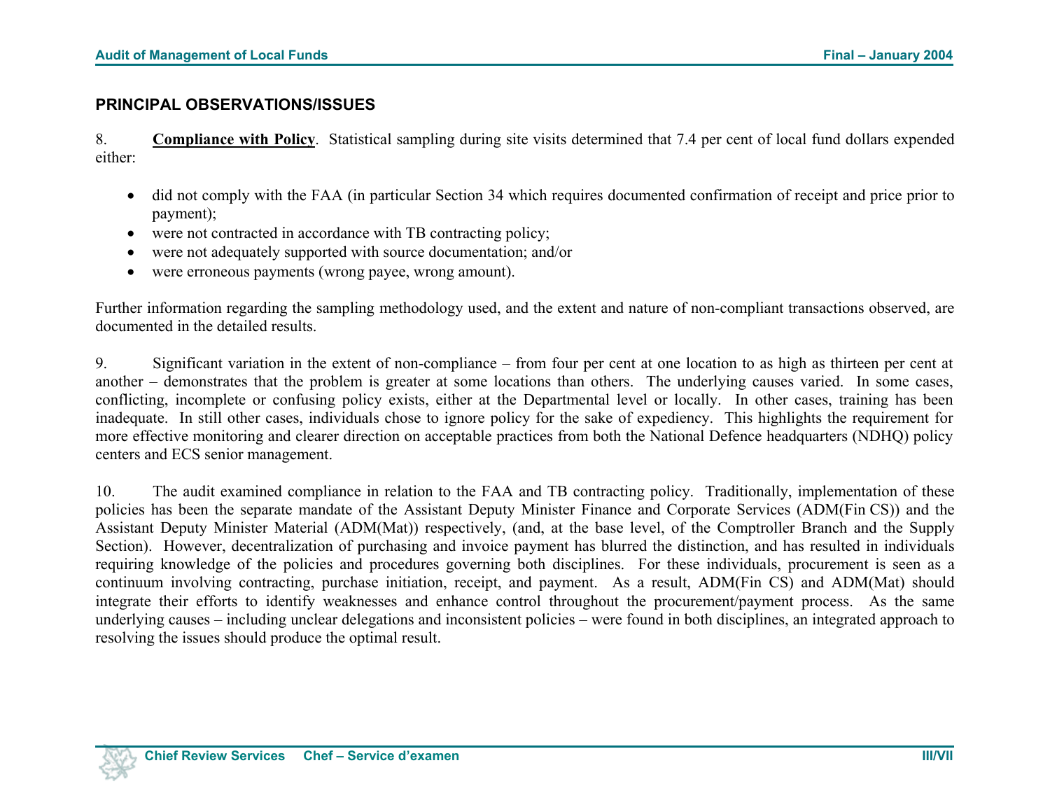## PRINCIPAL OBSERVATIONS/ISSUES

8. **Compliance with Policy**. Statistical sampling during site visits determined that 7.4 per cent of local fund dollars expended either:

- did not comply with the FAA (in particular Section 34 which requires documented confirmation of receipt and price prior to payment);
- were not contracted in accordance with TB contracting policy;
- were not adequately supported with source documentation; and/or
- were erroneous payments (wrong payee, wrong amount).

Further information regarding the sampling methodology used, and the extent and nature of non-compliant transactions observed, are documented in the detailed results.

9. Significant variation in the extent of non-compliance – from four per cent at one location to as high as thirteen per cent at another – demonstrates that the problem is greater at some locations than others. The underlying causes varied. In some cases, conflicting, incomplete or confusing policy exists, either at the Departmental level or locally. In other cases, training has been inadequate. In still other cases, individuals chose to ignore policy for the sake of expediency. This highlights the requirement for more effective monitoring and clearer direction on acceptable practices from both the National Defence headquarters (NDHQ) policy centers and ECS senior management.

10. The audit examined compliance in relation to the FAA and TB contracting policy. Traditionally, implementation of these policies has been the separate mandate of the Assistant Deputy Minister Finance and Corporate Services (ADM(Fin CS)) and the Assistant Deputy Minister Material (ADM(Mat)) respectively, (and, at the base level, of the Comptroller Branch and the Supply Section). However, decentralization of purchasing and invoice payment has blurred the distinction, and has resulted in individuals requiring knowledge of the policies and procedures governing both disciplines. For these individuals, procurement is seen as a continuum involving contracting, purchase initiation, receipt, and payment. As a result, ADM(Fin CS) and ADM(Mat) should integrate their efforts to identify weaknesses and enhance control throughout the procurement/payment process. As the same underlying causes – including unclear delegations and inconsistent policies – were found in both disciplines, an integrated approach to resolving the issues should produce the optimal result.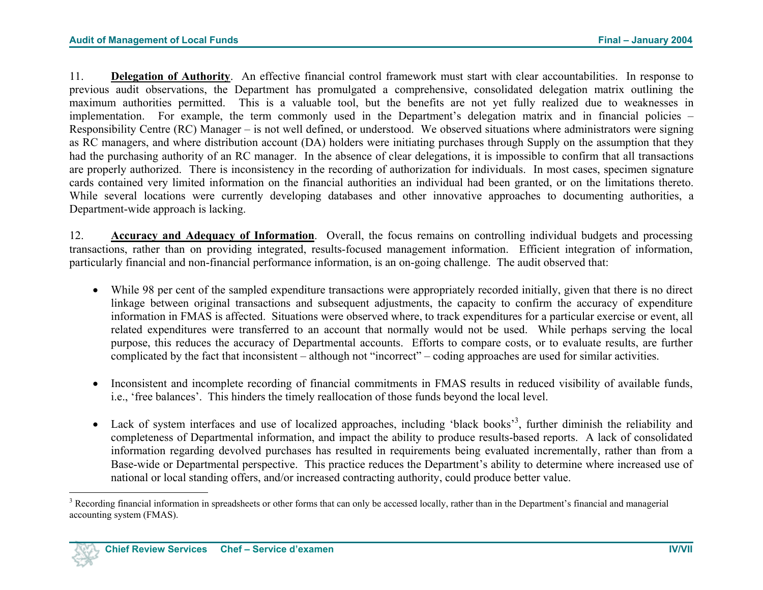11. **Delegation of Authority**. An effective financial control framework must start with clear accountabilities. In response to previous audit observations, the Department has promulgated a comprehensive, consolidated delegation matrix outlining the maximum authorities permitted. This is a valuable tool, but the benefits are not yet fully realized due to weaknesses in implementation. For example, the term commonly used in the Department's delegation matrix and in financial policies – Responsibility Centre (RC) Manager – is not well defined, or understood. We observed situations where administrators were signing as RC managers, and where distribution account (DA) holders were initiating purchases through Supply on the assumption that they had the purchasing authority of an RC manager. In the absence of clear delegations, it is impossible to confirm that all transactions are properly authorized. There is inconsistency in the recording of authorization for individuals. In most cases, specimen signature cards contained very limited information on the financial authorities an individual had been granted, or on the limitations thereto. While several locations were currently developing databases and other innovative approaches to documenting authorities, a Department-wide approach is lacking.

12. **Accuracy and Adequacy of Information**. Overall, the focus remains on controlling individual budgets and processing transactions, rather than on providing integrated, results-focused management information. Efficient integration of information, particularly financial and non-financial performance information, is an on-going challenge. The audit observed that:

- While 98 per cent of the sampled expenditure transactions were appropriately recorded initially, given that there is no direct linkage between original transactions and subsequent adjustments, the capacity to confirm the accuracy of expenditure information in FMAS is affected. Situations were observed where, to track expenditures for a particular exercise or event, all related expenditures were transferred to an account that normally would not be used. While perhaps serving the local purpose, this reduces the accuracy of Departmental accounts. Efforts to compare costs, or to evaluate results, are further complicated by the fact that inconsistent – although not "incorrect" – coding approaches are used for similar activities.

- Inconsistent and incomplete recording of financial commitments in FMAS results in reduced visibility of available funds, i.e., 'free balances'. This hinders the timely reallocation of those funds beyond the local level.

- Lack of system interfaces and use of localized approaches, including 'black books'[3], further diminish the reliability and completeness of Departmental information, and impact the ability to produce results-based reports. A lack of consolidated information regarding devolved purchases has resulted in requirements being evaluated incrementally, rather than from a Base-wide or Departmental perspective. This practice reduces the Department's ability to determine where increased use of national or local standing offers, and/or increased contracting authority, could produce better value.

[3] Recording financial information in spreadsheets or other forms that can only be accessed locally, rather than in the Department's financial and managerial accounting system (FMAS).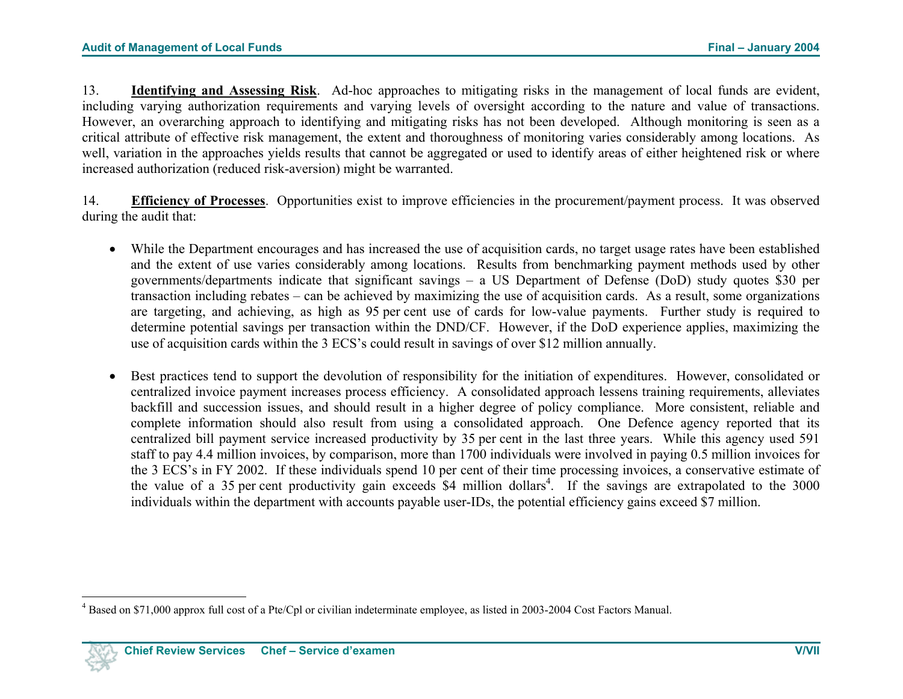13. **Identifying and Assessing Risk**. Ad-hoc approaches to mitigating risks in the management of local funds are evident, including varying authorization requirements and varying levels of oversight according to the nature and value of transactions. However, an overarching approach to identifying and mitigating risks has not been developed. Although monitoring is seen as a critical attribute of effective risk management, the extent and thoroughness of monitoring varies considerably among locations. As well, variation in the approaches yields results that cannot be aggregated or used to identify areas of either heightened risk or where increased authorization (reduced risk-aversion) might be warranted.

14. **Efficiency of Processes**. Opportunities exist to improve efficiencies in the procurement/payment process. It was observed during the audit that:

- While the Department encourages and has increased the use of acquisition cards, no target usage rates have been established and the extent of use varies considerably among locations. Results from benchmarking payment methods used by other governments/departments indicate that significant savings – a US Department of Defense (DoD) study quotes $30 per transaction including rebates – can be achieved by maximizing the use of acquisition cards. As a result, some organizations are targeting, and achieving, as high as 95 per cent use of cards for low-value payments. Further study is required to determine potential savings per transaction within the DND/CF. However, if the DoD experience applies, maximizing the use of acquisition cards within the 3 ECS's could result in savings of over $12 million annually.

- Best practices tend to support the devolution of responsibility for the initiation of expenditures. However, consolidated or centralized invoice payment increases process efficiency. A consolidated approach lessens training requirements, alleviates backfill and succession issues, and should result in a higher degree of policy compliance. More consistent, reliable and complete information should also result from using a consolidated approach. One Defence agency reported that its centralized bill payment service increased productivity by 35 per cent in the last three years. While this agency used 591 staff to pay 4.4 million invoices, by comparison, more than 1700 individuals were involved in paying 0.5 million invoices for the 3 ECS's in FY 2002. If these individuals spend 10 per cent of their time processing invoices, a conservative estimate of the value of a 35 per cent productivity gain exceeds $4 million dollars[4]. If the savings are extrapolated to the 3000 individuals within the department with accounts payable user-IDs, the potential efficiency gains exceed $7 million.

---

[4] Based on $71,000 approx full cost of a Pte/Cpl or civilian indeterminate employee, as listed in 2003-2004 Cost Factors Manual.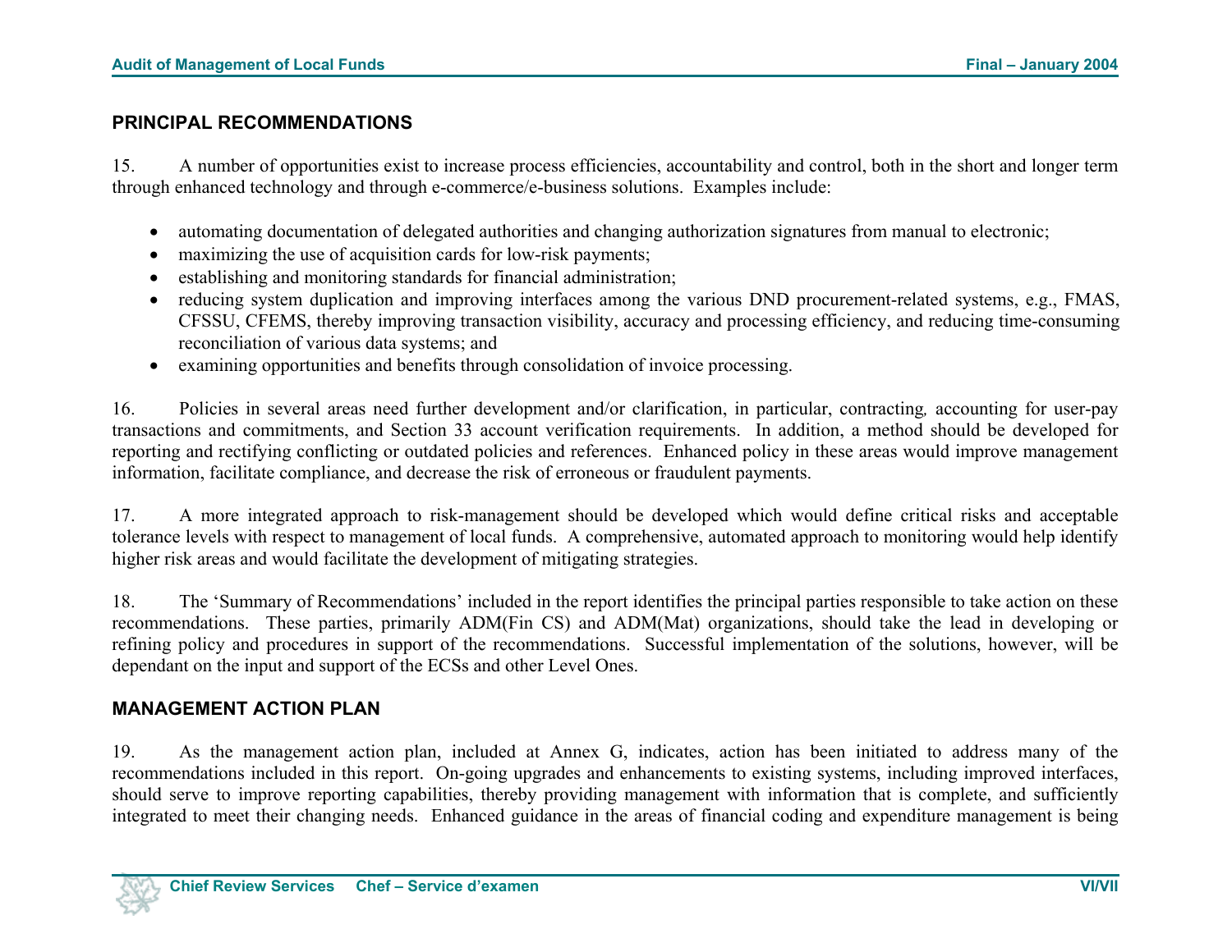## PRINCIPAL RECOMMENDATIONS

15. A number of opportunities exist to increase process efficiencies, accountability and control, both in the short and longer term through enhanced technology and through e-commerce/e-business solutions. Examples include:

- automating documentation of delegated authorities and changing authorization signatures from manual to electronic;
- maximizing the use of acquisition cards for low-risk payments;
- establishing and monitoring standards for financial administration;
- reducing system duplication and improving interfaces among the various DND procurement-related systems, e.g., FMAS, CFSSU, CFEMS, thereby improving transaction visibility, accuracy and processing efficiency, and reducing time-consuming reconciliation of various data systems; and
- examining opportunities and benefits through consolidation of invoice processing.

16. Policies in several areas need further development and/or clarification, in particular, contracting, accounting for user-pay transactions and commitments, and Section 33 account verification requirements. In addition, a method should be developed for reporting and rectifying conflicting or outdated policies and references. Enhanced policy in these areas would improve management information, facilitate compliance, and decrease the risk of erroneous or fraudulent payments.

17. A more integrated approach to risk-management should be developed which would define critical risks and acceptable tolerance levels with respect to management of local funds. A comprehensive, automated approach to monitoring would help identify higher risk areas and would facilitate the development of mitigating strategies.

18. The 'Summary of Recommendations' included in the report identifies the principal parties responsible to take action on these recommendations. These parties, primarily ADM(Fin CS) and ADM(Mat) organizations, should take the lead in developing or refining policy and procedures in support of the recommendations. Successful implementation of the solutions, however, will be dependant on the input and support of the ECSs and other Level Ones.

## MANAGEMENT ACTION PLAN

19. As the management action plan, included at Annex G, indicates, action has been initiated to address many of the recommendations included in this report. On-going upgrades and enhancements to existing systems, including improved interfaces, should serve to improve reporting capabilities, thereby providing management with information that is complete, and sufficiently integrated to meet their changing needs. Enhanced guidance in the areas of financial coding and expenditure management is being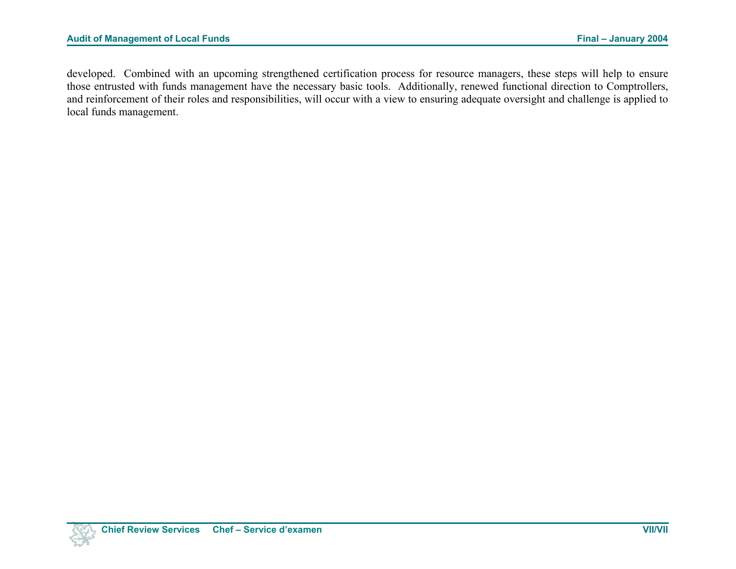developed. Combined with an upcoming strengthened certification process for resource managers, these steps will help to ensure those entrusted with funds management have the necessary basic tools. Additionally, renewed functional direction to Comptrollers, and reinforcement of their roles and responsibilities, will occur with a view to ensuring adequate oversight and challenge is applied to local funds management.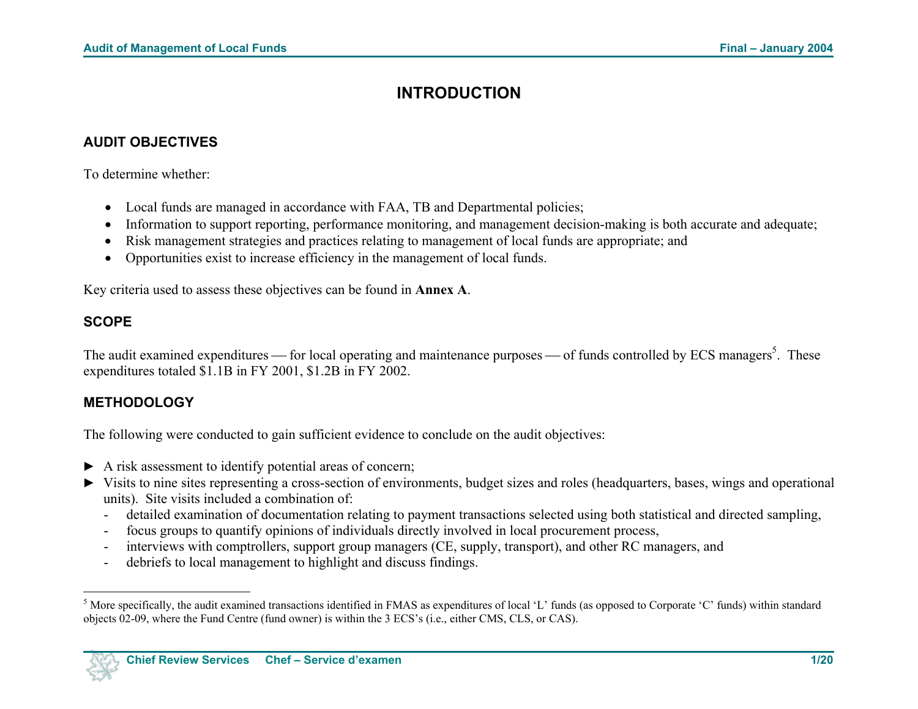# INTRODUCTION

## AUDIT OBJECTIVES

To determine whether:

- Local funds are managed in accordance with FAA, TB and Departmental policies;
- Information to support reporting, performance monitoring, and management decision-making is both accurate and adequate;
- Risk management strategies and practices relating to management of local funds are appropriate; and
- Opportunities exist to increase efficiency in the management of local funds.

Key criteria used to assess these objectives can be found in **Annex A**.

## SCOPE

The audit examined expenditures — for local operating and maintenance purposes — of funds controlled by ECS managers[5]. These expenditures totaled $1.1B in FY 2001, $1.2B in FY 2002.

## METHODOLOGY

The following were conducted to gain sufficient evidence to conclude on the audit objectives:

- ► A risk assessment to identify potential areas of concern;
- ► Visits to nine sites representing a cross-section of environments, budget sizes and roles (headquarters, bases, wings and operational units). Site visits included a combination of:
  - detailed examination of documentation relating to payment transactions selected using both statistical and directed sampling,
  - focus groups to quantify opinions of individuals directly involved in local procurement process,
  - interviews with comptrollers, support group managers (CE, supply, transport), and other RC managers, and
  - debriefs to local management to highlight and discuss findings.

---

[5] More specifically, the audit examined transactions identified in FMAS as expenditures of local 'L' funds (as opposed to Corporate 'C' funds) within standard objects 02-09, where the Fund Centre (fund owner) is within the 3 ECS's (i.e., either CMS, CLS, or CAS).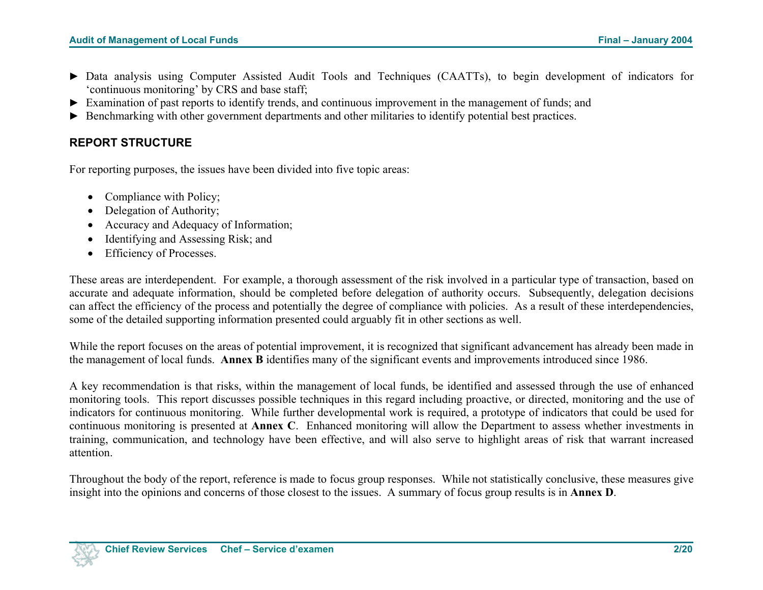- ► Data analysis using Computer Assisted Audit Tools and Techniques (CAATTs), to begin development of indicators for 'continuous monitoring' by CRS and base staff;
- ► Examination of past reports to identify trends, and continuous improvement in the management of funds; and
- ► Benchmarking with other government departments and other militaries to identify potential best practices.

## REPORT STRUCTURE

For reporting purposes, the issues have been divided into five topic areas:

- Compliance with Policy;
- Delegation of Authority;
- Accuracy and Adequacy of Information;
- Identifying and Assessing Risk; and
- Efficiency of Processes.

These areas are interdependent. For example, a thorough assessment of the risk involved in a particular type of transaction, based on accurate and adequate information, should be completed before delegation of authority occurs. Subsequently, delegation decisions can affect the efficiency of the process and potentially the degree of compliance with policies. As a result of these interdependencies, some of the detailed supporting information presented could arguably fit in other sections as well.

While the report focuses on the areas of potential improvement, it is recognized that significant advancement has already been made in the management of local funds. **Annex B** identifies many of the significant events and improvements introduced since 1986.

A key recommendation is that risks, within the management of local funds, be identified and assessed through the use of enhanced monitoring tools. This report discusses possible techniques in this regard including proactive, or directed, monitoring and the use of indicators for continuous monitoring. While further developmental work is required, a prototype of indicators that could be used for continuous monitoring is presented at **Annex C**. Enhanced monitoring will allow the Department to assess whether investments in training, communication, and technology have been effective, and will also serve to highlight areas of risk that warrant increased attention.

Throughout the body of the report, reference is made to focus group responses. While not statistically conclusive, these measures give insight into the opinions and concerns of those closest to the issues. A summary of focus group results is in **Annex D**.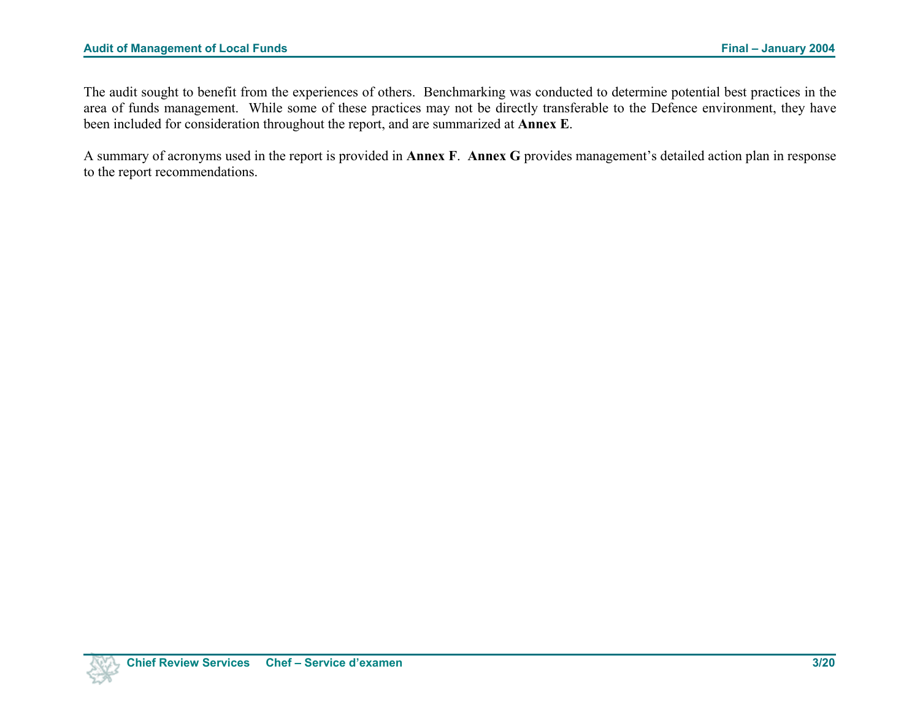The audit sought to benefit from the experiences of others. Benchmarking was conducted to determine potential best practices in the area of funds management. While some of these practices may not be directly transferable to the Defence environment, they have been included for consideration throughout the report, and are summarized at **Annex E**.

A summary of acronyms used in the report is provided in **Annex F**. **Annex G** provides management's detailed action plan in response to the report recommendations.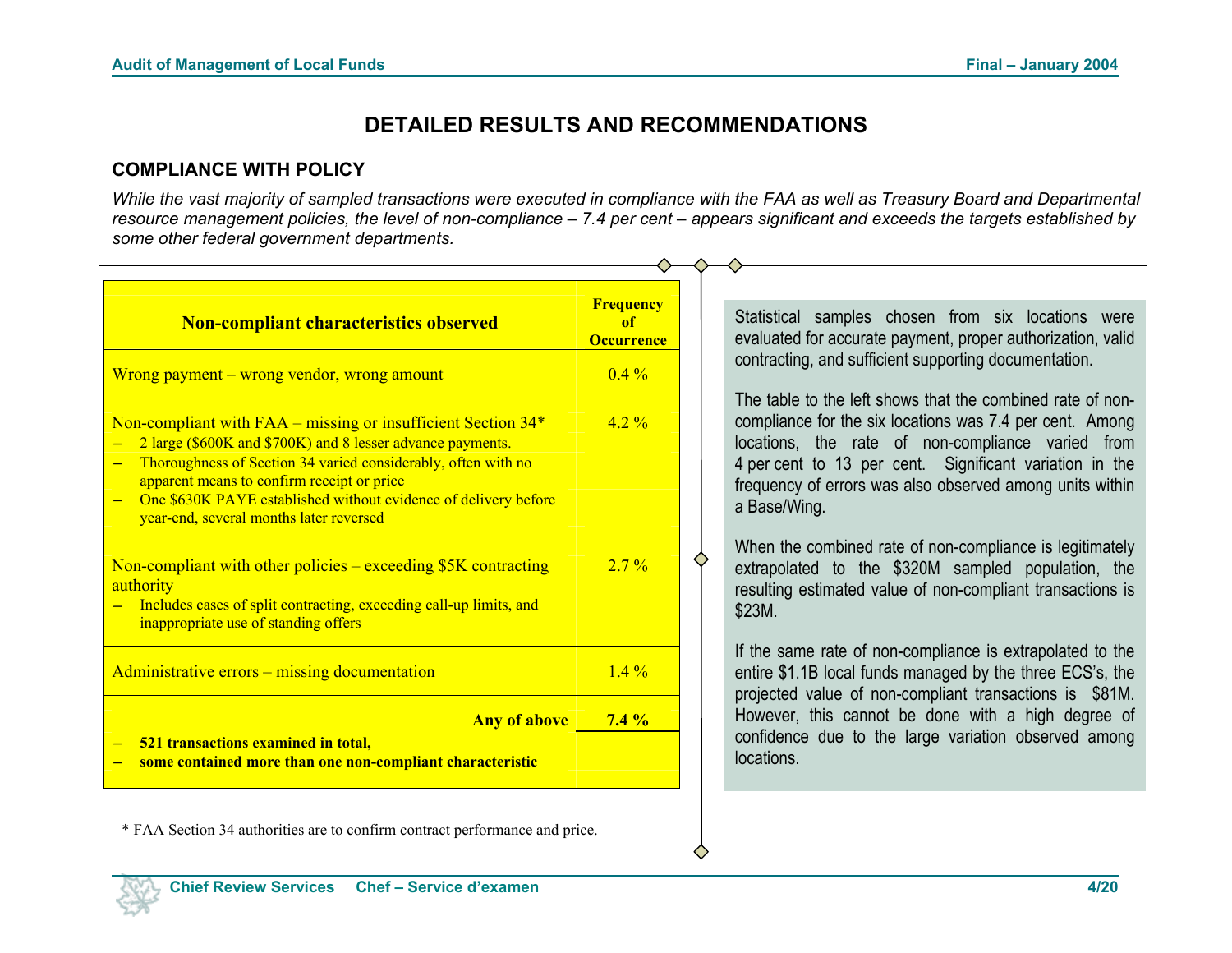# DETAILED RESULTS AND RECOMMENDATIONS

## COMPLIANCE WITH POLICY

*While the vast majority of sampled transactions were executed in compliance with the FAA as well as Treasury Board and Departmental resource management policies, the level of non-compliance – 7.4 per cent – appears significant and exceeds the targets established by some other federal government departments.*

| Non-compliant characteristics observed | Frequency of Occurrence |
|---|---|
| Wrong payment – wrong vendor, wrong amount | 0.4 % |
| Non-compliant with FAA – missing or insufficient Section 34*<br>– 2 large ($600K and $700K) and 8 lesser advance payments.<br>– Thoroughness of Section 34 varied considerably, often with no apparent means to confirm receipt or price<br>– One $630K PAYE established without evidence of delivery before year-end, several months later reversed | 4.2 % |
| Non-compliant with other policies – exceeding $5K contracting authority<br>– Includes cases of split contracting, exceeding call-up limits, and inappropriate use of standing offers | 2.7 % |
| Administrative errors – missing documentation | 1.4 % |
| **Any of above**<br>– **521 transactions examined in total,**<br>– **some contained more than one non-compliant characteristic** | **7.4 %** |

\* FAA Section 34 authorities are to confirm contract performance and price.

Statistical samples chosen from six locations were evaluated for accurate payment, proper authorization, valid contracting, and sufficient supporting documentation.

The table to the left shows that the combined rate of non-compliance for the six locations was 7.4 per cent. Among locations, the rate of non-compliance varied from 4 per cent to 13 per cent. Significant variation in the frequency of errors was also observed among units within a Base/Wing.

When the combined rate of non-compliance is legitimately extrapolated to the $320M sampled population, the resulting estimated value of non-compliant transactions is $23M.

If the same rate of non-compliance is extrapolated to the entire $1.1B local funds managed by the three ECS's, the projected value of non-compliant transactions is $81M. However, this cannot be done with a high degree of confidence due to the large variation observed among locations.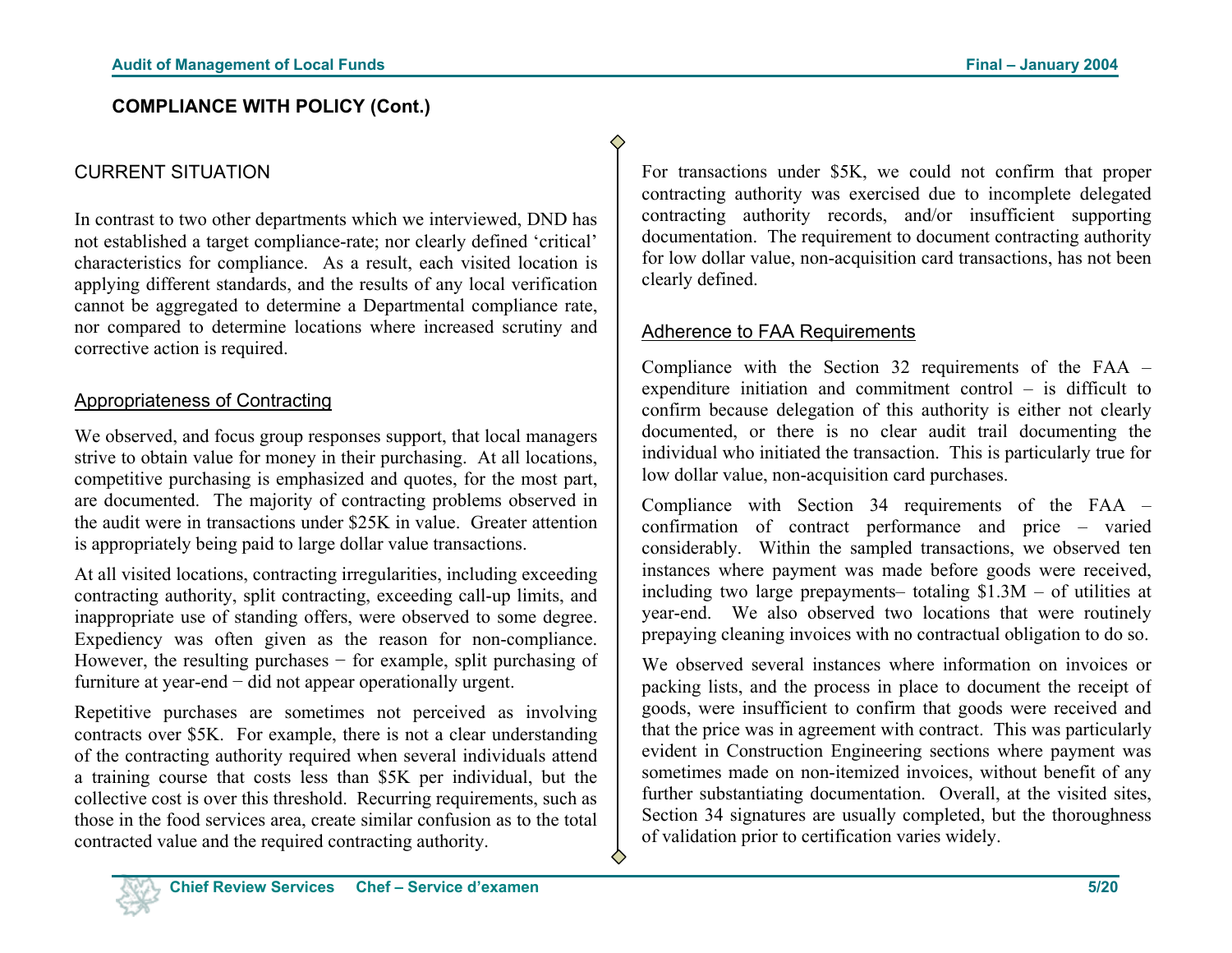## COMPLIANCE WITH POLICY (Cont.)

### CURRENT SITUATION

In contrast to two other departments which we interviewed, DND has not established a target compliance-rate; nor clearly defined 'critical' characteristics for compliance. As a result, each visited location is applying different standards, and the results of any local verification cannot be aggregated to determine a Departmental compliance rate, nor compared to determine locations where increased scrutiny and corrective action is required.

#### Appropriateness of Contracting

We observed, and focus group responses support, that local managers strive to obtain value for money in their purchasing. At all locations, competitive purchasing is emphasized and quotes, for the most part, are documented. The majority of contracting problems observed in the audit were in transactions under $25K in value. Greater attention is appropriately being paid to large dollar value transactions.

At all visited locations, contracting irregularities, including exceeding contracting authority, split contracting, exceeding call-up limits, and inappropriate use of standing offers, were observed to some degree. Expediency was often given as the reason for non-compliance. However, the resulting purchases − for example, split purchasing of furniture at year-end − did not appear operationally urgent.

Repetitive purchases are sometimes not perceived as involving contracts over $5K. For example, there is not a clear understanding of the contracting authority required when several individuals attend a training course that costs less than $5K per individual, but the collective cost is over this threshold. Recurring requirements, such as those in the food services area, create similar confusion as to the total contracted value and the required contracting authority.

For transactions under $5K, we could not confirm that proper contracting authority was exercised due to incomplete delegated contracting authority records, and/or insufficient supporting documentation. The requirement to document contracting authority for low dollar value, non-acquisition card transactions, has not been clearly defined.

#### Adherence to FAA Requirements

Compliance with the Section 32 requirements of the FAA – expenditure initiation and commitment control – is difficult to confirm because delegation of this authority is either not clearly documented, or there is no clear audit trail documenting the individual who initiated the transaction. This is particularly true for low dollar value, non-acquisition card purchases.

Compliance with Section 34 requirements of the FAA – confirmation of contract performance and price – varied considerably. Within the sampled transactions, we observed ten instances where payment was made before goods were received, including two large prepayments– totaling $1.3M – of utilities at year-end. We also observed two locations that were routinely prepaying cleaning invoices with no contractual obligation to do so.

We observed several instances where information on invoices or packing lists, and the process in place to document the receipt of goods, were insufficient to confirm that goods were received and that the price was in agreement with contract. This was particularly evident in Construction Engineering sections where payment was sometimes made on non-itemized invoices, without benefit of any further substantiating documentation. Overall, at the visited sites, Section 34 signatures are usually completed, but the thoroughness of validation prior to certification varies widely.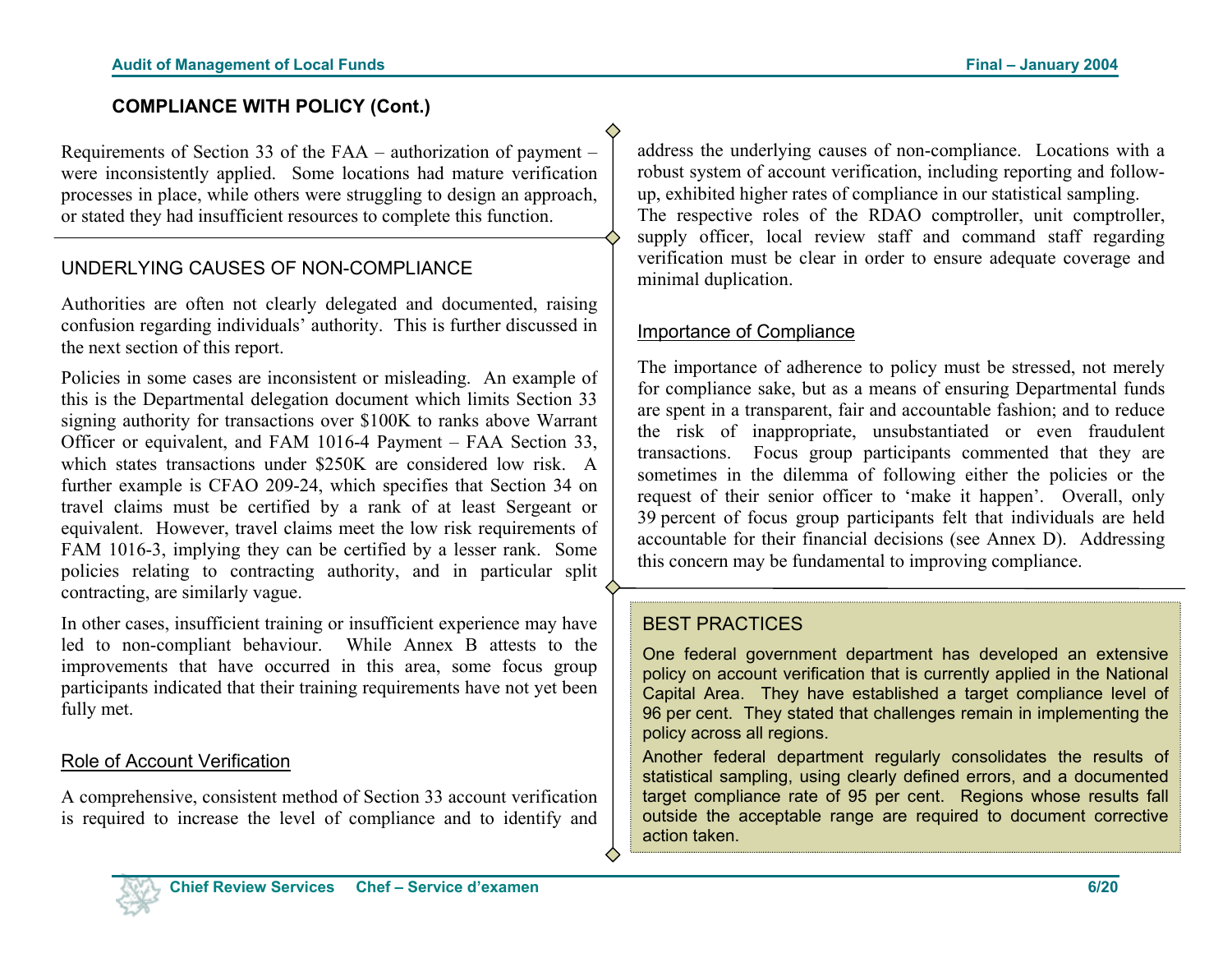## COMPLIANCE WITH POLICY (Cont.)

Requirements of Section 33 of the FAA – authorization of payment – were inconsistently applied. Some locations had mature verification processes in place, while others were struggling to design an approach, or stated they had insufficient resources to complete this function.

### UNDERLYING CAUSES OF NON-COMPLIANCE

Authorities are often not clearly delegated and documented, raising confusion regarding individuals' authority. This is further discussed in the next section of this report.

Policies in some cases are inconsistent or misleading. An example of this is the Departmental delegation document which limits Section 33 signing authority for transactions over $100K to ranks above Warrant Officer or equivalent, and FAM 1016-4 Payment – FAA Section 33, which states transactions under $250K are considered low risk. A further example is CFAO 209-24, which specifies that Section 34 on travel claims must be certified by a rank of at least Sergeant or equivalent. However, travel claims meet the low risk requirements of FAM 1016-3, implying they can be certified by a lesser rank. Some policies relating to contracting authority, and in particular split contracting, are similarly vague.

In other cases, insufficient training or insufficient experience may have led to non-compliant behaviour. While Annex B attests to the improvements that have occurred in this area, some focus group participants indicated that their training requirements have not yet been fully met.

#### Role of Account Verification

A comprehensive, consistent method of Section 33 account verification is required to increase the level of compliance and to identify and address the underlying causes of non-compliance. Locations with a robust system of account verification, including reporting and follow-up, exhibited higher rates of compliance in our statistical sampling. The respective roles of the RDAO comptroller, unit comptroller, supply officer, local review staff and command staff regarding verification must be clear in order to ensure adequate coverage and minimal duplication.

#### Importance of Compliance

The importance of adherence to policy must be stressed, not merely for compliance sake, but as a means of ensuring Departmental funds are spent in a transparent, fair and accountable fashion; and to reduce the risk of inappropriate, unsubstantiated or even fraudulent transactions. Focus group participants commented that they are sometimes in the dilemma of following either the policies or the request of their senior officer to 'make it happen'. Overall, only 39 percent of focus group participants felt that individuals are held accountable for their financial decisions (see Annex D). Addressing this concern may be fundamental to improving compliance.

### BEST PRACTICES

One federal government department has developed an extensive policy on account verification that is currently applied in the National Capital Area. They have established a target compliance level of 96 per cent. They stated that challenges remain in implementing the policy across all regions.

Another federal department regularly consolidates the results of statistical sampling, using clearly defined errors, and a documented target compliance rate of 95 per cent. Regions whose results fall outside the acceptable range are required to document corrective action taken.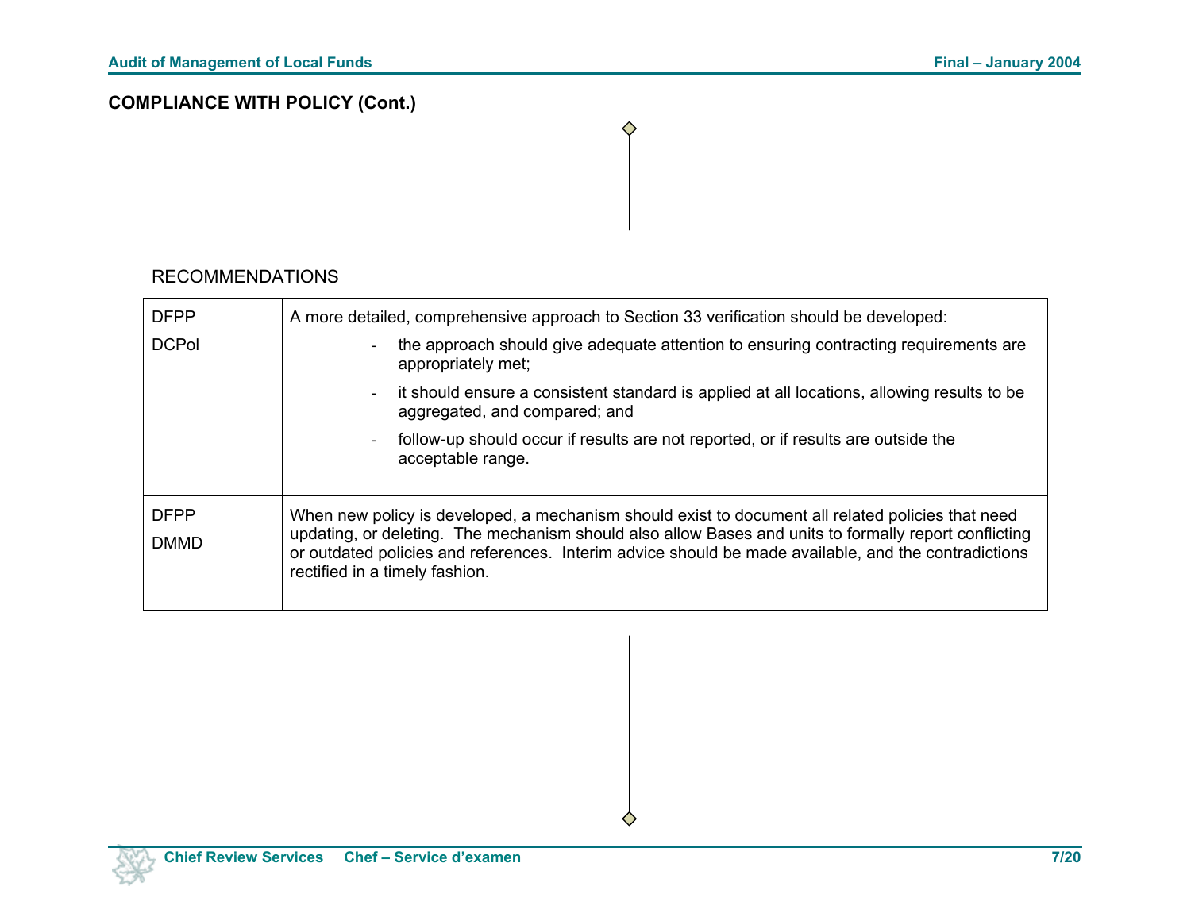## COMPLIANCE WITH POLICY (Cont.)

RECOMMENDATIONS

| | | |
|---|---|---|
| DFPP<br>DCPol | | A more detailed, comprehensive approach to Section 33 verification should be developed:<br>- the approach should give adequate attention to ensuring contracting requirements are appropriately met;<br>- it should ensure a consistent standard is applied at all locations, allowing results to be aggregated, and compared; and<br>- follow-up should occur if results are not reported, or if results are outside the acceptable range. |
| DFPP<br>DMMD | | When new policy is developed, a mechanism should exist to document all related policies that need updating, or deleting. The mechanism should also allow Bases and units to formally report conflicting or outdated policies and references. Interim advice should be made available, and the contradictions rectified in a timely fashion. |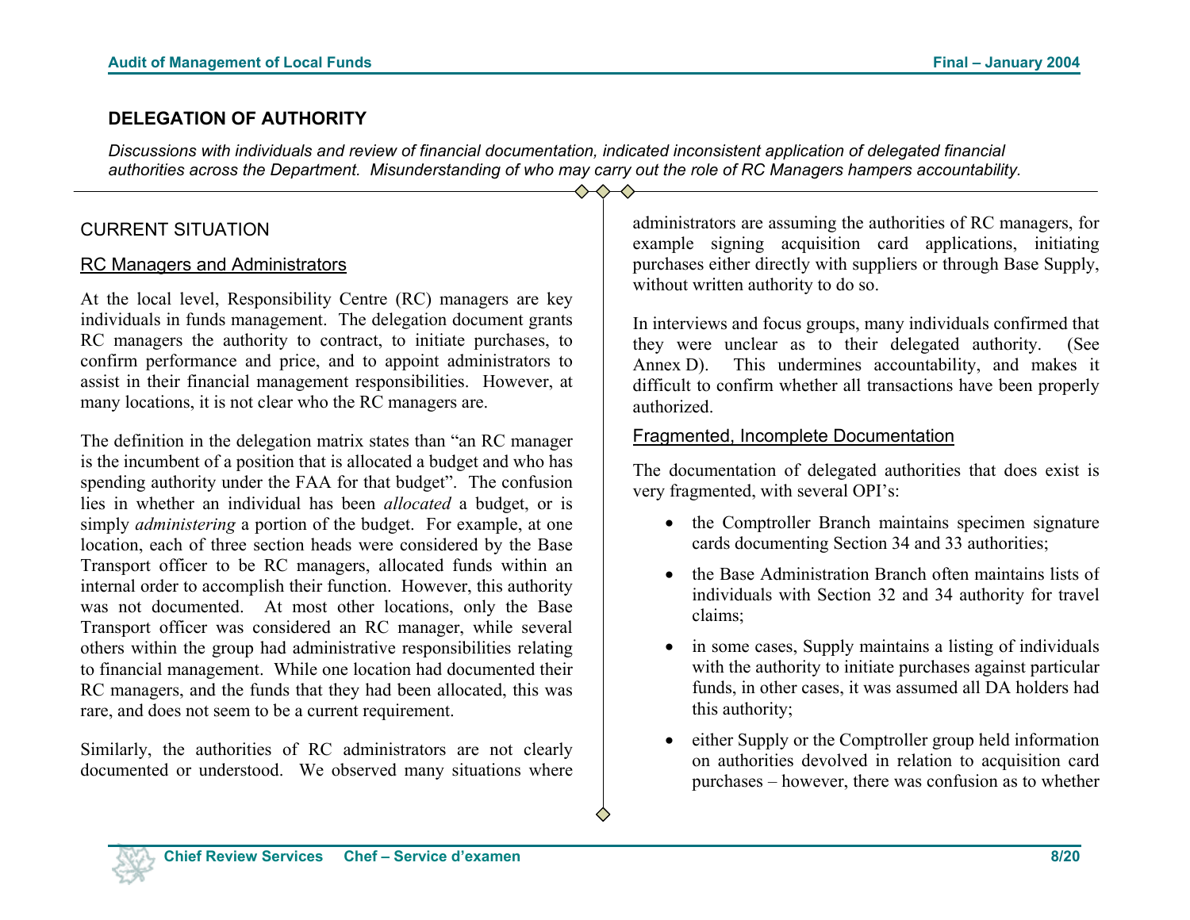## DELEGATION OF AUTHORITY

*Discussions with individuals and review of financial documentation, indicated inconsistent application of delegated financial authorities across the Department. Misunderstanding of who may carry out the role of RC Managers hampers accountability.*

### CURRENT SITUATION

#### RC Managers and Administrators

At the local level, Responsibility Centre (RC) managers are key individuals in funds management. The delegation document grants RC managers the authority to contract, to initiate purchases, to confirm performance and price, and to appoint administrators to assist in their financial management responsibilities. However, at many locations, it is not clear who the RC managers are.

The definition in the delegation matrix states than "an RC manager is the incumbent of a position that is allocated a budget and who has spending authority under the FAA for that budget". The confusion lies in whether an individual has been *allocated* a budget, or is simply *administering* a portion of the budget. For example, at one location, each of three section heads were considered by the Base Transport officer to be RC managers, allocated funds within an internal order to accomplish their function. However, this authority was not documented. At most other locations, only the Base Transport officer was considered an RC manager, while several others within the group had administrative responsibilities relating to financial management. While one location had documented their RC managers, and the funds that they had been allocated, this was rare, and does not seem to be a current requirement.

Similarly, the authorities of RC administrators are not clearly documented or understood. We observed many situations where administrators are assuming the authorities of RC managers, for example signing acquisition card applications, initiating purchases either directly with suppliers or through Base Supply, without written authority to do so.

In interviews and focus groups, many individuals confirmed that they were unclear as to their delegated authority. (See Annex D). This undermines accountability, and makes it difficult to confirm whether all transactions have been properly authorized.

#### Fragmented, Incomplete Documentation

The documentation of delegated authorities that does exist is very fragmented, with several OPI's:

- the Comptroller Branch maintains specimen signature cards documenting Section 34 and 33 authorities;
- the Base Administration Branch often maintains lists of individuals with Section 32 and 34 authority for travel claims;
- in some cases, Supply maintains a listing of individuals with the authority to initiate purchases against particular funds, in other cases, it was assumed all DA holders had this authority;
- either Supply or the Comptroller group held information on authorities devolved in relation to acquisition card purchases – however, there was confusion as to whether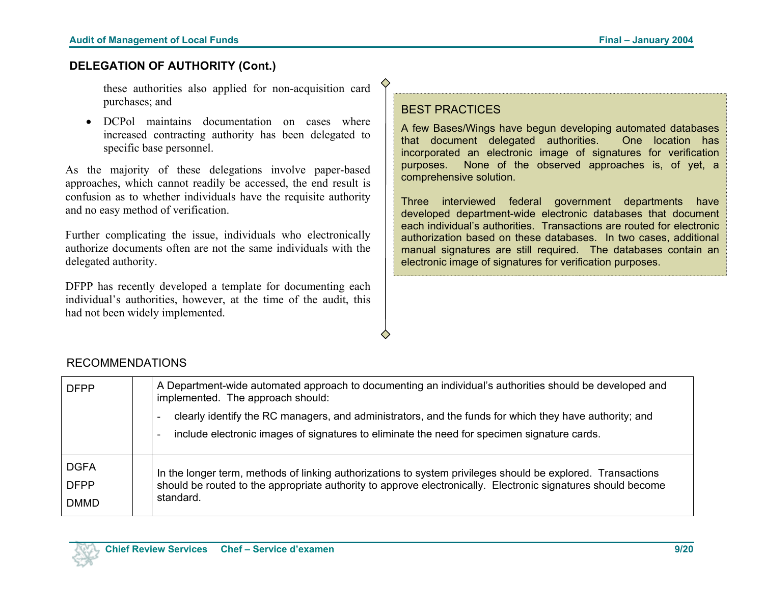## DELEGATION OF AUTHORITY (Cont.)

these authorities also applied for non-acquisition card purchases; and

- DCPol maintains documentation on cases where increased contracting authority has been delegated to specific base personnel.

As the majority of these delegations involve paper-based approaches, which cannot readily be accessed, the end result is confusion as to whether individuals have the requisite authority and no easy method of verification.

Further complicating the issue, individuals who electronically authorize documents often are not the same individuals with the delegated authority.

DFPP has recently developed a template for documenting each individual's authorities, however, at the time of the audit, this had not been widely implemented.

> BEST PRACTICES
>
> A few Bases/Wings have begun developing automated databases that document delegated authorities. One location has incorporated an electronic image of signatures for verification purposes. None of the observed approaches is, of yet, a comprehensive solution.
>
> Three interviewed federal government departments have developed department-wide electronic databases that document each individual's authorities. Transactions are routed for electronic authorization based on these databases. In two cases, additional manual signatures are still required. The databases contain an electronic image of signatures for verification purposes.

RECOMMENDATIONS

| | | |
|---|---|---|
| DFPP | | A Department-wide automated approach to documenting an individual's authorities should be developed and implemented. The approach should:<br>- clearly identify the RC managers, and administrators, and the funds for which they have authority; and<br>- include electronic images of signatures to eliminate the need for specimen signature cards. |
| DGFA<br>DFPP<br>DMMD | | In the longer term, methods of linking authorizations to system privileges should be explored. Transactions should be routed to the appropriate authority to approve electronically. Electronic signatures should become standard. |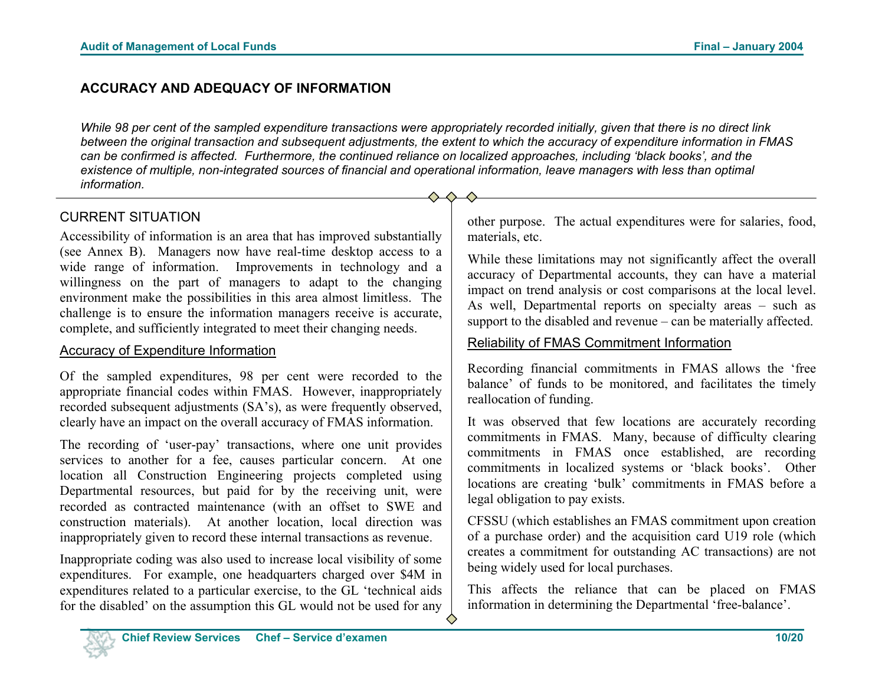## ACCURACY AND ADEQUACY OF INFORMATION

*While 98 per cent of the sampled expenditure transactions were appropriately recorded initially, given that there is no direct link between the original transaction and subsequent adjustments, the extent to which the accuracy of expenditure information in FMAS can be confirmed is affected. Furthermore, the continued reliance on localized approaches, including 'black books', and the existence of multiple, non-integrated sources of financial and operational information, leave managers with less than optimal information.*

### CURRENT SITUATION

Accessibility of information is an area that has improved substantially (see Annex B). Managers now have real-time desktop access to a wide range of information. Improvements in technology and a willingness on the part of managers to adapt to the changing environment make the possibilities in this area almost limitless. The challenge is to ensure the information managers receive is accurate, complete, and sufficiently integrated to meet their changing needs.

#### Accuracy of Expenditure Information

Of the sampled expenditures, 98 per cent were recorded to the appropriate financial codes within FMAS. However, inappropriately recorded subsequent adjustments (SA's), as were frequently observed, clearly have an impact on the overall accuracy of FMAS information.

The recording of 'user-pay' transactions, where one unit provides services to another for a fee, causes particular concern. At one location all Construction Engineering projects completed using Departmental resources, but paid for by the receiving unit, were recorded as contracted maintenance (with an offset to SWE and construction materials). At another location, local direction was inappropriately given to record these internal transactions as revenue.

Inappropriate coding was also used to increase local visibility of some expenditures. For example, one headquarters charged over $4M in expenditures related to a particular exercise, to the GL 'technical aids for the disabled' on the assumption this GL would not be used for any other purpose. The actual expenditures were for salaries, food, materials, etc.

While these limitations may not significantly affect the overall accuracy of Departmental accounts, they can have a material impact on trend analysis or cost comparisons at the local level. As well, Departmental reports on specialty areas – such as support to the disabled and revenue – can be materially affected.

#### Reliability of FMAS Commitment Information

Recording financial commitments in FMAS allows the 'free balance' of funds to be monitored, and facilitates the timely reallocation of funding.

It was observed that few locations are accurately recording commitments in FMAS. Many, because of difficulty clearing commitments in FMAS once established, are recording commitments in localized systems or 'black books'. Other locations are creating 'bulk' commitments in FMAS before a legal obligation to pay exists.

CFSSU (which establishes an FMAS commitment upon creation of a purchase order) and the acquisition card U19 role (which creates a commitment for outstanding AC transactions) are not being widely used for local purchases.

This affects the reliance that can be placed on FMAS information in determining the Departmental 'free-balance'.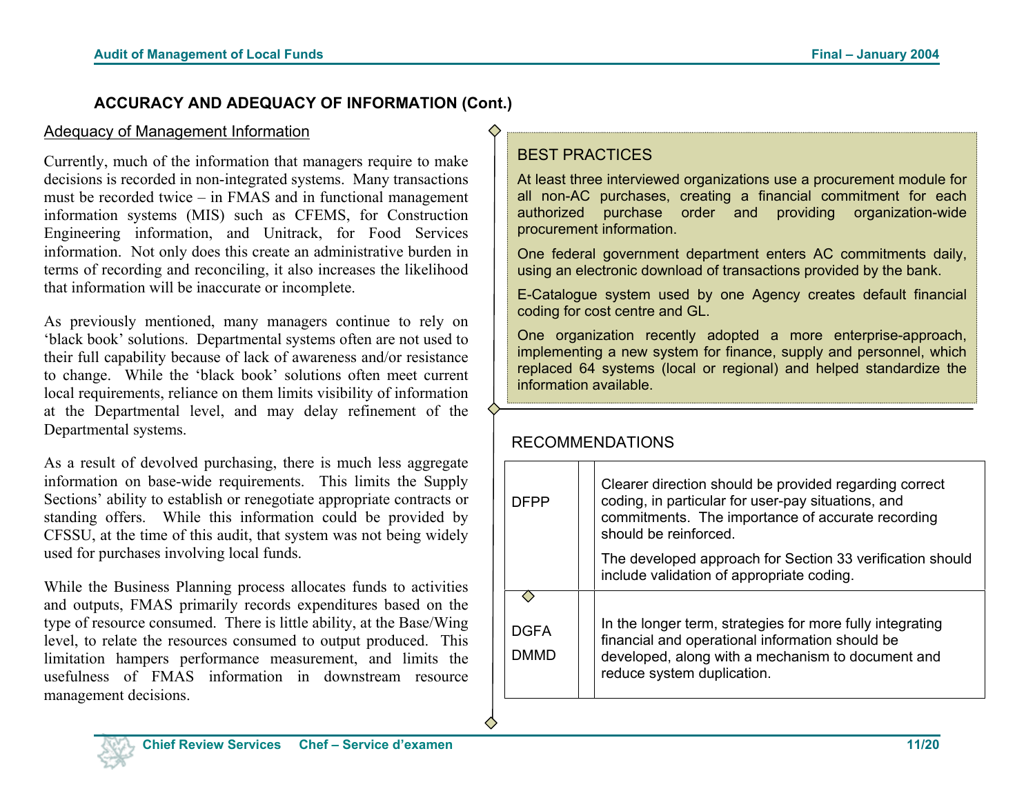## ACCURACY AND ADEQUACY OF INFORMATION (Cont.)

### Adequacy of Management Information

Currently, much of the information that managers require to make decisions is recorded in non-integrated systems. Many transactions must be recorded twice – in FMAS and in functional management information systems (MIS) such as CFEMS, for Construction Engineering information, and Unitrack, for Food Services information. Not only does this create an administrative burden in terms of recording and reconciling, it also increases the likelihood that information will be inaccurate or incomplete.

As previously mentioned, many managers continue to rely on 'black book' solutions. Departmental systems often are not used to their full capability because of lack of awareness and/or resistance to change. While the 'black book' solutions often meet current local requirements, reliance on them limits visibility of information at the Departmental level, and may delay refinement of the Departmental systems.

As a result of devolved purchasing, there is much less aggregate information on base-wide requirements. This limits the Supply Sections' ability to establish or renegotiate appropriate contracts or standing offers. While this information could be provided by CFSSU, at the time of this audit, that system was not being widely used for purchases involving local funds.

While the Business Planning process allocates funds to activities and outputs, FMAS primarily records expenditures based on the type of resource consumed. There is little ability, at the Base/Wing level, to relate the resources consumed to output produced. This limitation hampers performance measurement, and limits the usefulness of FMAS information in downstream resource management decisions.

### BEST PRACTICES

At least three interviewed organizations use a procurement module for all non-AC purchases, creating a financial commitment for each authorized purchase order and providing organization-wide procurement information.

One federal government department enters AC commitments daily, using an electronic download of transactions provided by the bank.

E-Catalogue system used by one Agency creates default financial coding for cost centre and GL.

One organization recently adopted a more enterprise-approach, implementing a new system for finance, supply and personnel, which replaced 64 systems (local or regional) and helped standardize the information available.

### RECOMMENDATIONS

| | |
|---|---|
| DFPP | Clearer direction should be provided regarding correct coding, in particular for user-pay situations, and commitments. The importance of accurate recording should be reinforced.<br><br>The developed approach for Section 33 verification should include validation of appropriate coding. |
| DGFA<br>DMMD | In the longer term, strategies for more fully integrating financial and operational information should be developed, along with a mechanism to document and reduce system duplication. |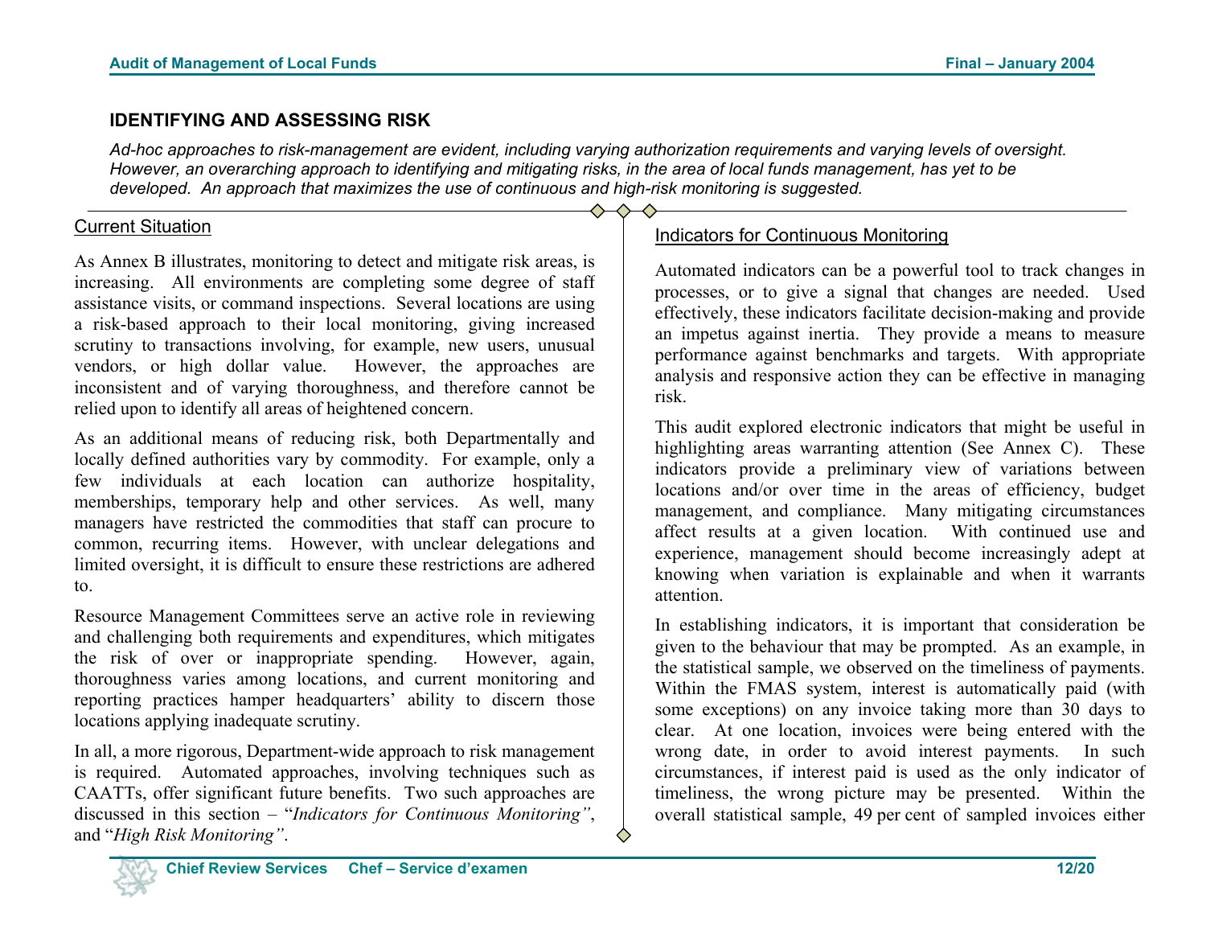## IDENTIFYING AND ASSESSING RISK

*Ad-hoc approaches to risk-management are evident, including varying authorization requirements and varying levels of oversight. However, an overarching approach to identifying and mitigating risks, in the area of local funds management, has yet to be developed. An approach that maximizes the use of continuous and high-risk monitoring is suggested.*

### Current Situation

As Annex B illustrates, monitoring to detect and mitigate risk areas, is increasing. All environments are completing some degree of staff assistance visits, or command inspections. Several locations are using a risk-based approach to their local monitoring, giving increased scrutiny to transactions involving, for example, new users, unusual vendors, or high dollar value. However, the approaches are inconsistent and of varying thoroughness, and therefore cannot be relied upon to identify all areas of heightened concern.

As an additional means of reducing risk, both Departmentally and locally defined authorities vary by commodity. For example, only a few individuals at each location can authorize hospitality, memberships, temporary help and other services. As well, many managers have restricted the commodities that staff can procure to common, recurring items. However, with unclear delegations and limited oversight, it is difficult to ensure these restrictions are adhered to.

Resource Management Committees serve an active role in reviewing and challenging both requirements and expenditures, which mitigates the risk of over or inappropriate spending. However, again, thoroughness varies among locations, and current monitoring and reporting practices hamper headquarters' ability to discern those locations applying inadequate scrutiny.

In all, a more rigorous, Department-wide approach to risk management is required. Automated approaches, involving techniques such as CAATTs, offer significant future benefits. Two such approaches are discussed in this section – "*Indicators for Continuous Monitoring*", and "*High Risk Monitoring*".

### Indicators for Continuous Monitoring

Automated indicators can be a powerful tool to track changes in processes, or to give a signal that changes are needed. Used effectively, these indicators facilitate decision-making and provide an impetus against inertia. They provide a means to measure performance against benchmarks and targets. With appropriate analysis and responsive action they can be effective in managing risk.

This audit explored electronic indicators that might be useful in highlighting areas warranting attention (See Annex C). These indicators provide a preliminary view of variations between locations and/or over time in the areas of efficiency, budget management, and compliance. Many mitigating circumstances affect results at a given location. With continued use and experience, management should become increasingly adept at knowing when variation is explainable and when it warrants attention.

In establishing indicators, it is important that consideration be given to the behaviour that may be prompted. As an example, in the statistical sample, we observed on the timeliness of payments. Within the FMAS system, interest is automatically paid (with some exceptions) on any invoice taking more than 30 days to clear. At one location, invoices were being entered with the wrong date, in order to avoid interest payments. In such circumstances, if interest paid is used as the only indicator of timeliness, the wrong picture may be presented. Within the overall statistical sample, 49 per cent of sampled invoices either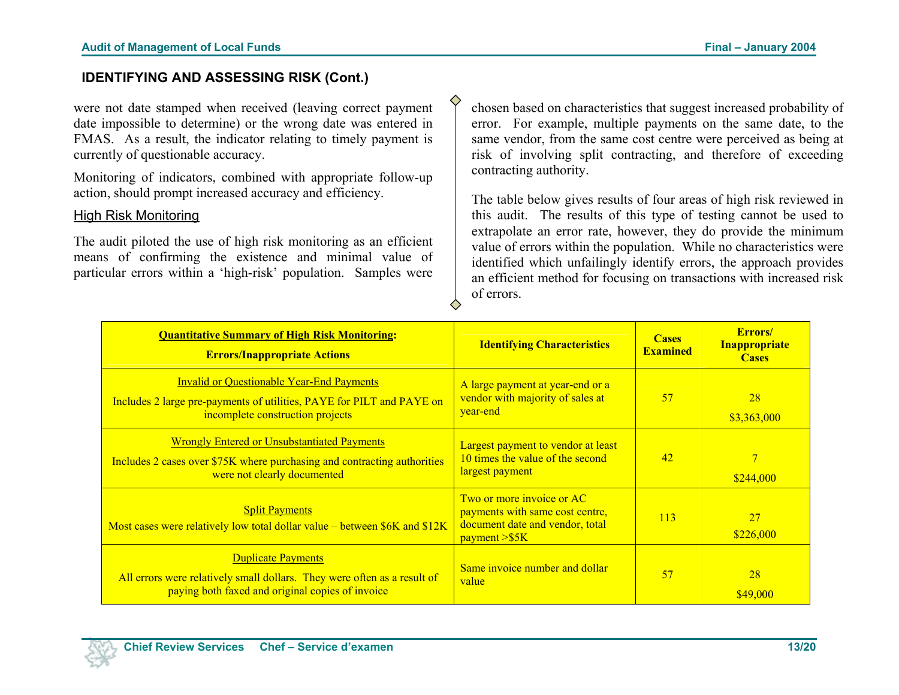## IDENTIFYING AND ASSESSING RISK (Cont.)

were not date stamped when received (leaving correct payment date impossible to determine) or the wrong date was entered in FMAS. As a result, the indicator relating to timely payment is currently of questionable accuracy.

Monitoring of indicators, combined with appropriate follow-up action, should prompt increased accuracy and efficiency.

### High Risk Monitoring

The audit piloted the use of high risk monitoring as an efficient means of confirming the existence and minimal value of particular errors within a 'high-risk' population. Samples were chosen based on characteristics that suggest increased probability of error. For example, multiple payments on the same date, to the same vendor, from the same cost centre were perceived as being at risk of involving split contracting, and therefore of exceeding contracting authority.

The table below gives results of four areas of high risk reviewed in this audit. The results of this type of testing cannot be used to extrapolate an error rate, however, they do provide the minimum value of errors within the population. While no characteristics were identified which unfailingly identify errors, the approach provides an efficient method for focusing on transactions with increased risk of errors.

| **Quantitative Summary of High Risk Monitoring**: **Errors/Inappropriate Actions** | **Identifying Characteristics** | **Cases Examined** | **Errors/ Inappropriate Cases** |
|---|---|---|---|
| Invalid or Questionable Year-End Payments<br>Includes 2 large pre-payments of utilities, PAYE for PILT and PAYE on incomplete construction projects | A large payment at year-end or a vendor with majority of sales at year-end | 57 | 28<br>$3,363,000 |
| Wrongly Entered or Unsubstantiated Payments<br>Includes 2 cases over $75K where purchasing and contracting authorities were not clearly documented | Largest payment to vendor at least 10 times the value of the second largest payment | 42 | 7<br>$244,000 |
| Split Payments<br>Most cases were relatively low total dollar value – between $6K and $12K | Two or more invoice or AC payments with same cost centre, document date and vendor, total payment >$5K | 113 | 27<br>$226,000 |
| Duplicate Payments<br>All errors were relatively small dollars. They were often as a result of paying both faxed and original copies of invoice | Same invoice number and dollar value | 57 | 28<br>$49,000 |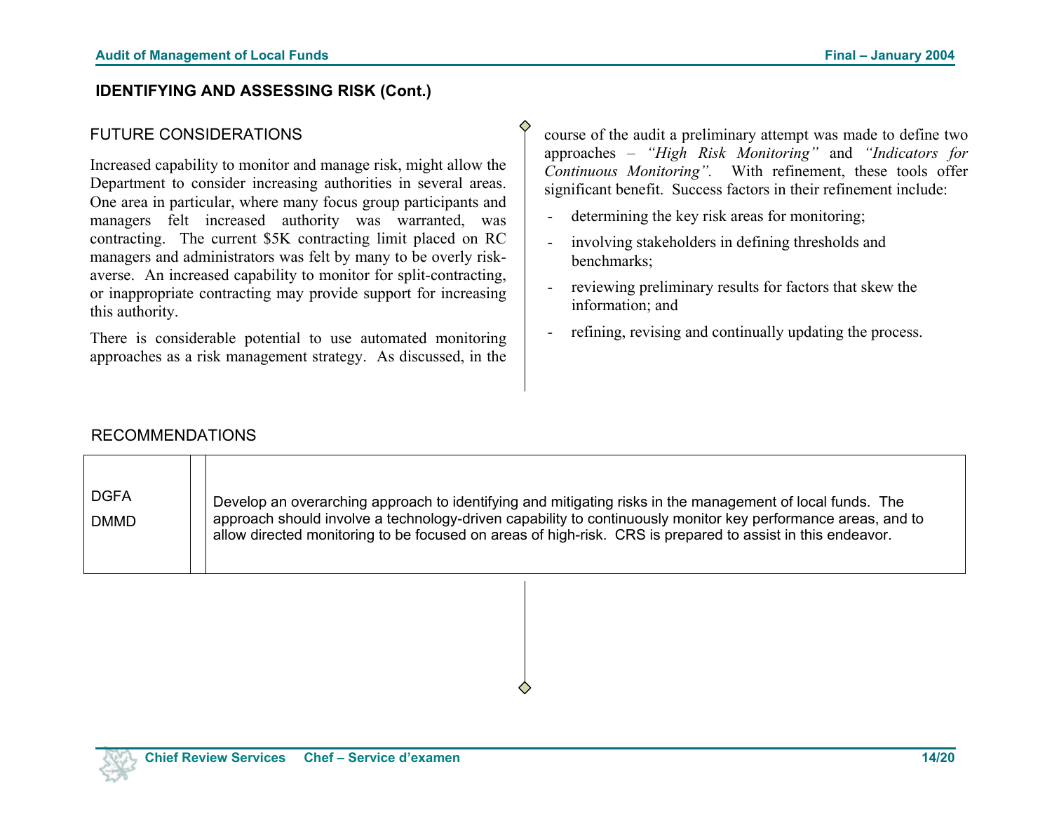## IDENTIFYING AND ASSESSING RISK (Cont.)

### FUTURE CONSIDERATIONS

Increased capability to monitor and manage risk, might allow the Department to consider increasing authorities in several areas. One area in particular, where many focus group participants and managers felt increased authority was warranted, was contracting. The current $5K contracting limit placed on RC managers and administrators was felt by many to be overly risk-averse. An increased capability to monitor for split-contracting, or inappropriate contracting may provide support for increasing this authority.

There is considerable potential to use automated monitoring approaches as a risk management strategy. As discussed, in the course of the audit a preliminary attempt was made to define two approaches – *"High Risk Monitoring"* and *"Indicators for Continuous Monitoring"*. With refinement, these tools offer significant benefit. Success factors in their refinement include:

- determining the key risk areas for monitoring;
- involving stakeholders in defining thresholds and benchmarks;
- reviewing preliminary results for factors that skew the information; and
- refining, revising and continually updating the process.

### RECOMMENDATIONS

| | | |
|---|---|---|
| DGFA<br>DMMD | | Develop an overarching approach to identifying and mitigating risks in the management of local funds. The approach should involve a technology-driven capability to continuously monitor key performance areas, and to allow directed monitoring to be focused on areas of high-risk. CRS is prepared to assist in this endeavor. |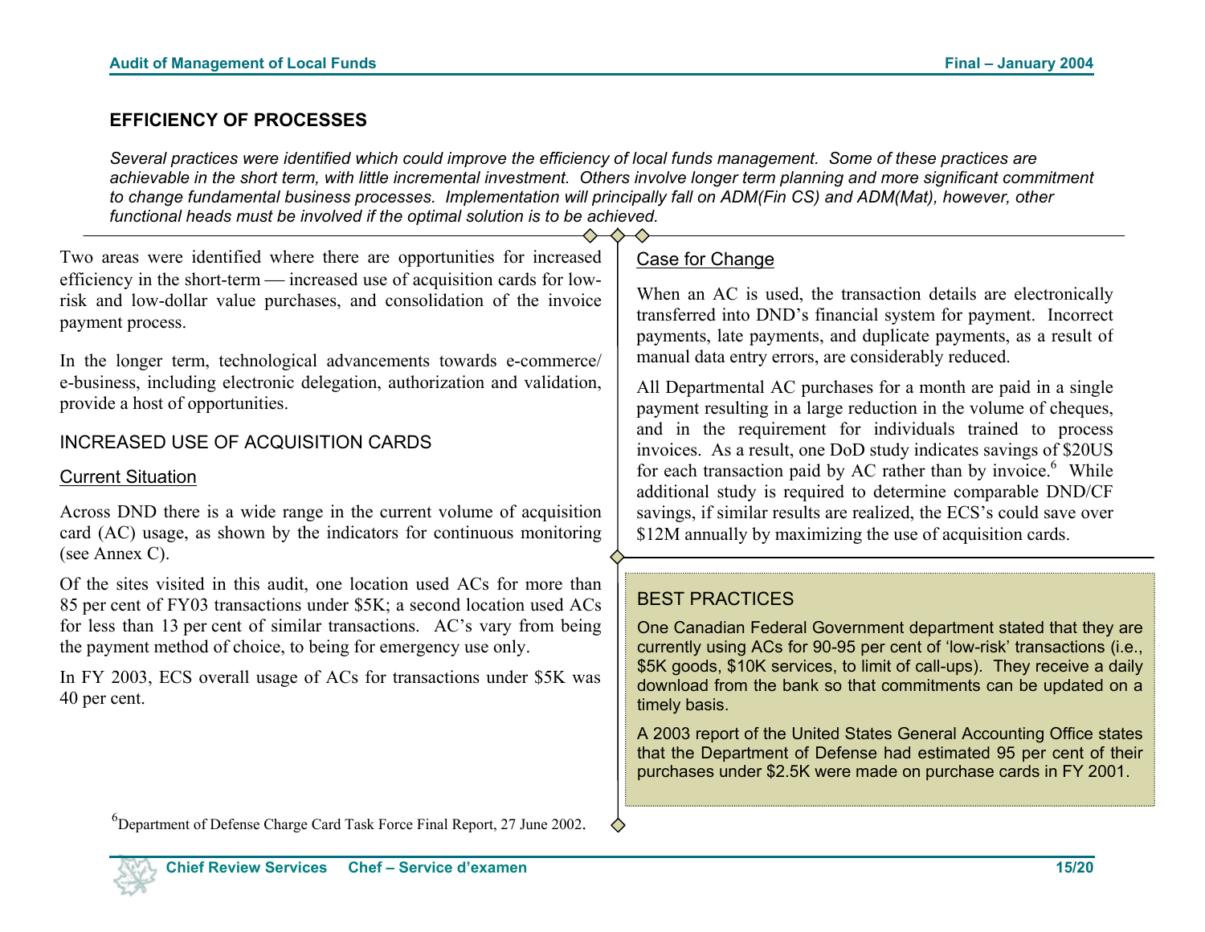## EFFICIENCY OF PROCESSES

*Several practices were identified which could improve the efficiency of local funds management. Some of these practices are achievable in the short term, with little incremental investment. Others involve longer term planning and more significant commitment to change fundamental business processes. Implementation will principally fall on ADM(Fin CS) and ADM(Mat), however, other functional heads must be involved if the optimal solution is to be achieved.*

Two areas were identified where there are opportunities for increased efficiency in the short-term — increased use of acquisition cards for low-risk and low-dollar value purchases, and consolidation of the invoice payment process.

In the longer term, technological advancements towards e-commerce/ e-business, including electronic delegation, authorization and validation, provide a host of opportunities.

### INCREASED USE OF ACQUISITION CARDS

#### Current Situation

Across DND there is a wide range in the current volume of acquisition card (AC) usage, as shown by the indicators for continuous monitoring (see Annex C).

Of the sites visited in this audit, one location used ACs for more than 85 per cent of FY03 transactions under $5K; a second location used ACs for less than 13 per cent of similar transactions. AC's vary from being the payment method of choice, to being for emergency use only.

In FY 2003, ECS overall usage of ACs for transactions under $5K was 40 per cent.

#### Case for Change

When an AC is used, the transaction details are electronically transferred into DND's financial system for payment. Incorrect payments, late payments, and duplicate payments, as a result of manual data entry errors, are considerably reduced.

All Departmental AC purchases for a month are paid in a single payment resulting in a large reduction in the volume of cheques, and in the requirement for individuals trained to process invoices. As a result, one DoD study indicates savings of $20US for each transaction paid by AC rather than by invoice.[6] While additional study is required to determine comparable DND/CF savings, if similar results are realized, the ECS's could save over $12M annually by maximizing the use of acquisition cards.

> **BEST PRACTICES**
>
> One Canadian Federal Government department stated that they are currently using ACs for 90-95 per cent of 'low-risk' transactions (i.e., $5K goods, $10K services, to limit of call-ups). They receive a daily download from the bank so that commitments can be updated on a timely basis.
>
> A 2003 report of the United States General Accounting Office states that the Department of Defense had estimated 95 per cent of their purchases under $2.5K were made on purchase cards in FY 2001.

[6] Department of Defense Charge Card Task Force Final Report, 27 June 2002.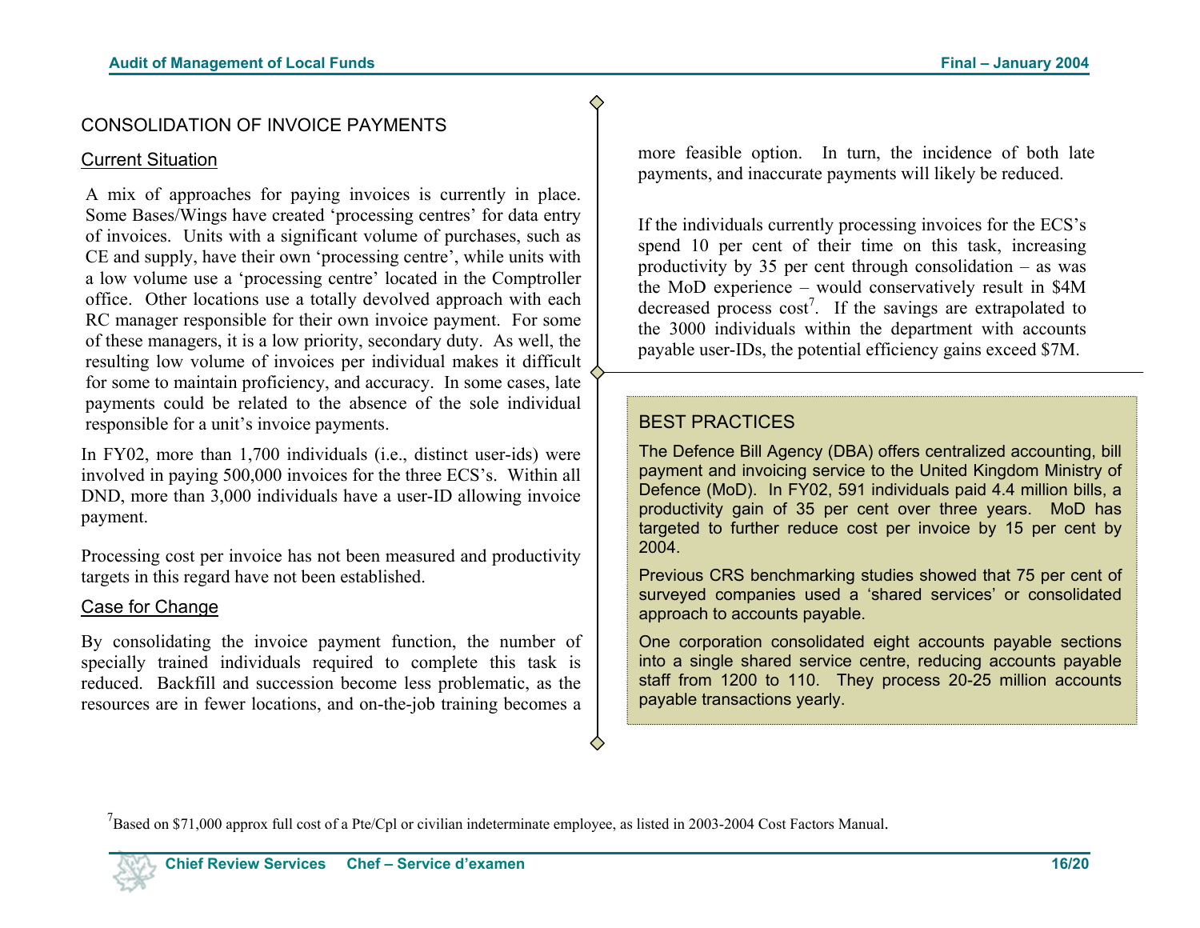## CONSOLIDATION OF INVOICE PAYMENTS

### Current Situation

A mix of approaches for paying invoices is currently in place. Some Bases/Wings have created 'processing centres' for data entry of invoices. Units with a significant volume of purchases, such as CE and supply, have their own 'processing centre', while units with a low volume use a 'processing centre' located in the Comptroller office. Other locations use a totally devolved approach with each RC manager responsible for their own invoice payment. For some of these managers, it is a low priority, secondary duty. As well, the resulting low volume of invoices per individual makes it difficult for some to maintain proficiency, and accuracy. In some cases, late payments could be related to the absence of the sole individual responsible for a unit's invoice payments.

In FY02, more than 1,700 individuals (i.e., distinct user-ids) were involved in paying 500,000 invoices for the three ECS's. Within all DND, more than 3,000 individuals have a user-ID allowing invoice payment.

Processing cost per invoice has not been measured and productivity targets in this regard have not been established.

### Case for Change

By consolidating the invoice payment function, the number of specially trained individuals required to complete this task is reduced. Backfill and succession become less problematic, as the resources are in fewer locations, and on-the-job training becomes a more feasible option. In turn, the incidence of both late payments, and inaccurate payments will likely be reduced.

If the individuals currently processing invoices for the ECS's spend 10 per cent of their time on this task, increasing productivity by 35 per cent through consolidation – as was the MoD experience – would conservatively result in $4M decreased process cost[7]. If the savings are extrapolated to the 3000 individuals within the department with accounts payable user-IDs, the potential efficiency gains exceed $7M.

> **BEST PRACTICES**
>
> The Defence Bill Agency (DBA) offers centralized accounting, bill payment and invoicing service to the United Kingdom Ministry of Defence (MoD). In FY02, 591 individuals paid 4.4 million bills, a productivity gain of 35 per cent over three years. MoD has targeted to further reduce cost per invoice by 15 per cent by 2004.
>
> Previous CRS benchmarking studies showed that 75 per cent of surveyed companies used a 'shared services' or consolidated approach to accounts payable.
>
> One corporation consolidated eight accounts payable sections into a single shared service centre, reducing accounts payable staff from 1200 to 110. They process 20-25 million accounts payable transactions yearly.

[7] Based on $71,000 approx full cost of a Pte/Cpl or civilian indeterminate employee, as listed in 2003-2004 Cost Factors Manual.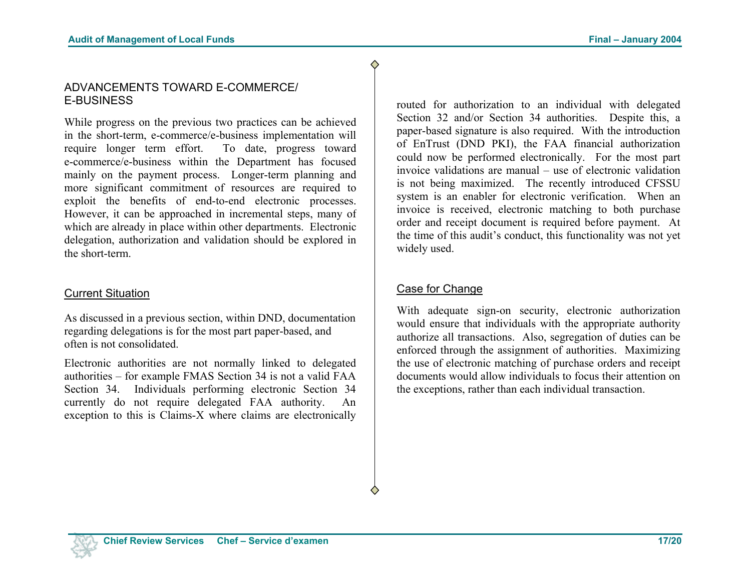## ADVANCEMENTS TOWARD E-COMMERCE/ E-BUSINESS

While progress on the previous two practices can be achieved in the short-term, e-commerce/e-business implementation will require longer term effort. To date, progress toward e-commerce/e-business within the Department has focused mainly on the payment process. Longer-term planning and more significant commitment of resources are required to exploit the benefits of end-to-end electronic processes. However, it can be approached in incremental steps, many of which are already in place within other departments. Electronic delegation, authorization and validation should be explored in the short-term.

### Current Situation

As discussed in a previous section, within DND, documentation regarding delegations is for the most part paper-based, and often is not consolidated.

Electronic authorities are not normally linked to delegated authorities – for example FMAS Section 34 is not a valid FAA Section 34. Individuals performing electronic Section 34 currently do not require delegated FAA authority. An exception to this is Claims-X where claims are electronically routed for authorization to an individual with delegated Section 32 and/or Section 34 authorities. Despite this, a paper-based signature is also required. With the introduction of EnTrust (DND PKI), the FAA financial authorization could now be performed electronically. For the most part invoice validations are manual – use of electronic validation is not being maximized. The recently introduced CFSSU system is an enabler for electronic verification. When an invoice is received, electronic matching to both purchase order and receipt document is required before payment. At the time of this audit's conduct, this functionality was not yet widely used.

### Case for Change

With adequate sign-on security, electronic authorization would ensure that individuals with the appropriate authority authorize all transactions. Also, segregation of duties can be enforced through the assignment of authorities. Maximizing the use of electronic matching of purchase orders and receipt documents would allow individuals to focus their attention on the exceptions, rather than each individual transaction.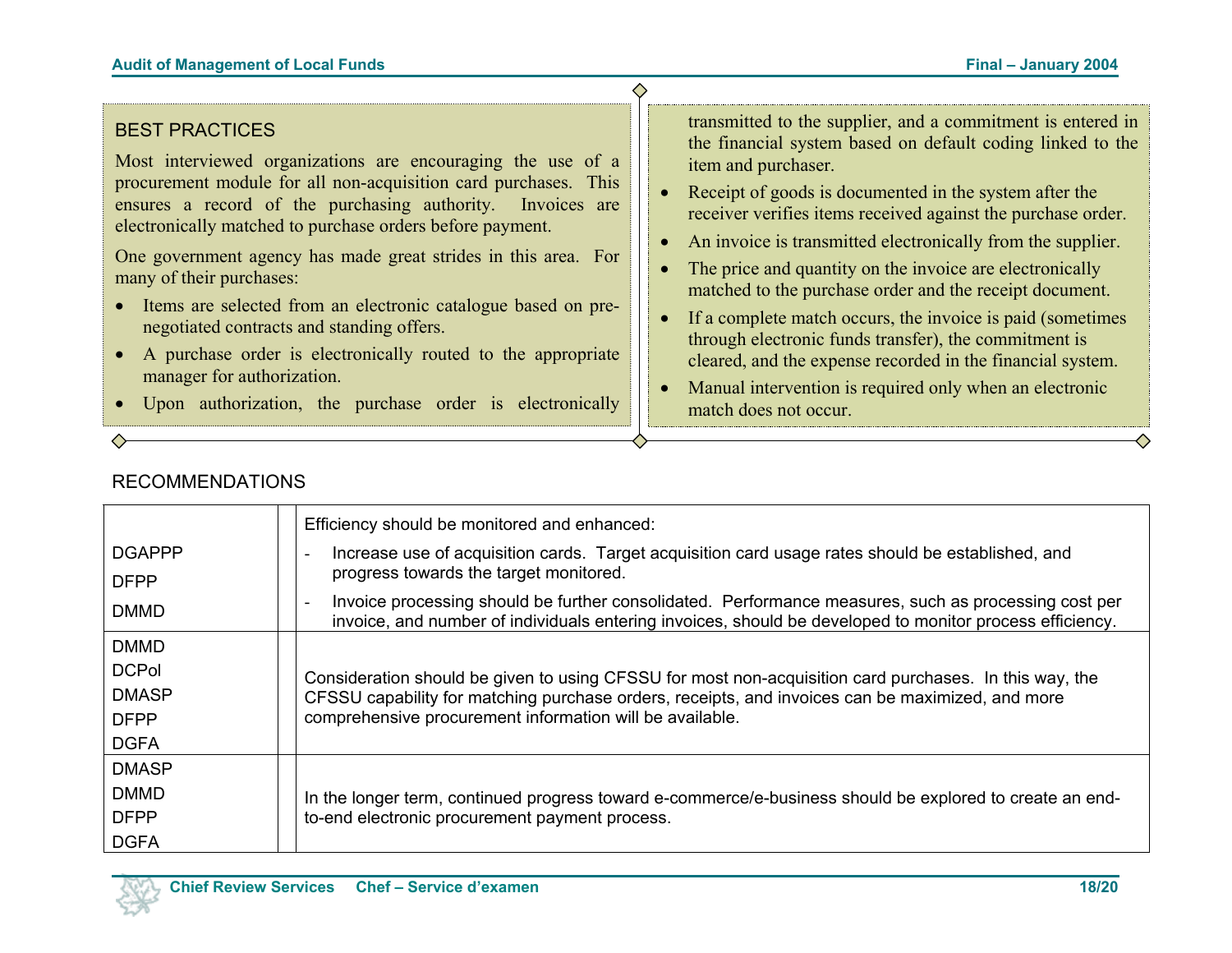### BEST PRACTICES

Most interviewed organizations are encouraging the use of a procurement module for all non-acquisition card purchases. This ensures a record of the purchasing authority. Invoices are electronically matched to purchase orders before payment.

One government agency has made great strides in this area. For many of their purchases:

- Items are selected from an electronic catalogue based on pre-negotiated contracts and standing offers.
- A purchase order is electronically routed to the appropriate manager for authorization.
- Upon authorization, the purchase order is electronically transmitted to the supplier, and a commitment is entered in the financial system based on default coding linked to the item and purchaser.
- Receipt of goods is documented in the system after the receiver verifies items received against the purchase order.
- An invoice is transmitted electronically from the supplier.
- The price and quantity on the invoice are electronically matched to the purchase order and the receipt document.
- If a complete match occurs, the invoice is paid (sometimes through electronic funds transfer), the commitment is cleared, and the expense recorded in the financial system.
- Manual intervention is required only when an electronic match does not occur.

### RECOMMENDATIONS

| | | |
|---|---|---|
| DGAPPP<br>DFPP<br>DMMD | | Efficiency should be monitored and enhanced:<br>- Increase use of acquisition cards. Target acquisition card usage rates should be established, and progress towards the target monitored.<br>- Invoice processing should be further consolidated. Performance measures, such as processing cost per invoice, and number of individuals entering invoices, should be developed to monitor process efficiency. |
| DMMD<br>DCPol<br>DMASP<br>DFPP<br>DGFA | | Consideration should be given to using CFSSU for most non-acquisition card purchases. In this way, the CFSSU capability for matching purchase orders, receipts, and invoices can be maximized, and more comprehensive procurement information will be available. |
| DMASP<br>DMMD<br>DFPP<br>DGFA | | In the longer term, continued progress toward e-commerce/e-business should be explored to create an end-to-end electronic procurement payment process. |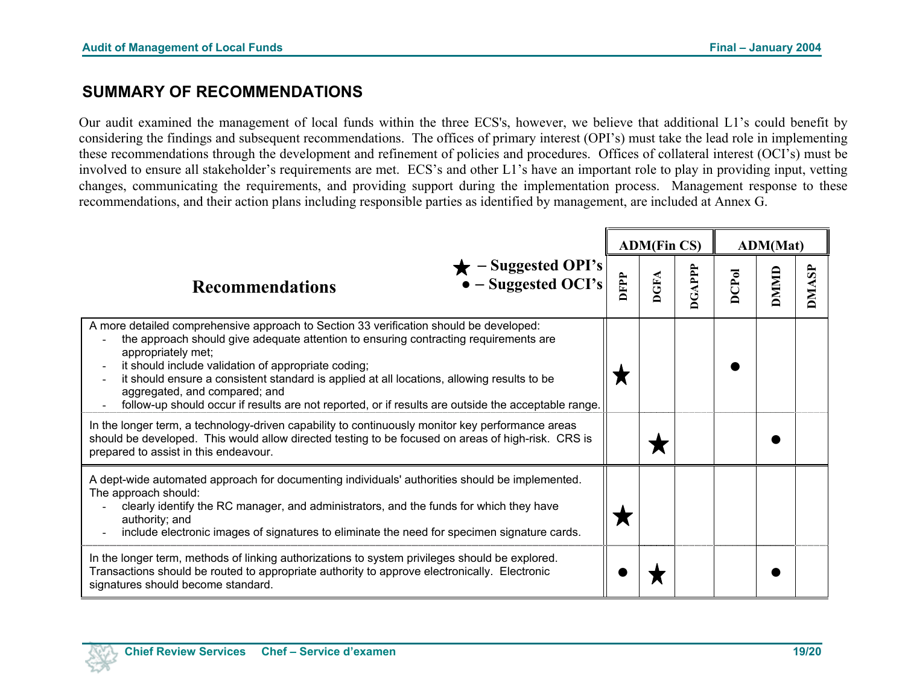## SUMMARY OF RECOMMENDATIONS

Our audit examined the management of local funds within the three ECS's, however, we believe that additional L1's could benefit by considering the findings and subsequent recommendations. The offices of primary interest (OPI's) must take the lead role in implementing these recommendations through the development and refinement of policies and procedures. Offices of collateral interest (OCI's) must be involved to ensure all stakeholder's requirements are met. ECS's and other L1's have an important role to play in providing input, vetting changes, communicating the requirements, and providing support during the implementation process. Management response to these recommendations, and their action plans including responsible parties as identified by management, are included at Annex G.

★ – Suggested OPI's
● – Suggested OCI's

| Recommendations | ADM(Fin CS) | | | ADM(Mat) | | |
|---|---|---|---|---|---|---|
| | DFPP | DGFA | DGAPPP | DCPol | DMMD | DMASP |
| A more detailed comprehensive approach to Section 33 verification should be developed:<br>- the approach should give adequate attention to ensuring contracting requirements are appropriately met;<br>- it should include validation of appropriate coding;<br>- it should ensure a consistent standard is applied at all locations, allowing results to be aggregated, and compared; and<br>- follow-up should occur if results are not reported, or if results are outside the acceptable range. | ★ | | | ● | | |
| In the longer term, a technology-driven capability to continuously monitor key performance areas should be developed. This would allow directed testing to be focused on areas of high-risk. CRS is prepared to assist in this endeavour. | | ★ | | | ● | |
| A dept-wide automated approach for documenting individuals' authorities should be implemented. The approach should:<br>- clearly identify the RC manager, and administrators, and the funds for which they have authority; and<br>- include electronic images of signatures to eliminate the need for specimen signature cards. | ★ | | | | | |
| In the longer term, methods of linking authorizations to system privileges should be explored. Transactions should be routed to appropriate authority to approve electronically. Electronic signatures should become standard. | ● | ★ | | | ● | |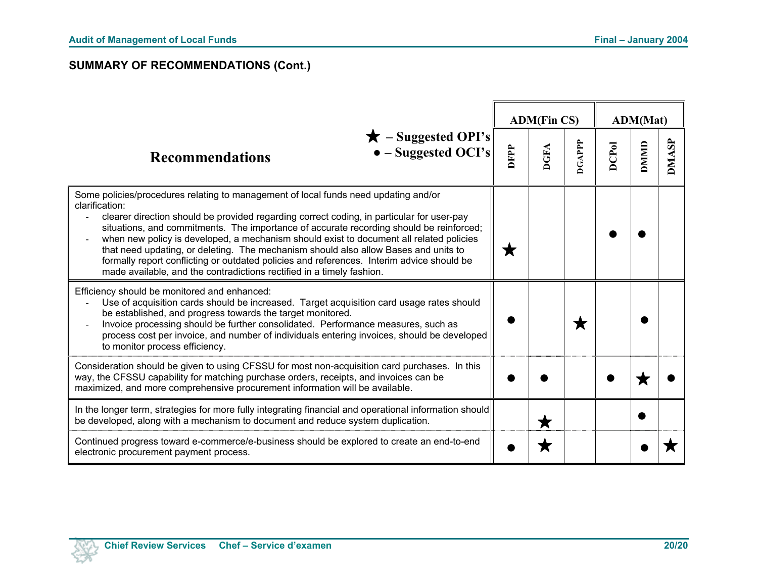**SUMMARY OF RECOMMENDATIONS (Cont.)**

★ – Suggested OPI's
● – Suggested OCI's

| Recommendations | ADM(Fin CS) | | | ADM(Mat) | | |
|---|---|---|---|---|---|---|
| | DFPP | DGFA | DGAPPP | DCPol | DMMD | DMASP |
| Some policies/procedures relating to management of local funds need updating and/or clarification:<br>- clearer direction should be provided regarding correct coding, in particular for user-pay situations, and commitments. The importance of accurate recording should be reinforced;<br>- when new policy is developed, a mechanism should exist to document all related policies that need updating, or deleting. The mechanism should also allow Bases and units to formally report conflicting or outdated policies and references. Interim advice should be made available, and the contradictions rectified in a timely fashion. | ★ | | | ● | ● | |
| Efficiency should be monitored and enhanced:<br>- Use of acquisition cards should be increased. Target acquisition card usage rates should be established, and progress towards the target monitored.<br>- Invoice processing should be further consolidated. Performance measures, such as process cost per invoice, and number of individuals entering invoices, should be developed to monitor process efficiency. | ● | | ★ | | ● | |
| Consideration should be given to using CFSSU for most non-acquisition card purchases. In this way, the CFSSU capability for matching purchase orders, receipts, and invoices can be maximized, and more comprehensive procurement information will be available. | ● | ● | | ● | ★ | ● |
| In the longer term, strategies for more fully integrating financial and operational information should be developed, along with a mechanism to document and reduce system duplication. | | ★ | | | ● | |
| Continued progress toward e-commerce/e-business should be explored to create an end-to-end electronic procurement payment process. | ● | ★ | | | ● | ★ |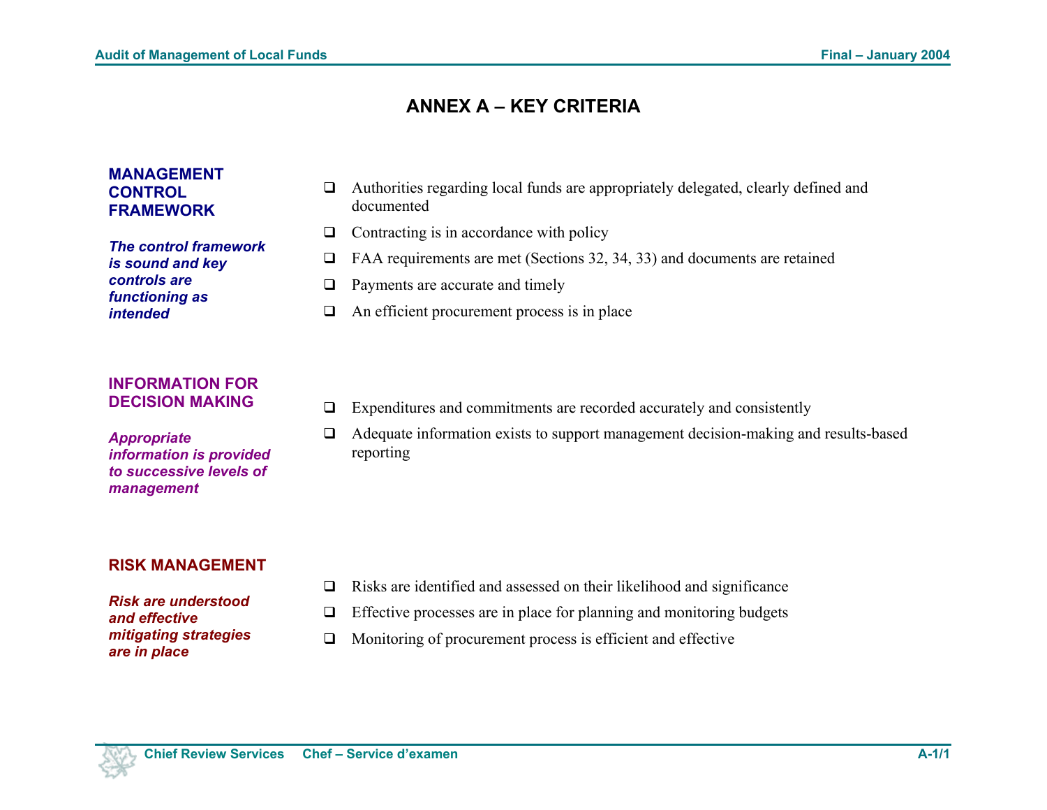# ANNEX A – KEY CRITERIA

## MANAGEMENT CONTROL FRAMEWORK

***The control framework is sound and key controls are functioning as intended***

- Authorities regarding local funds are appropriately delegated, clearly defined and documented
- Contracting is in accordance with policy
- FAA requirements are met (Sections 32, 34, 33) and documents are retained
- Payments are accurate and timely
- An efficient procurement process is in place

## INFORMATION FOR DECISION MAKING

***Appropriate information is provided to successive levels of management***

- Expenditures and commitments are recorded accurately and consistently
- Adequate information exists to support management decision-making and results-based reporting

## RISK MANAGEMENT

***Risk are understood and effective mitigating strategies are in place***

- Risks are identified and assessed on their likelihood and significance
- Effective processes are in place for planning and monitoring budgets
- Monitoring of procurement process is efficient and effective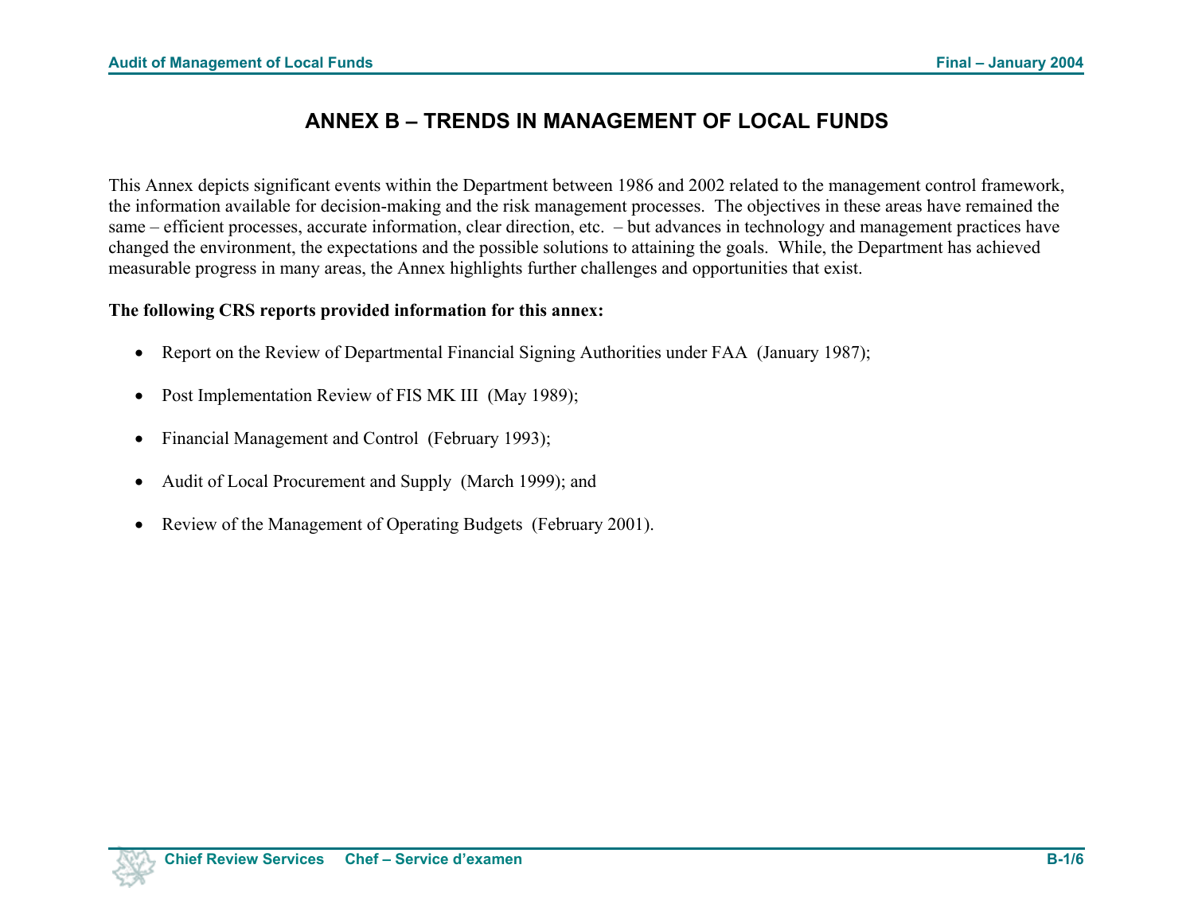# ANNEX B – TRENDS IN MANAGEMENT OF LOCAL FUNDS

This Annex depicts significant events within the Department between 1986 and 2002 related to the management control framework, the information available for decision-making and the risk management processes. The objectives in these areas have remained the same – efficient processes, accurate information, clear direction, etc. – but advances in technology and management practices have changed the environment, the expectations and the possible solutions to attaining the goals. While, the Department has achieved measurable progress in many areas, the Annex highlights further challenges and opportunities that exist.

**The following CRS reports provided information for this annex:**

- Report on the Review of Departmental Financial Signing Authorities under FAA (January 1987);
- Post Implementation Review of FIS MK III (May 1989);
- Financial Management and Control (February 1993);
- Audit of Local Procurement and Supply (March 1999); and
- Review of the Management of Operating Budgets (February 2001).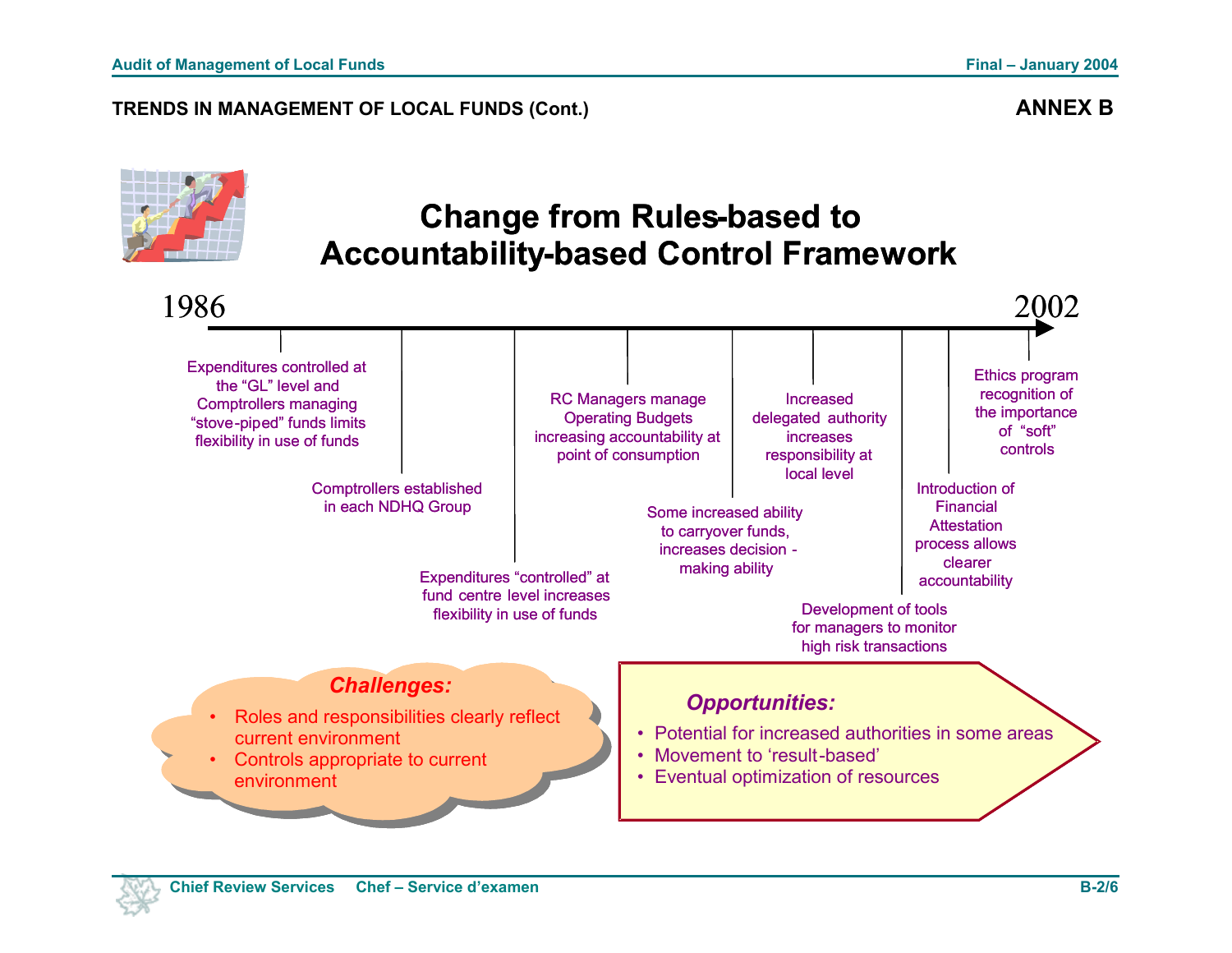## TRENDS IN MANAGEMENT OF LOCAL FUNDS (Cont.)

**ANNEX B**

# Change from Rules-based to Accountability-based Control Framework

1986 — 2002

- Expenditures controlled at the "GL" level and Comptrollers managing "stove-piped" funds limits flexibility in use of funds
- Comptrollers established in each NDHQ Group
- Expenditures "controlled" at fund centre level increases flexibility in use of funds
- RC Managers manage Operating Budgets increasing accountability at point of consumption
- Some increased ability to carryover funds, increases decision - making ability
- Increased delegated authority increases responsibility at local level
- Development of tools for managers to monitor high risk transactions
- Introduction of Financial Attestation process allows clearer accountability
- Ethics program recognition of the importance of "soft" controls

***Challenges:***

- Roles and responsibilities clearly reflect current environment
- Controls appropriate to current environment

***Opportunities:***

- Potential for increased authorities in some areas
- Movement to 'result-based'
- Eventual optimization of resources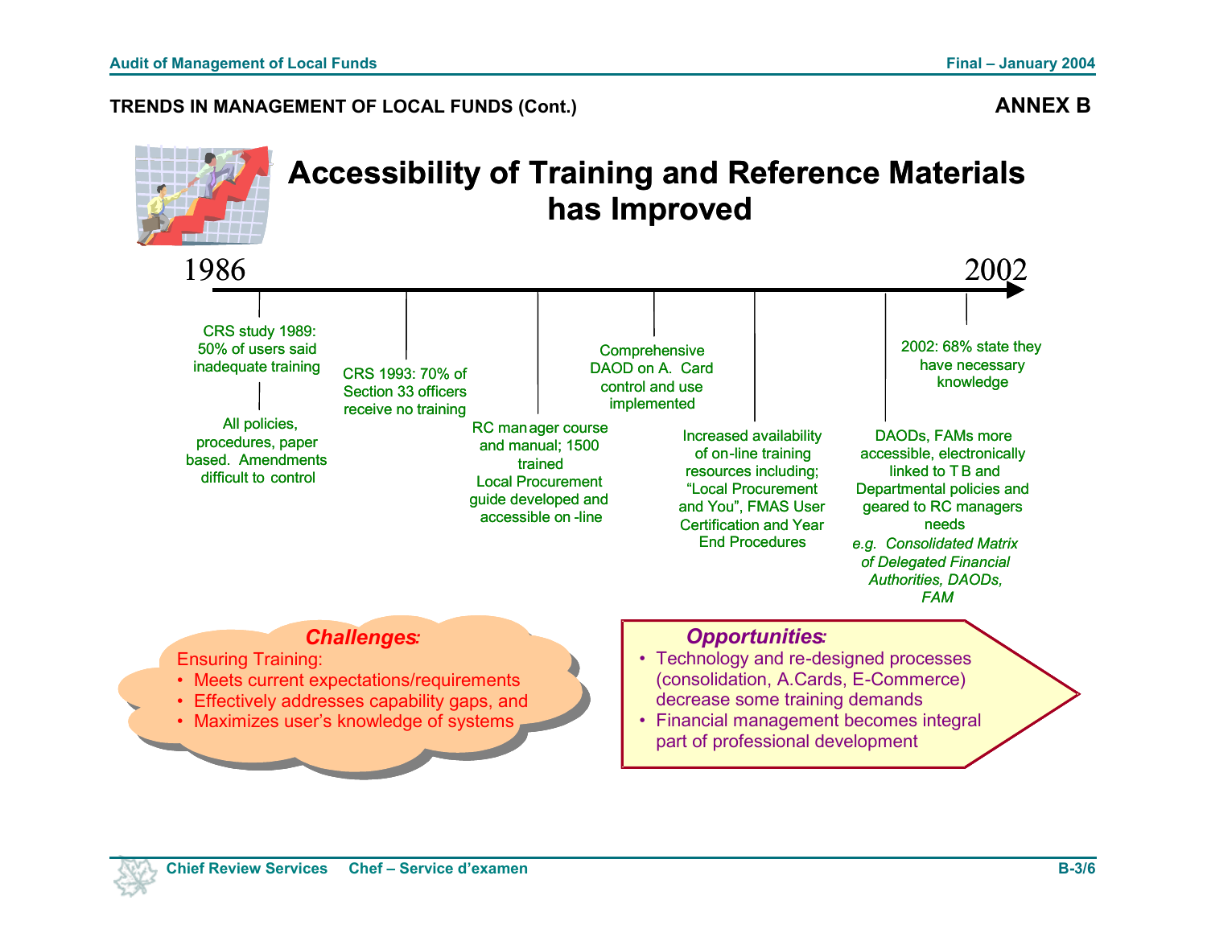## TRENDS IN MANAGEMENT OF LOCAL FUNDS (Cont.)

**ANNEX B**

# Accessibility of Training and Reference Materials has Improved

1986 — 2002

- CRS study 1989: 50% of users said inadequate training
- All policies, procedures, paper based. Amendments difficult to control
- CRS 1993: 70% of Section 33 officers receive no training
- RC manager course and manual; 1500 trained. Local Procurement guide developed and accessible on-line
- Comprehensive DAOD on A. Card control and use implemented
- Increased availability of on-line training resources including; "Local Procurement and You", FMAS User Certification and Year End Procedures
- DAODs, FAMs more accessible, electronically linked to TB and Departmental policies and geared to RC managers needs *e.g. Consolidated Matrix of Delegated Financial Authorities, DAODs, FAM*
- 2002: 68% state they have necessary knowledge

***Challenges:***

Ensuring Training:

- Meets current expectations/requirements
- Effectively addresses capability gaps, and
- Maximizes user's knowledge of systems

***Opportunities:***

- Technology and re-designed processes (consolidation, A.Cards, E-Commerce) decrease some training demands
- Financial management becomes integral part of professional development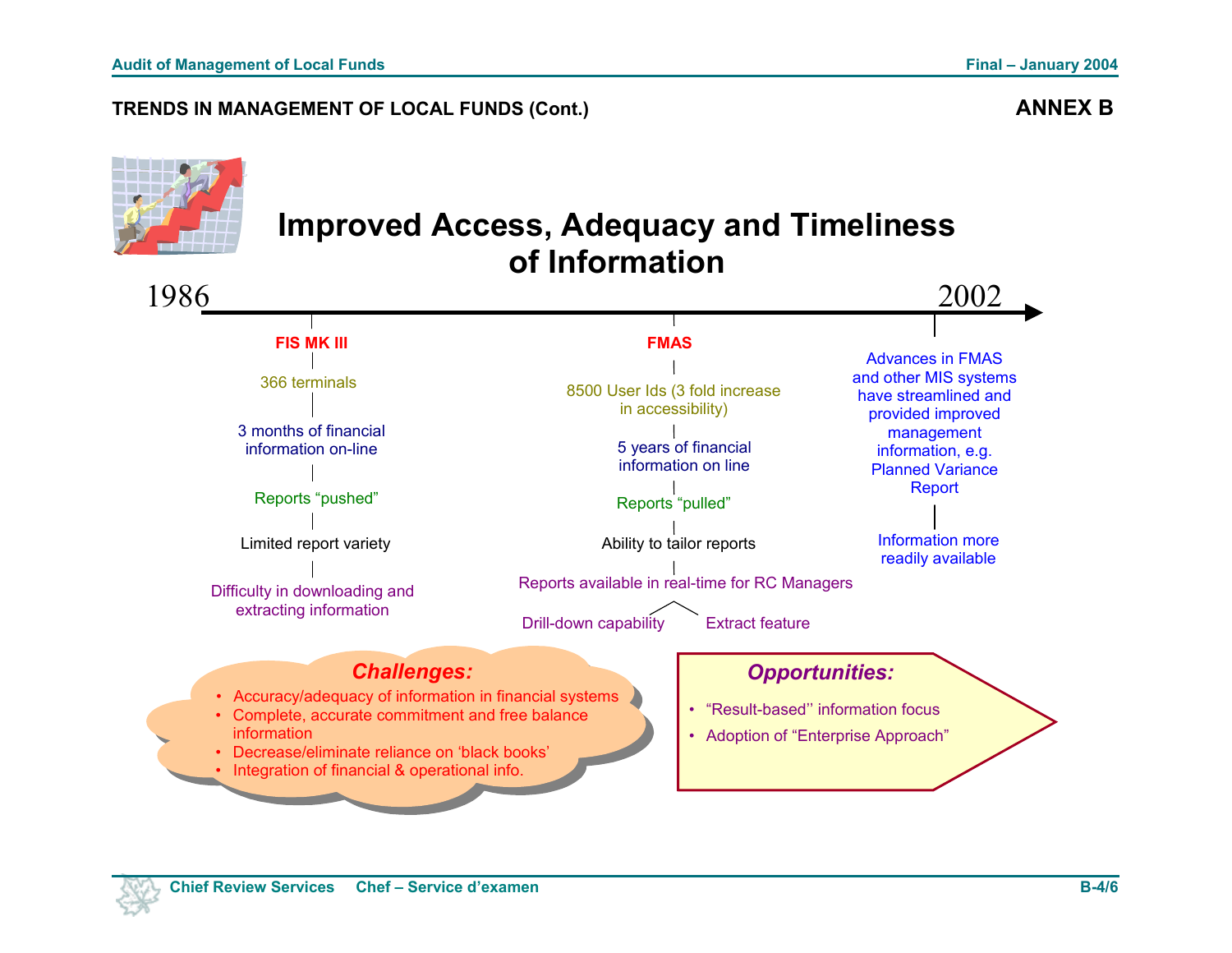## TRENDS IN MANAGEMENT OF LOCAL FUNDS (Cont.)

**ANNEX B**

# Improved Access, Adequacy and Timeliness of Information

1986 → 2002

**FIS MK III**

- 366 terminals
- 3 months of financial information on-line
- Reports "pushed"
- Limited report variety
- Difficulty in downloading and extracting information

**FMAS**

- 8500 User Ids (3 fold increase in accessibility)
- 5 years of financial information on line
- Reports "pulled"
- Ability to tailor reports
- Reports available in real-time for RC Managers
  - Drill-down capability
  - Extract feature

**2002**

- Advances in FMAS and other MIS systems have streamlined and provided improved management information, e.g. Planned Variance Report
- Information more readily available

***Challenges:***

- Accuracy/adequacy of information in financial systems
- Complete, accurate commitment and free balance information
- Decrease/eliminate reliance on 'black books'
- Integration of financial & operational info.

***Opportunities:***

- "Result-based'' information focus
- Adoption of "Enterprise Approach"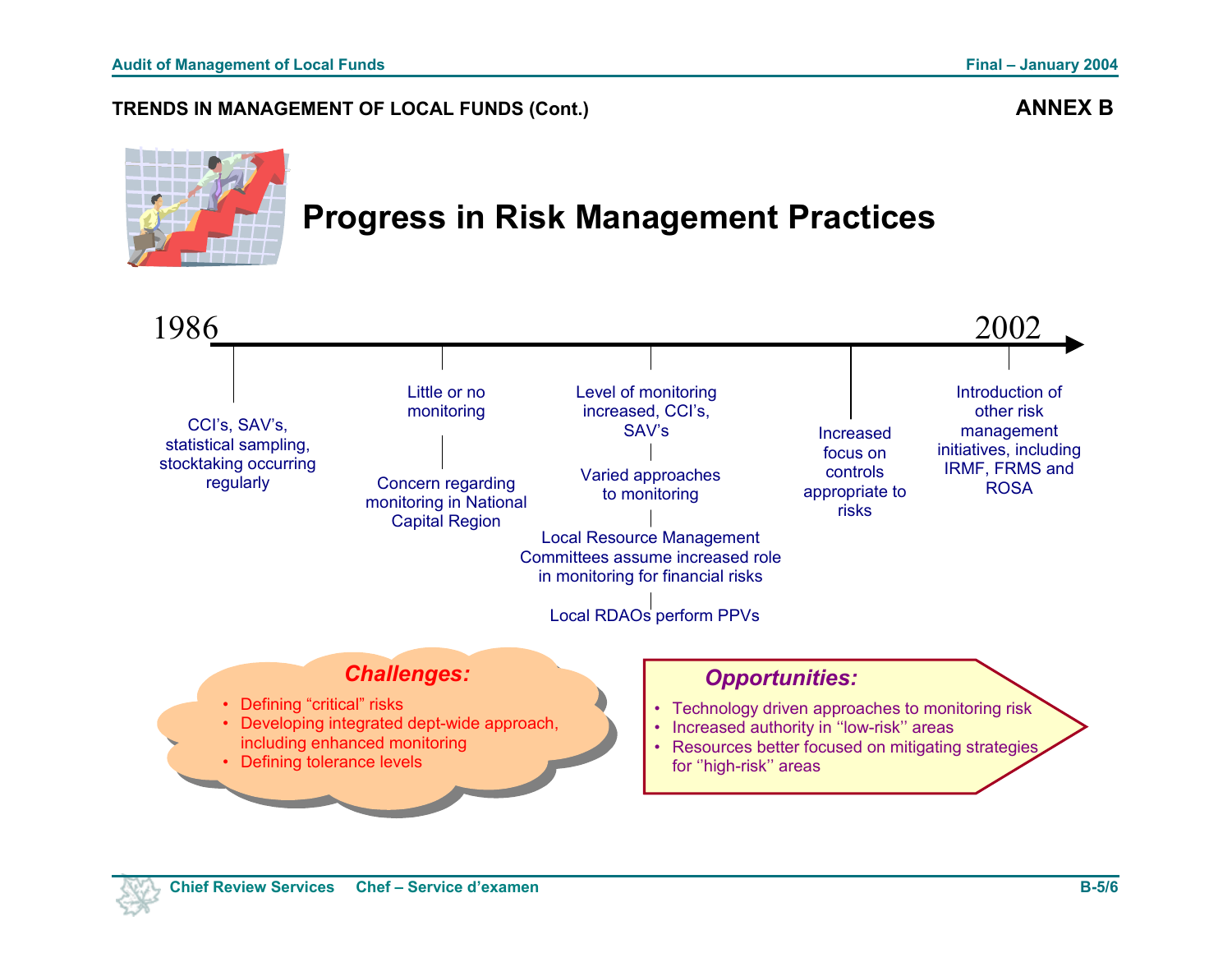## TRENDS IN MANAGEMENT OF LOCAL FUNDS (Cont.)

**ANNEX B**

# Progress in Risk Management Practices

**1986** → **2002**

- CCI's, SAV's, statistical sampling, stocktaking occurring regularly
- Little or no monitoring
  - Concern regarding monitoring in National Capital Region
- Level of monitoring increased, CCI's, SAV's
  - Varied approaches to monitoring
  - Local Resource Management Committees assume increased role in monitoring for financial risks
  - Local RDAOs perform PPVs
- Increased focus on controls appropriate to risks
- Introduction of other risk management initiatives, including IRMF, FRMS and ROSA

***Challenges:***

- Defining "critical" risks
- Developing integrated dept-wide approach, including enhanced monitoring
- Defining tolerance levels

***Opportunities:***

- Technology driven approaches to monitoring risk
- Increased authority in ''low-risk'' areas
- Resources better focused on mitigating strategies for ''high-risk'' areas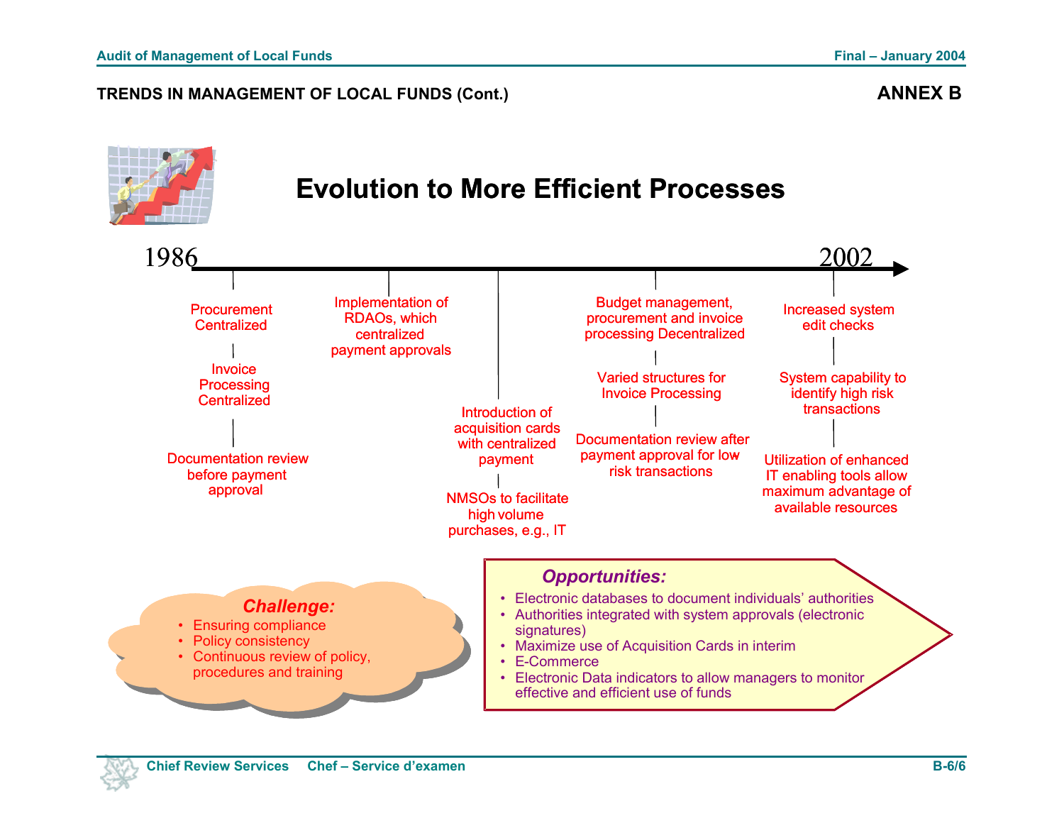## TRENDS IN MANAGEMENT OF LOCAL FUNDS (Cont.)

**ANNEX B**

# Evolution to More Efficient Processes

1986 → 2002

- Procurement Centralized
  - Invoice Processing Centralized
  - Documentation review before payment approval
- Implementation of RDAOs, which centralized payment approvals
- Introduction of acquisition cards with centralized payment
  - NMSOs to facilitate high volume purchases, e.g., IT
- Budget management, procurement and invoice processing Decentralized
  - Varied structures for Invoice Processing
  - Documentation review after payment approval for low risk transactions
- Increased system edit checks
  - System capability to identify high risk transactions
  - Utilization of enhanced IT enabling tools allow maximum advantage of available resources

***Challenge:***

- Ensuring compliance
- Policy consistency
- Continuous review of policy, procedures and training

***Opportunities:***

- Electronic databases to document individuals' authorities
- Authorities integrated with system approvals (electronic signatures)
- Maximize use of Acquisition Cards in interim
- E-Commerce
- Electronic Data indicators to allow managers to monitor effective and efficient use of funds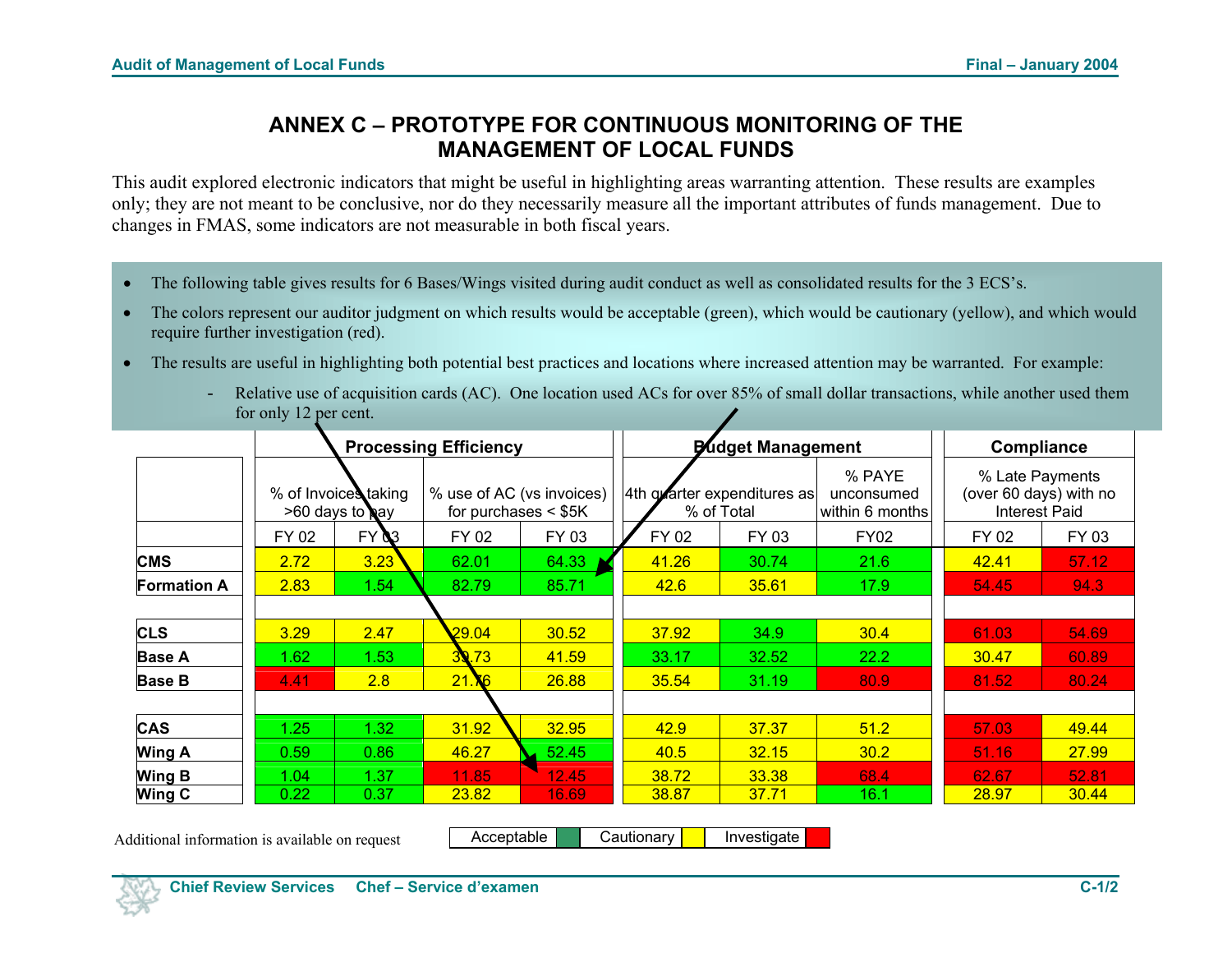# ANNEX C – PROTOTYPE FOR CONTINUOUS MONITORING OF THE MANAGEMENT OF LOCAL FUNDS

This audit explored electronic indicators that might be useful in highlighting areas warranting attention. These results are examples only; they are not meant to be conclusive, nor do they necessarily measure all the important attributes of funds management. Due to changes in FMAS, some indicators are not measurable in both fiscal years.

- The following table gives results for 6 Bases/Wings visited during audit conduct as well as consolidated results for the 3 ECS's.
- The colors represent our auditor judgment on which results would be acceptable (green), which would be cautionary (yellow), and which would require further investigation (red).
- The results are useful in highlighting both potential best practices and locations where increased attention may be warranted. For example:
  - Relative use of acquisition cards (AC). One location used ACs for over 85% of small dollar transactions, while another used them for only 12 per cent.

| | Processing Efficiency | | | | Budget Management | | | Compliance | |
|---|---|---|---|---|---|---|---|---|---|
| | % of Invoices taking >60 days to pay | | % use of AC (vs invoices) for purchases < $5K | | 4th quarter expenditures as % of Total | | % PAYE unconsumed within 6 months | % Late Payments (over 60 days) with no Interest Paid | |
| | FY 02 | FY 03 | FY 02 | FY 03 | FY 02 | FY 03 | FY02 | FY 02 | FY 03 |
| **CMS** | 2.72 | 3.23 | 62.01 | 64.33 | 41.26 | 30.74 | 21.6 | 42.41 | 57.12 |
| **Formation A** | 2.83 | 1.54 | 82.79 | 85.71 | 42.6 | 35.61 | 17.9 | 54.45 | 94.3 |
| | | | | | | | | | |
| **CLS** | 3.29 | 2.47 | 29.04 | 30.52 | 37.92 | 34.9 | 30.4 | 61.03 | 54.69 |
| **Base A** | 1.62 | 1.53 | 39.73 | 41.59 | 33.17 | 32.52 | 22.2 | 30.47 | 60.89 |
| **Base B** | 4.41 | 2.8 | 21.76 | 26.88 | 35.54 | 31.19 | 80.9 | 81.52 | 80.24 |
| | | | | | | | | | |
| **CAS** | 1.25 | 1.32 | 31.92 | 32.95 | 42.9 | 37.37 | 51.2 | 57.03 | 49.44 |
| **Wing A** | 0.59 | 0.86 | 46.27 | 52.45 | 40.5 | 32.15 | 30.2 | 51.16 | 27.99 |
| **Wing B** | 1.04 | 1.37 | 11.85 | 12.45 | 38.72 | 33.38 | 68.4 | 62.67 | 52.81 |
| **Wing C** | 0.22 | 0.37 | 23.82 | 16.69 | 38.87 | 37.71 | 16.1 | 28.97 | 30.44 |

Additional information is available on request

Legend: Acceptable (green) | Cautionary (yellow) | Investigate (red)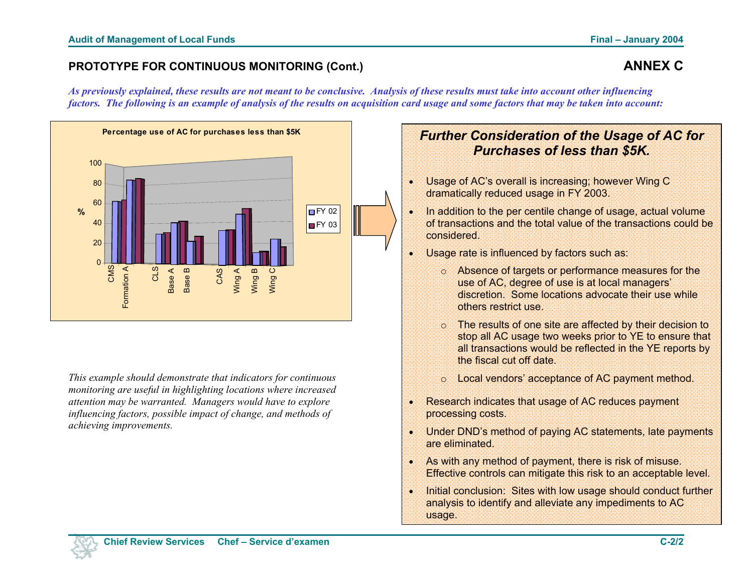## PROTOTYPE FOR CONTINUOUS MONITORING (Cont.)

## ANNEX C

***As previously explained, these results are not meant to be conclusive. Analysis of these results must take into account other influencing factors. The following is an example of analysis of the results on acquisition card usage and some factors that may be taken into account:***

**Percentage use of AC for purchases less than $5K**

| | FY 02 | FY 03 |
|---|---|---|
| CMS | 62 | 63 |
| Formation A | 84 | 85 |
| CLS | 29 | 30 |
| Base A | 40 | 42 |
| Base B | 22 | 27 |
| CAS | 33 | 34 |
| Wing A | 49 | 55 |
| Wing B | 11 | 12 |
| Wing C | 24 | 16 |

*This example should demonstrate that indicators for continuous monitoring are useful in highlighting locations where increased attention may be warranted. Managers would have to explore influencing factors, possible impact of change, and methods of achieving improvements.*

### *Further Consideration of the Usage of AC for Purchases of less than $5K.*

- Usage of AC's overall is increasing; however Wing C dramatically reduced usage in FY 2003.
- In addition to the per centile change of usage, actual volume of transactions and the total value of the transactions could be considered.
- Usage rate is influenced by factors such as:
  - Absence of targets or performance measures for the use of AC, degree of use is at local managers' discretion. Some locations advocate their use while others restrict use.
  - The results of one site are affected by their decision to stop all AC usage two weeks prior to YE to ensure that all transactions would be reflected in the YE reports by the fiscal cut off date.
  - Local vendors' acceptance of AC payment method.
- Research indicates that usage of AC reduces payment processing costs.
- Under DND's method of paying AC statements, late payments are eliminated.
- As with any method of payment, there is risk of misuse. Effective controls can mitigate this risk to an acceptable level.
- Initial conclusion: Sites with low usage should conduct further analysis to identify and alleviate any impediments to AC usage.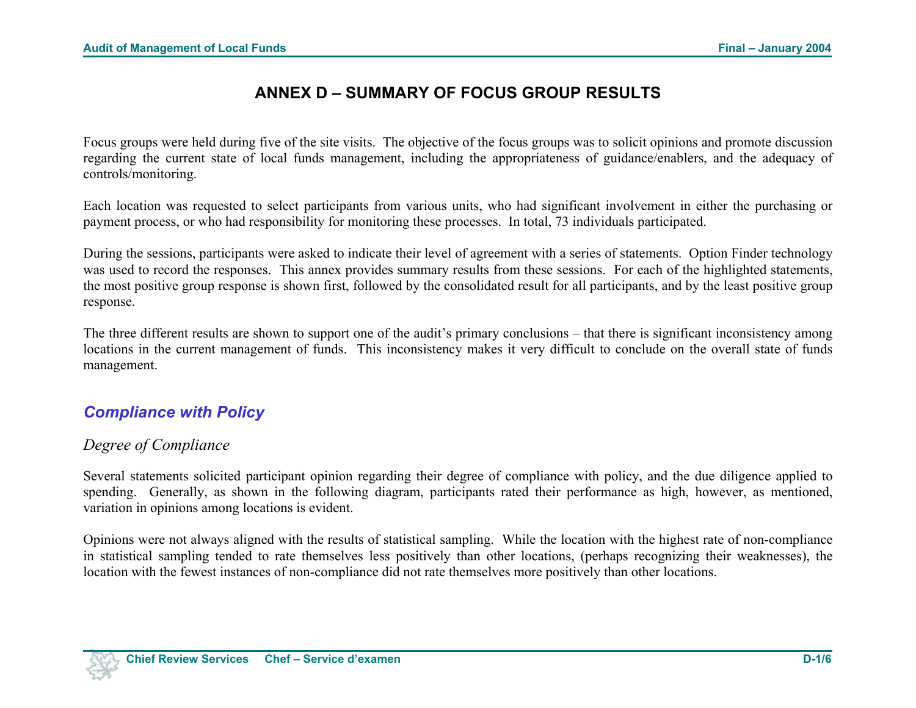# ANNEX D – SUMMARY OF FOCUS GROUP RESULTS

Focus groups were held during five of the site visits. The objective of the focus groups was to solicit opinions and promote discussion regarding the current state of local funds management, including the appropriateness of guidance/enablers, and the adequacy of controls/monitoring.

Each location was requested to select participants from various units, who had significant involvement in either the purchasing or payment process, or who had responsibility for monitoring these processes. In total, 73 individuals participated.

During the sessions, participants were asked to indicate their level of agreement with a series of statements. Option Finder technology was used to record the responses. This annex provides summary results from these sessions. For each of the highlighted statements, the most positive group response is shown first, followed by the consolidated result for all participants, and by the least positive group response.

The three different results are shown to support one of the audit's primary conclusions – that there is significant inconsistency among locations in the current management of funds. This inconsistency makes it very difficult to conclude on the overall state of funds management.

## *Compliance with Policy*

### *Degree of Compliance*

Several statements solicited participant opinion regarding their degree of compliance with policy, and the due diligence applied to spending. Generally, as shown in the following diagram, participants rated their performance as high, however, as mentioned, variation in opinions among locations is evident.

Opinions were not always aligned with the results of statistical sampling. While the location with the highest rate of non-compliance in statistical sampling tended to rate themselves less positively than other locations, (perhaps recognizing their weaknesses), the location with the fewest instances of non-compliance did not rate themselves more positively than other locations.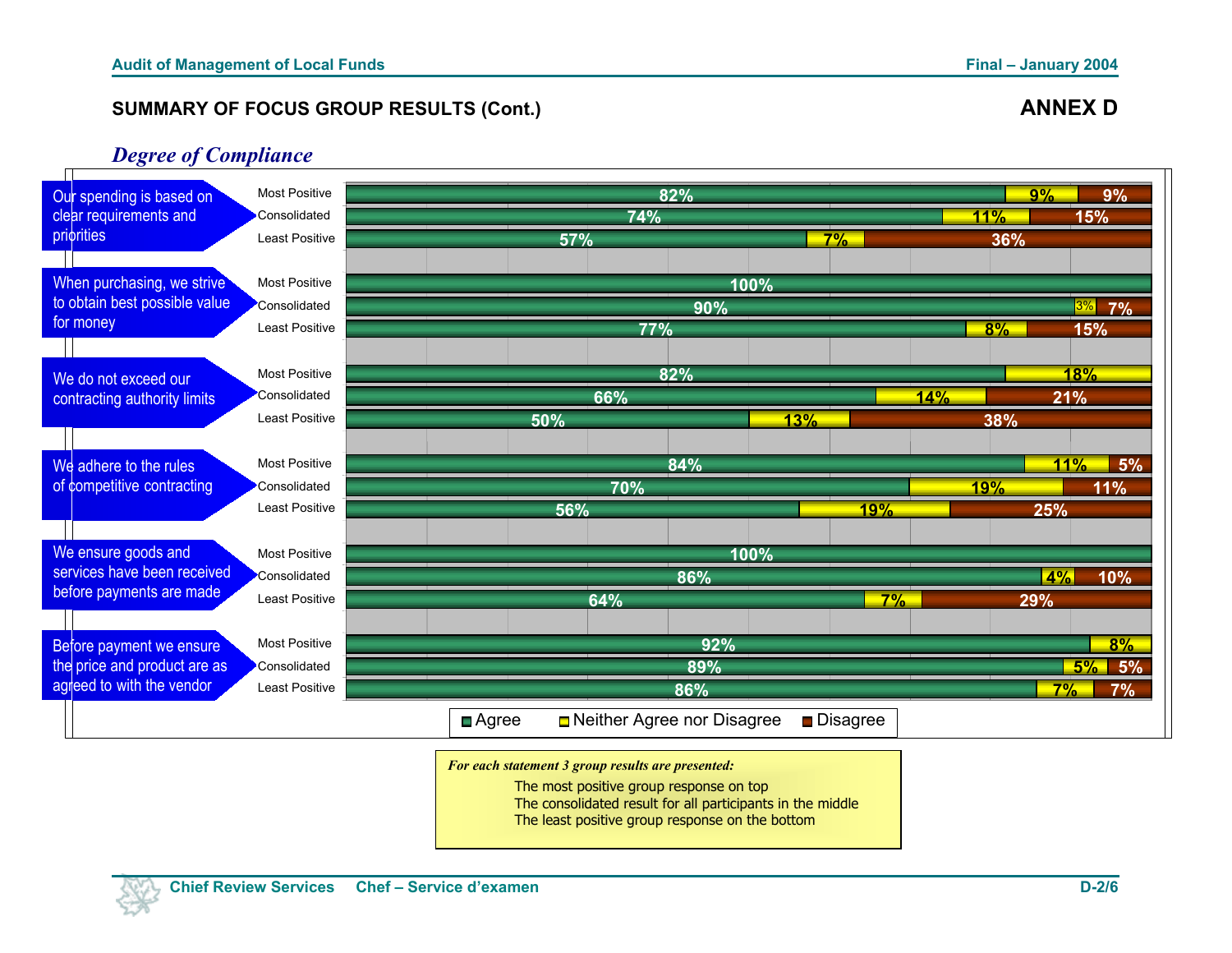# SUMMARY OF FOCUS GROUP RESULTS (Cont.)

**ANNEX D**

## *Degree of Compliance*

| Statement | Group | Agree | Neither Agree nor Disagree | Disagree |
|---|---|---|---|---|
| Our spending is based on clear requirements and priorities | Most Positive | 82% | 9% | 9% |
| | Consolidated | 74% | 11% | 15% |
| | Least Positive | 57% | 7% | 36% |
| When purchasing, we strive to obtain best possible value for money | Most Positive | 100% | | |
| | Consolidated | 90% | 3% | 7% |
| | Least Positive | 77% | 8% | 15% |
| We do not exceed our contracting authority limits | Most Positive | 82% | 18% | |
| | Consolidated | 66% | 14% | 21% |
| | Least Positive | 50% | 13% | 38% |
| We adhere to the rules of competitive contracting | Most Positive | 84% | 11% | 5% |
| | Consolidated | 70% | 19% | 11% |
| | Least Positive | 56% | 19% | 25% |
| We ensure goods and services have been received before payments are made | Most Positive | 100% | | |
| | Consolidated | 86% | 4% | 10% |
| | Least Positive | 64% | 7% | 29% |
| Before payment we ensure the price and product are as agreed to with the vendor | Most Positive | 92% | 8% | |
| | Consolidated | 89% | 5% | 5% |
| | Least Positive | 86% | 7% | 7% |

*For each statement 3 group results are presented:*

The most positive group response on top
The consolidated result for all participants in the middle
The least positive group response on the bottom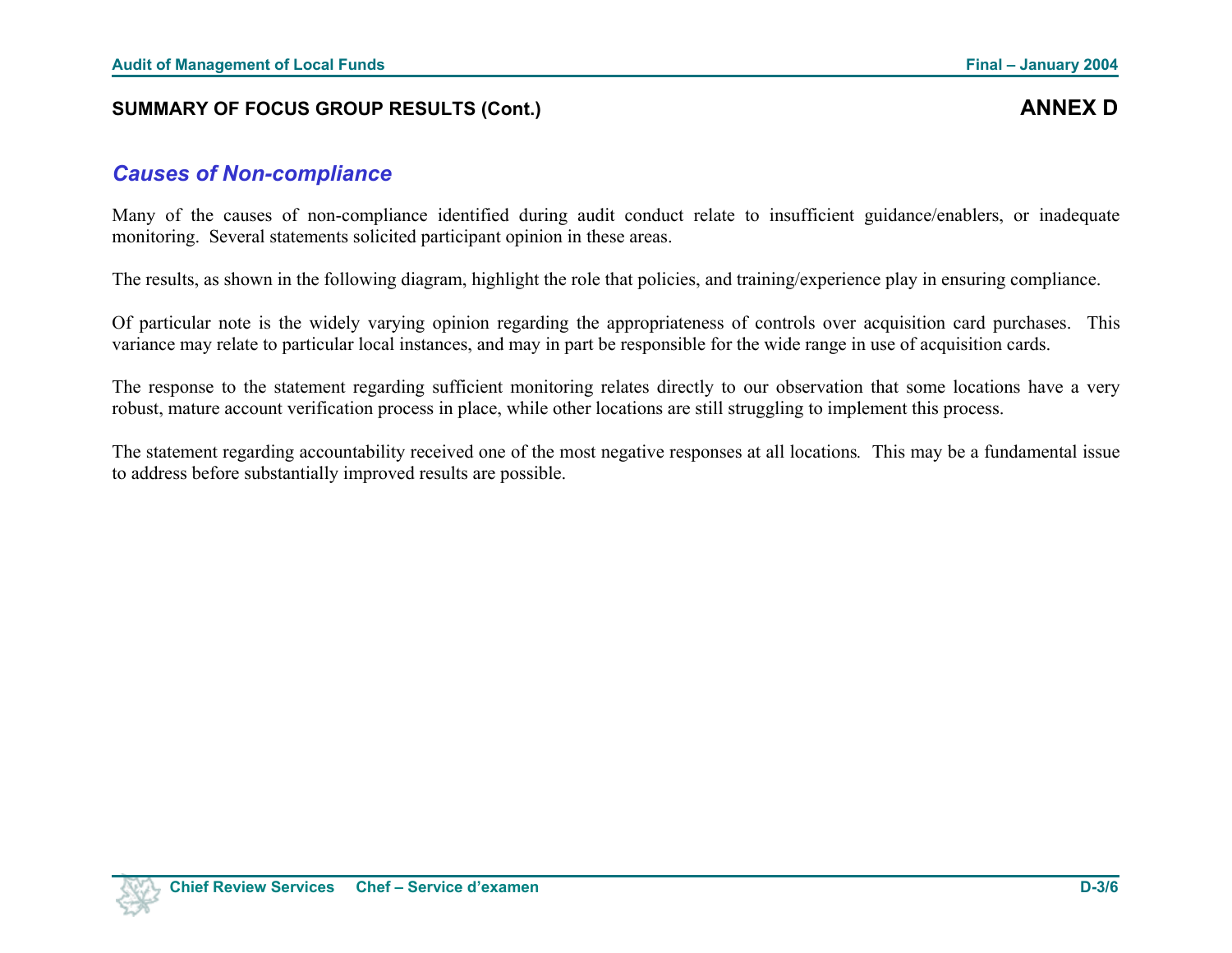## SUMMARY OF FOCUS GROUP RESULTS (Cont.)

**ANNEX D**

### *Causes of Non-compliance*

Many of the causes of non-compliance identified during audit conduct relate to insufficient guidance/enablers, or inadequate monitoring. Several statements solicited participant opinion in these areas.

The results, as shown in the following diagram, highlight the role that policies, and training/experience play in ensuring compliance.

Of particular note is the widely varying opinion regarding the appropriateness of controls over acquisition card purchases. This variance may relate to particular local instances, and may in part be responsible for the wide range in use of acquisition cards.

The response to the statement regarding sufficient monitoring relates directly to our observation that some locations have a very robust, mature account verification process in place, while other locations are still struggling to implement this process.

The statement regarding accountability received one of the most negative responses at all locations. This may be a fundamental issue to address before substantially improved results are possible.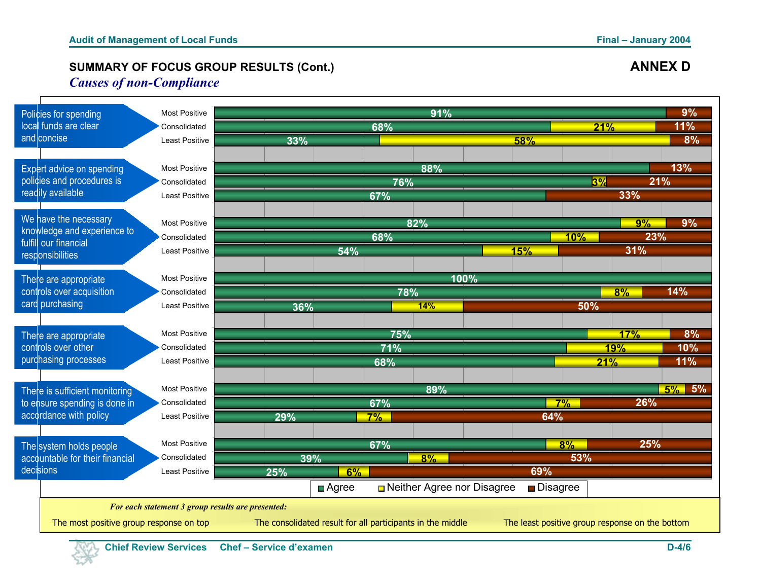## SUMMARY OF FOCUS GROUP RESULTS (Cont.)

## ANNEX D

*Causes of non-Compliance*

| Statement | Group | Agree | Neither Agree nor Disagree | Disagree |
|---|---|---|---|---|
| Policies for spending local funds are clear and concise | Most Positive | 91% | | 9% |
| | Consolidated | 68% | 21% | 11% |
| | Least Positive | 33% | 58% | 8% |
| Expert advice on spending policies and procedures is readily available | Most Positive | 88% | | 13% |
| | Consolidated | 76% | 3% | 21% |
| | Least Positive | 67% | | 33% |
| We have the necessary knowledge and experience to fulfill our financial responsibilities | Most Positive | 82% | 9% | 9% |
| | Consolidated | 68% | 10% | 23% |
| | Least Positive | 54% | 15% | 31% |
| There are appropriate controls over acquisition card purchasing | Most Positive | 100% | | |
| | Consolidated | 78% | 8% | 14% |
| | Least Positive | 36% | 14% | 50% |
| There are appropriate controls over other purchasing processes | Most Positive | 75% | 17% | 8% |
| | Consolidated | 71% | 19% | 10% |
| | Least Positive | 68% | 21% | 11% |
| There is sufficient monitoring to ensure spending is done in accordance with policy | Most Positive | 89% | 5% | 5% |
| | Consolidated | 67% | 7% | 26% |
| | Least Positive | 29% | 7% | 64% |
| The system holds people accountable for their financial decisions | Most Positive | 67% | 8% | 25% |
| | Consolidated | 39% | 8% | 53% |
| | Least Positive | 25% | 6% | 69% |

Legend: Agree | Neither Agree nor Disagree | Disagree

*For each statement 3 group results are presented:*

The most positive group response on top — The consolidated result for all participants in the middle — The least positive group response on the bottom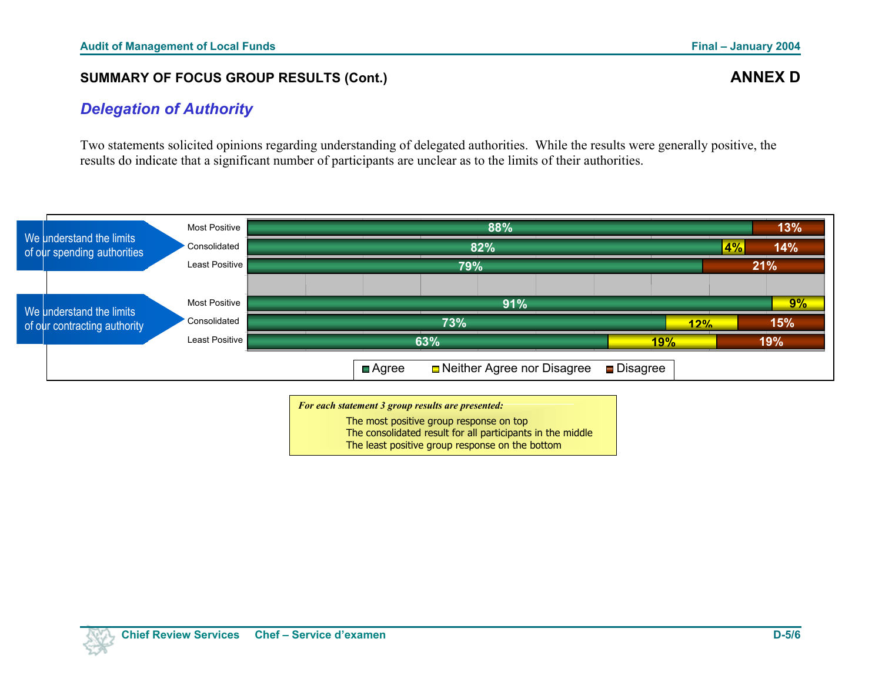## SUMMARY OF FOCUS GROUP RESULTS (Cont.)

## ANNEX D

### *Delegation of Authority*

Two statements solicited opinions regarding understanding of delegated authorities. While the results were generally positive, the results do indicate that a significant number of participants are unclear as to the limits of their authorities.

| Statement | Group | Agree | Neither Agree nor Disagree | Disagree |
|---|---|---|---|---|
| We understand the limits of our spending authorities | Most Positive | 88% | | 13% |
| | Consolidated | 82% | 4% | 14% |
| | Least Positive | 79% | | 21% |
| We understand the limits of our contracting authority | Most Positive | 91% | 9% | |
| | Consolidated | 73% | 12% | 15% |
| | Least Positive | 63% | 19% | 19% |

*For each statement 3 group results are presented:*

The most positive group response on top
The consolidated result for all participants in the middle
The least positive group response on the bottom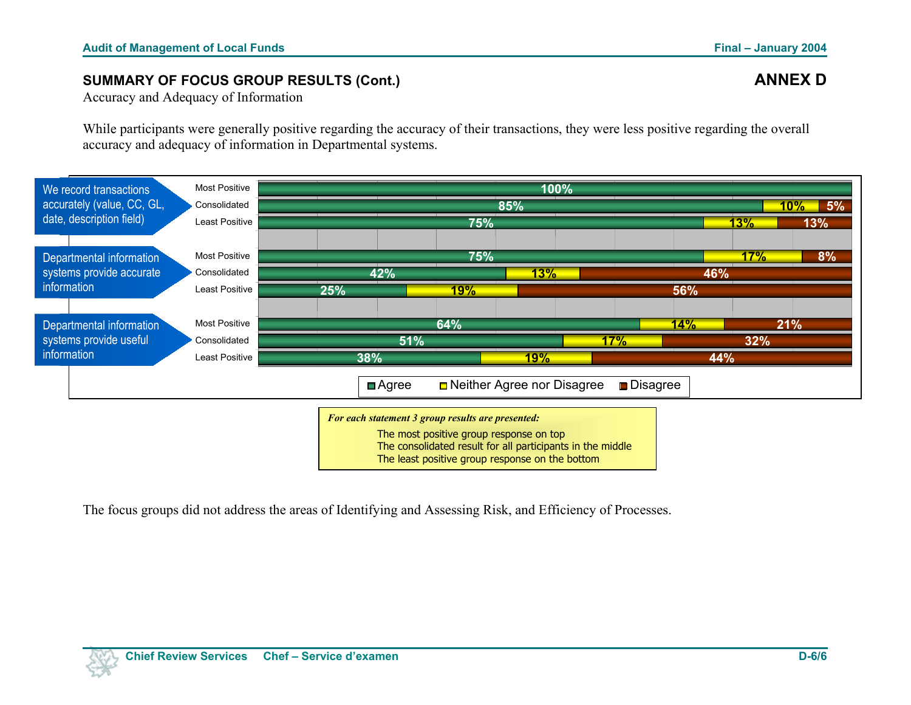## SUMMARY OF FOCUS GROUP RESULTS (Cont.)

## ANNEX D

Accuracy and Adequacy of Information

While participants were generally positive regarding the accuracy of their transactions, they were less positive regarding the overall accuracy and adequacy of information in Departmental systems.

| Statement | Group | Agree | Neither Agree nor Disagree | Disagree |
|---|---|---|---|---|
| We record transactions accurately (value, CC, GL, date, description field) | Most Positive | 100% | | |
| | Consolidated | 85% | 10% | 5% |
| | Least Positive | 75% | 13% | 13% |
| Departmental information systems provide accurate information | Most Positive | 75% | 17% | 8% |
| | Consolidated | 42% | 13% | 46% |
| | Least Positive | 25% | 19% | 56% |
| Departmental information systems provide useful information | Most Positive | 64% | 14% | 21% |
| | Consolidated | 51% | 17% | 32% |
| | Least Positive | 38% | 19% | 44% |

***For each statement 3 group results are presented:***

- The most positive group response on top
- The consolidated result for all participants in the middle
- The least positive group response on the bottom

The focus groups did not address the areas of Identifying and Assessing Risk, and Efficiency of Processes.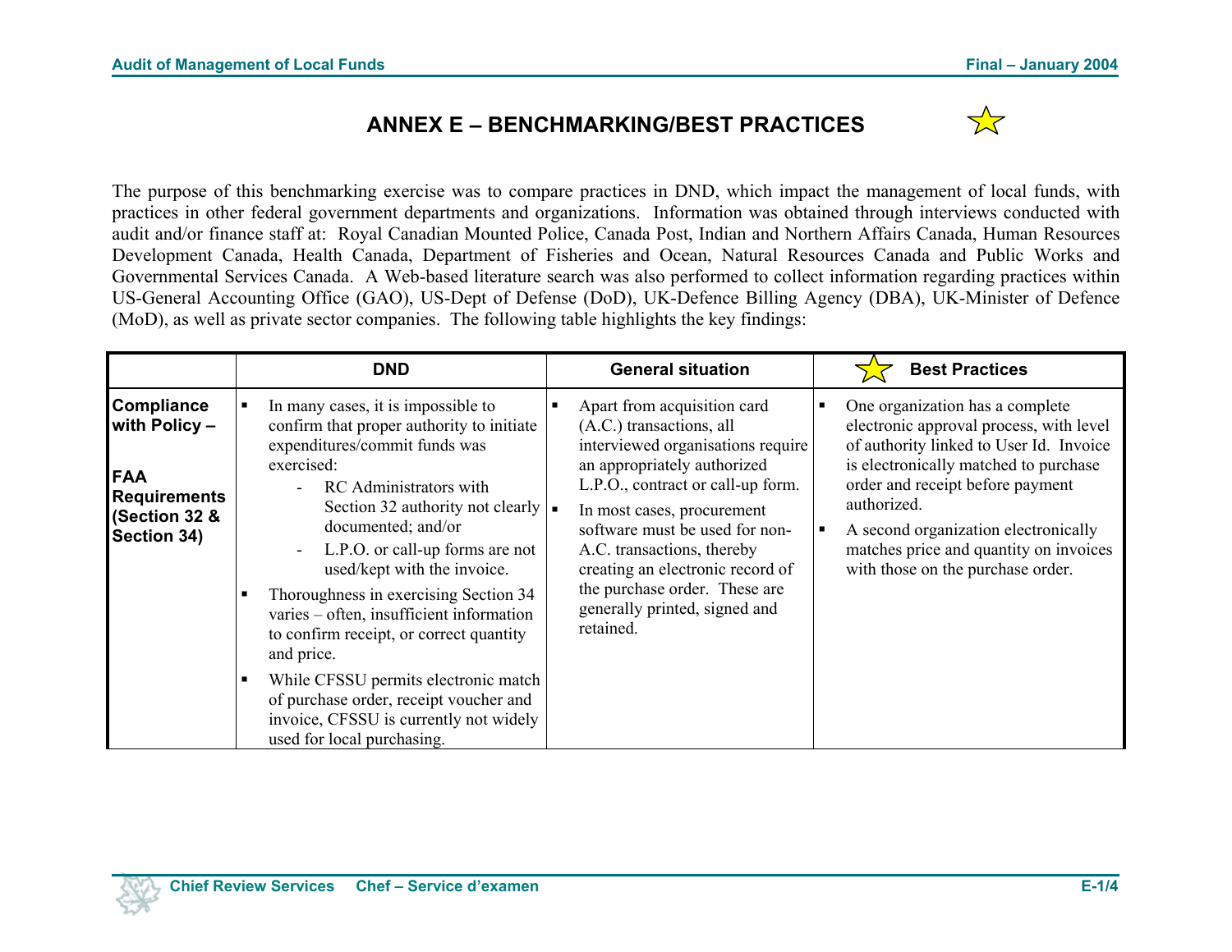# ANNEX E – BENCHMARKING/BEST PRACTICES

The purpose of this benchmarking exercise was to compare practices in DND, which impact the management of local funds, with practices in other federal government departments and organizations. Information was obtained through interviews conducted with audit and/or finance staff at: Royal Canadian Mounted Police, Canada Post, Indian and Northern Affairs Canada, Human Resources Development Canada, Health Canada, Department of Fisheries and Ocean, Natural Resources Canada and Public Works and Governmental Services Canada. A Web-based literature search was also performed to collect information regarding practices within US-General Accounting Office (GAO), US-Dept of Defense (DoD), UK-Defence Billing Agency (DBA), UK-Minister of Defence (MoD), as well as private sector companies. The following table highlights the key findings:

| | DND | General situation | Best Practices |
|---|---|---|---|
| **Compliance with Policy – FAA Requirements (Section 32 & Section 34)** | ▪ In many cases, it is impossible to confirm that proper authority to initiate expenditures/commit funds was exercised:<br>- RC Administrators with Section 32 authority not clearly documented; and/or<br>- L.P.O. or call-up forms are not used/kept with the invoice.<br>▪ Thoroughness in exercising Section 34 varies – often, insufficient information to confirm receipt, or correct quantity and price.<br>▪ While CFSSU permits electronic match of purchase order, receipt voucher and invoice, CFSSU is currently not widely used for local purchasing. | ▪ Apart from acquisition card (A.C.) transactions, all interviewed organisations require an appropriately authorized L.P.O., contract or call-up form.<br>▪ In most cases, procurement software must be used for non-A.C. transactions, thereby creating an electronic record of the purchase order. These are generally printed, signed and retained. | ▪ One organization has a complete electronic approval process, with level of authority linked to User Id. Invoice is electronically matched to purchase order and receipt before payment authorized.<br>▪ A second organization electronically matches price and quantity on invoices with those on the purchase order. |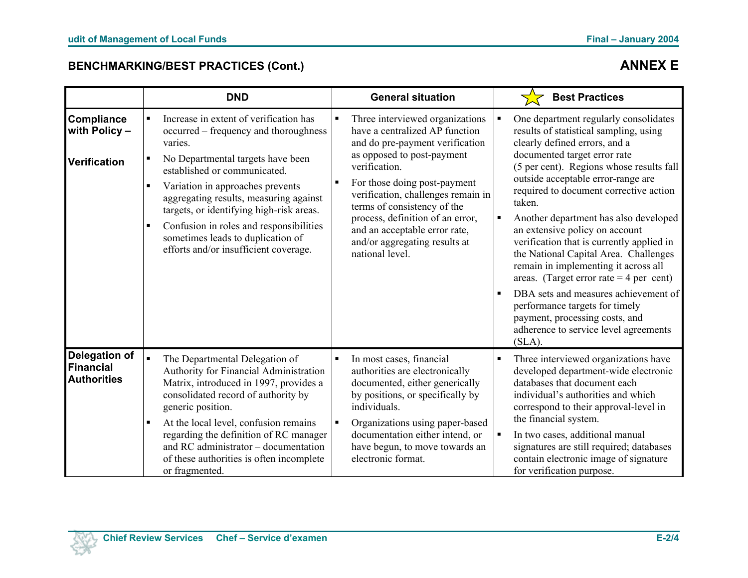## BENCHMARKING/BEST PRACTICES (Cont.)

## ANNEX E

| | DND | General situation | ☆ Best Practices |
|---|---|---|---|
| **Compliance with Policy – Verification** | ▪ Increase in extent of verification has occurred – frequency and thoroughness varies.<br>▪ No Departmental targets have been established or communicated.<br>▪ Variation in approaches prevents aggregating results, measuring against targets, or identifying high-risk areas.<br>▪ Confusion in roles and responsibilities sometimes leads to duplication of efforts and/or insufficient coverage. | ▪ Three interviewed organizations have a centralized AP function and do pre-payment verification as opposed to post-payment verification.<br>▪ For those doing post-payment verification, challenges remain in terms of consistency of the process, definition of an error, and an acceptable error rate, and/or aggregating results at national level. | ▪ One department regularly consolidates results of statistical sampling, using clearly defined errors, and a documented target error rate (5 per cent). Regions whose results fall outside acceptable error-range are required to document corrective action taken.<br>▪ Another department has also developed an extensive policy on account verification that is currently applied in the National Capital Area. Challenges remain in implementing it across all areas. (Target error rate = 4 per cent)<br>▪ DBA sets and measures achievement of performance targets for timely payment, processing costs, and adherence to service level agreements (SLA). |
| **Delegation of Financial Authorities** | ▪ The Departmental Delegation of Authority for Financial Administration Matrix, introduced in 1997, provides a consolidated record of authority by generic position.<br>▪ At the local level, confusion remains regarding the definition of RC manager and RC administrator – documentation of these authorities is often incomplete or fragmented. | ▪ In most cases, financial authorities are electronically documented, either generically by positions, or specifically by individuals.<br>▪ Organizations using paper-based documentation either intend, or have begun, to move towards an electronic format. | ▪ Three interviewed organizations have developed department-wide electronic databases that document each individual's authorities and which correspond to their approval-level in the financial system.<br>▪ In two cases, additional manual signatures are still required; databases contain electronic image of signature for verification purpose. |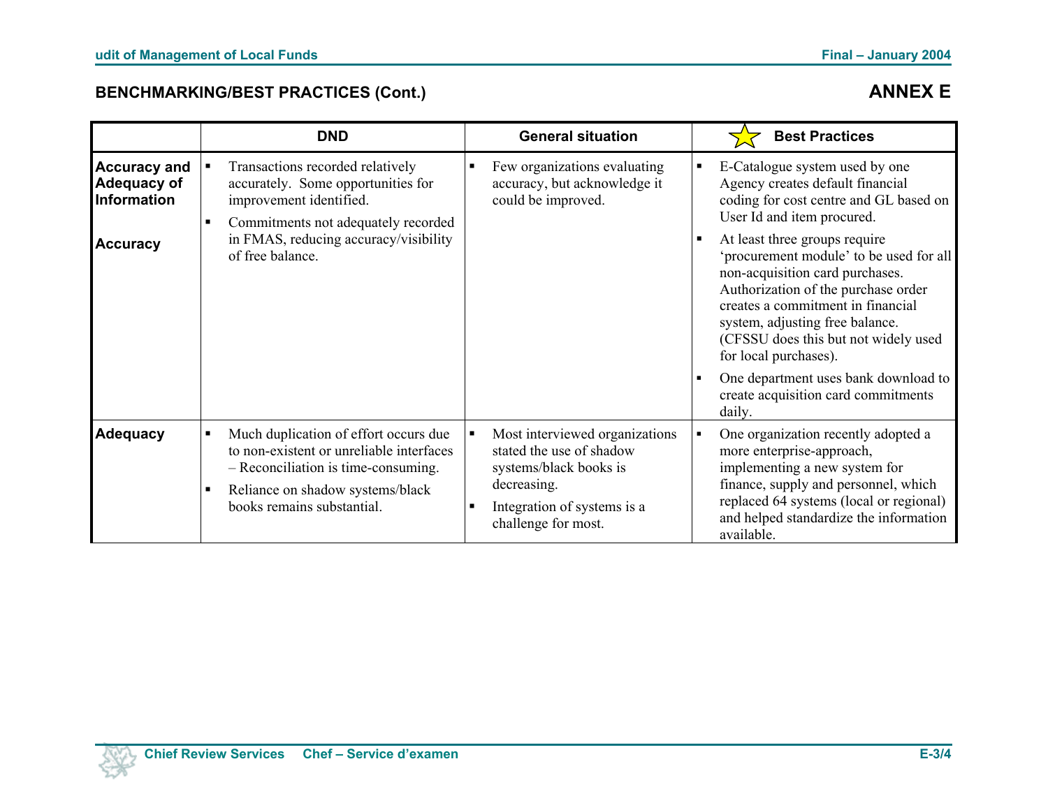## BENCHMARKING/BEST PRACTICES (Cont.)

## ANNEX E

| | DND | General situation | Best Practices |
|---|---|---|---|
| **Accuracy and Adequacy of Information**<br><br>**Accuracy** | ▪ Transactions recorded relatively accurately. Some opportunities for improvement identified.<br>▪ Commitments not adequately recorded in FMAS, reducing accuracy/visibility of free balance. | ▪ Few organizations evaluating accuracy, but acknowledge it could be improved. | ▪ E-Catalogue system used by one Agency creates default financial coding for cost centre and GL based on User Id and item procured.<br>▪ At least three groups require 'procurement module' to be used for all non-acquisition card purchases. Authorization of the purchase order creates a commitment in financial system, adjusting free balance. (CFSSU does this but not widely used for local purchases).<br>▪ One department uses bank download to create acquisition card commitments daily. |
| **Adequacy** | ▪ Much duplication of effort occurs due to non-existent or unreliable interfaces – Reconciliation is time-consuming.<br>▪ Reliance on shadow systems/black books remains substantial. | ▪ Most interviewed organizations stated the use of shadow systems/black books is decreasing.<br>▪ Integration of systems is a challenge for most. | ▪ One organization recently adopted a more enterprise-approach, implementing a new system for finance, supply and personnel, which replaced 64 systems (local or regional) and helped standardize the information available. |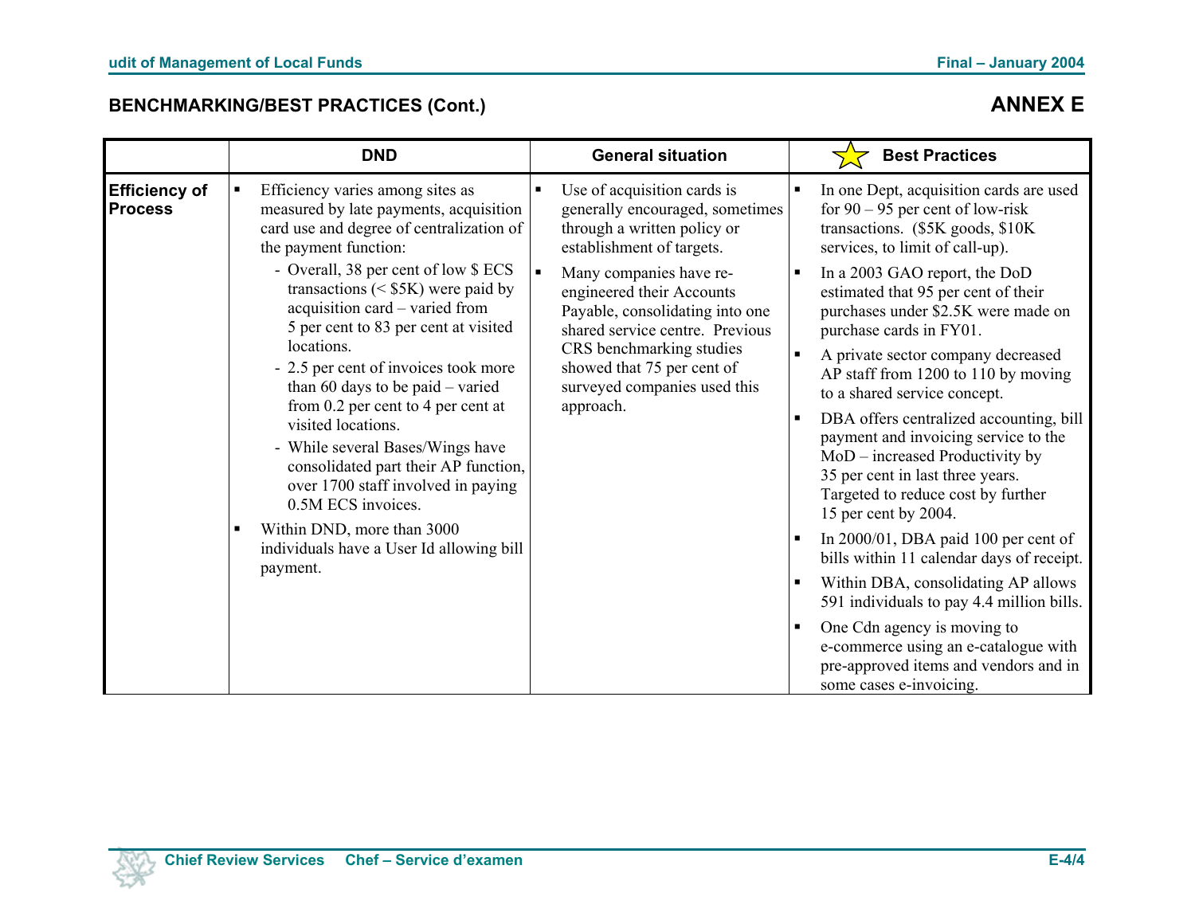## BENCHMARKING/BEST PRACTICES (Cont.)

## ANNEX E

| | DND | General situation | Best Practices |
|---|---|---|---|
| **Efficiency of Process** | ▪ Efficiency varies among sites as measured by late payments, acquisition card use and degree of centralization of the payment function:<br>- Overall, 38 per cent of low $ ECS transactions (< $5K) were paid by acquisition card – varied from 5 per cent to 83 per cent at visited locations.<br>- 2.5 per cent of invoices took more than 60 days to be paid – varied from 0.2 per cent to 4 per cent at visited locations.<br>- While several Bases/Wings have consolidated part their AP function, over 1700 staff involved in paying 0.5M ECS invoices.<br>▪ Within DND, more than 3000 individuals have a User Id allowing bill payment. | ▪ Use of acquisition cards is generally encouraged, sometimes through a written policy or establishment of targets.<br>▪ Many companies have re-engineered their Accounts Payable, consolidating into one shared service centre. Previous CRS benchmarking studies showed that 75 per cent of surveyed companies used this approach. | ▪ In one Dept, acquisition cards are used for 90 – 95 per cent of low-risk transactions. ($5K goods, $10K services, to limit of call-up).<br>▪ In a 2003 GAO report, the DoD estimated that 95 per cent of their purchases under $2.5K were made on purchase cards in FY01.<br>▪ A private sector company decreased AP staff from 1200 to 110 by moving to a shared service concept.<br>▪ DBA offers centralized accounting, bill payment and invoicing service to the MoD – increased Productivity by 35 per cent in last three years. Targeted to reduce cost by further 15 per cent by 2004.<br>▪ In 2000/01, DBA paid 100 per cent of bills within 11 calendar days of receipt.<br>▪ Within DBA, consolidating AP allows 591 individuals to pay 4.4 million bills.<br>▪ One Cdn agency is moving to e-commerce using an e-catalogue with pre-approved items and vendors and in some cases e-invoicing. |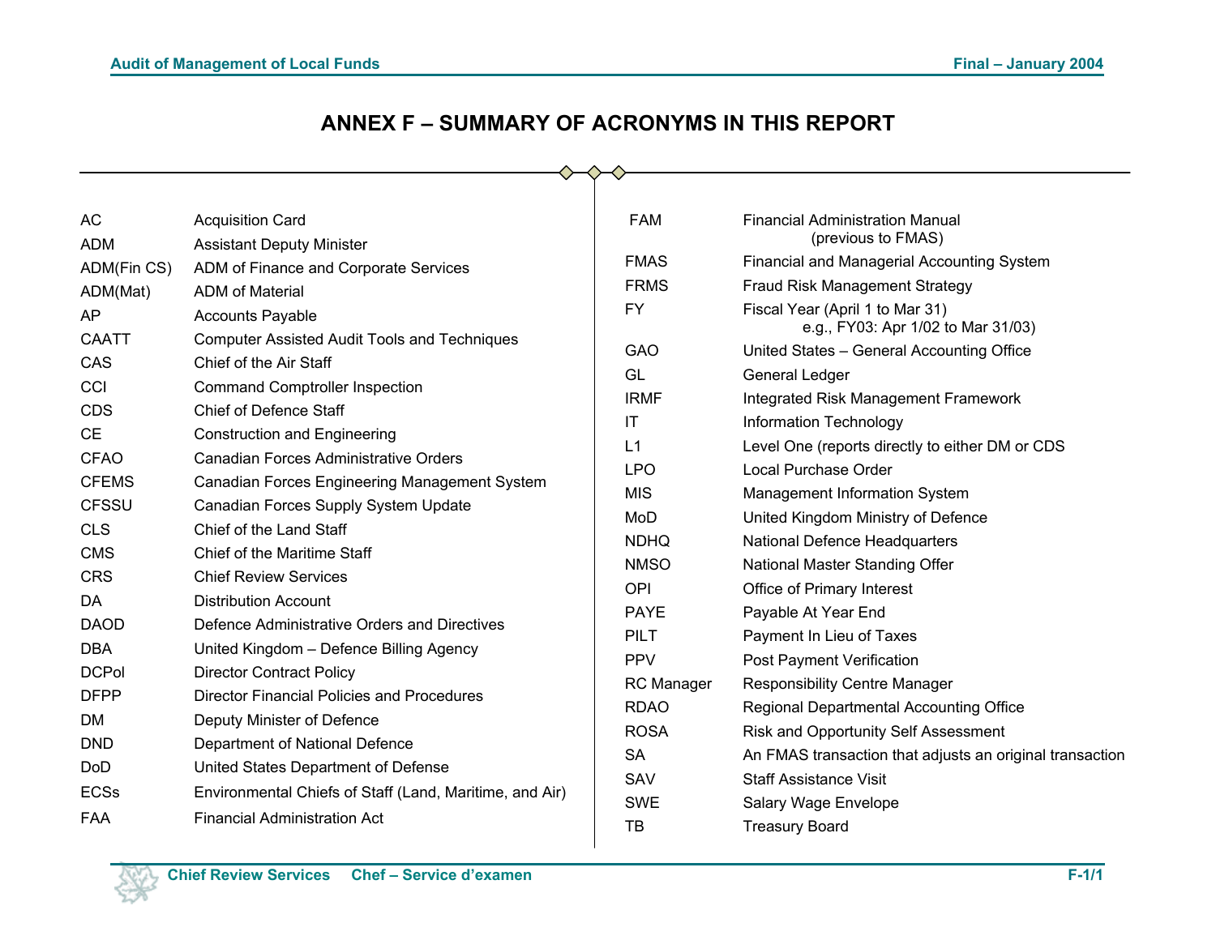# ANNEX F – SUMMARY OF ACRONYMS IN THIS REPORT

| Acronym | Meaning |
|---|---|
| AC | Acquisition Card |
| ADM | Assistant Deputy Minister |
| ADM(Fin CS) | ADM of Finance and Corporate Services |
| ADM(Mat) | ADM of Material |
| AP | Accounts Payable |
| CAATT | Computer Assisted Audit Tools and Techniques |
| CAS | Chief of the Air Staff |
| CCI | Command Comptroller Inspection |
| CDS | Chief of Defence Staff |
| CE | Construction and Engineering |
| CFAO | Canadian Forces Administrative Orders |
| CFEMS | Canadian Forces Engineering Management System |
| CFSSU | Canadian Forces Supply System Update |
| CLS | Chief of the Land Staff |
| CMS | Chief of the Maritime Staff |
| CRS | Chief Review Services |
| DA | Distribution Account |
| DAOD | Defence Administrative Orders and Directives |
| DBA | United Kingdom – Defence Billing Agency |
| DCPol | Director Contract Policy |
| DFPP | Director Financial Policies and Procedures |
| DM | Deputy Minister of Defence |
| DND | Department of National Defence |
| DoD | United States Department of Defense |
| ECSs | Environmental Chiefs of Staff (Land, Maritime, and Air) |
| FAA | Financial Administration Act |
| FAM | Financial Administration Manual (previous to FMAS) |
| FMAS | Financial and Managerial Accounting System |
| FRMS | Fraud Risk Management Strategy |
| FY | Fiscal Year (April 1 to Mar 31) e.g., FY03: Apr 1/02 to Mar 31/03) |
| GAO | United States – General Accounting Office |
| GL | General Ledger |
| IRMF | Integrated Risk Management Framework |
| IT | Information Technology |
| L1 | Level One (reports directly to either DM or CDS |
| LPO | Local Purchase Order |
| MIS | Management Information System |
| MoD | United Kingdom Ministry of Defence |
| NDHQ | National Defence Headquarters |
| NMSO | National Master Standing Offer |
| OPI | Office of Primary Interest |
| PAYE | Payable At Year End |
| PILT | Payment In Lieu of Taxes |
| PPV | Post Payment Verification |
| RC Manager | Responsibility Centre Manager |
| RDAO | Regional Departmental Accounting Office |
| ROSA | Risk and Opportunity Self Assessment |
| SA | An FMAS transaction that adjusts an original transaction |
| SAV | Staff Assistance Visit |
| SWE | Salary Wage Envelope |
| TB | Treasury Board |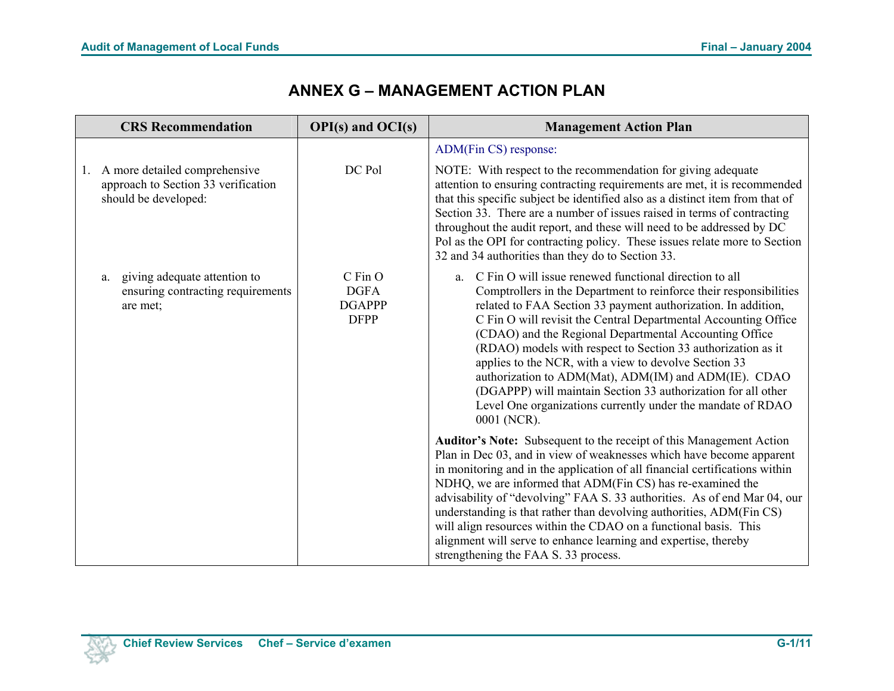# ANNEX G – MANAGEMENT ACTION PLAN

| CRS Recommendation | OPI(s) and OCI(s) | Management Action Plan |
|---|---|---|
| | | ADM(Fin CS) response: |
| 1. A more detailed comprehensive approach to Section 33 verification should be developed: | DC Pol | NOTE: With respect to the recommendation for giving adequate attention to ensuring contracting requirements are met, it is recommended that this specific subject be identified also as a distinct item from that of Section 33. There are a number of issues raised in terms of contracting throughout the audit report, and these will need to be addressed by DC Pol as the OPI for contracting policy. These issues relate more to Section 32 and 34 authorities than they do to Section 33. |
| a. giving adequate attention to ensuring contracting requirements are met; | C Fin O<br>DGFA<br>DGAPPP<br>DFPP | a. C Fin O will issue renewed functional direction to all Comptrollers in the Department to reinforce their responsibilities related to FAA Section 33 payment authorization. In addition, C Fin O will revisit the Central Departmental Accounting Office (CDAO) and the Regional Departmental Accounting Office (RDAO) models with respect to Section 33 authorization as it applies to the NCR, with a view to devolve Section 33 authorization to ADM(Mat), ADM(IM) and ADM(IE). CDAO (DGAPPP) will maintain Section 33 authorization for all other Level One organizations currently under the mandate of RDAO 0001 (NCR).<br><br>**Auditor's Note:** Subsequent to the receipt of this Management Action Plan in Dec 03, and in view of weaknesses which have become apparent in monitoring and in the application of all financial certifications within NDHQ, we are informed that ADM(Fin CS) has re-examined the advisability of "devolving" FAA S. 33 authorities. As of end Mar 04, our understanding is that rather than devolving authorities, ADM(Fin CS) will align resources within the CDAO on a functional basis. This alignment will serve to enhance learning and expertise, thereby strengthening the FAA S. 33 process. |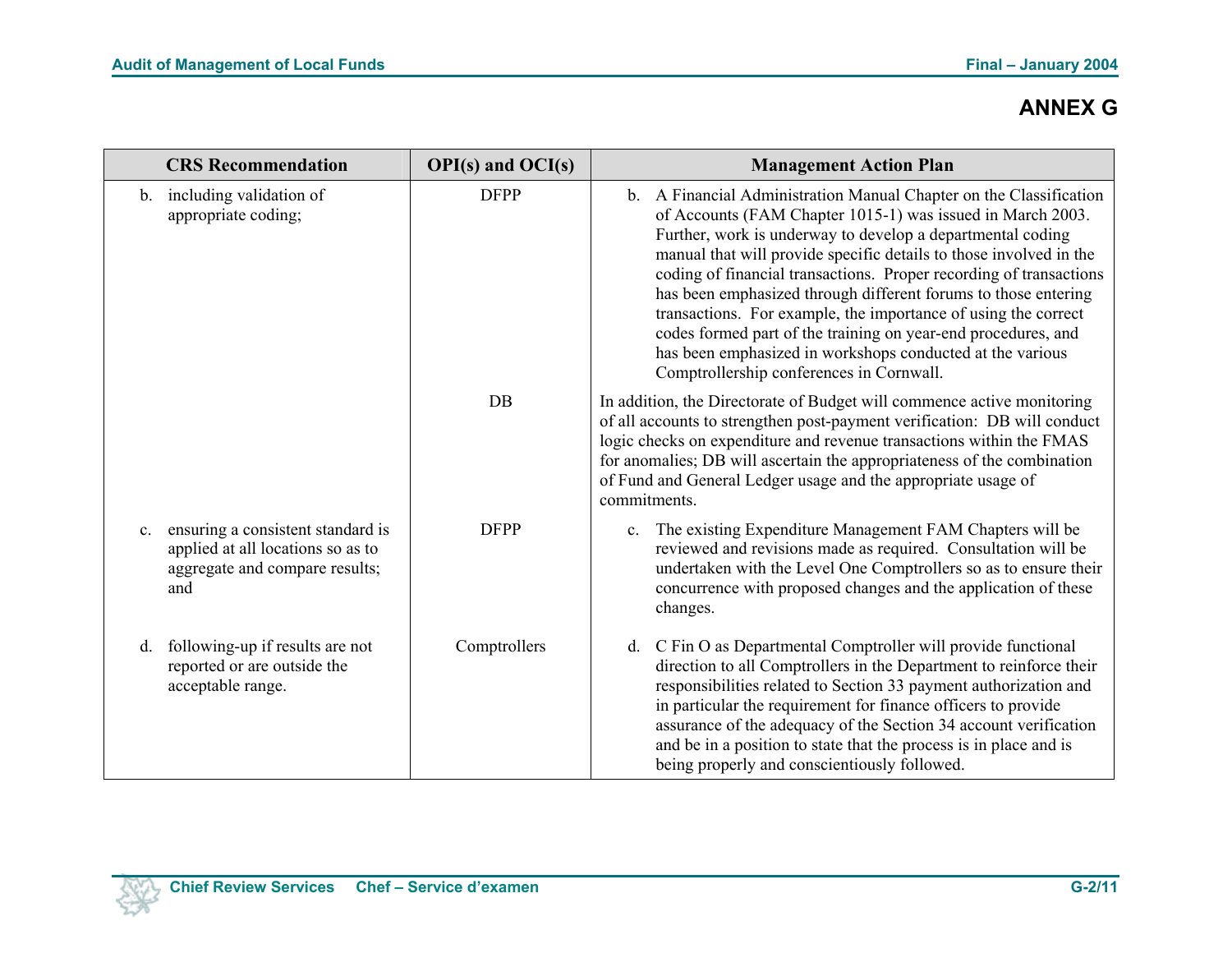## ANNEX G

| CRS Recommendation | OPI(s) and OCI(s) | Management Action Plan |
|---|---|---|
| b. including validation of appropriate coding; | DFPP | b. A Financial Administration Manual Chapter on the Classification of Accounts (FAM Chapter 1015-1) was issued in March 2003. Further, work is underway to develop a departmental coding manual that will provide specific details to those involved in the coding of financial transactions. Proper recording of transactions has been emphasized through different forums to those entering transactions. For example, the importance of using the correct codes formed part of the training on year-end procedures, and has been emphasized in workshops conducted at the various Comptrollership conferences in Cornwall. |
| | DB | In addition, the Directorate of Budget will commence active monitoring of all accounts to strengthen post-payment verification: DB will conduct logic checks on expenditure and revenue transactions within the FMAS for anomalies; DB will ascertain the appropriateness of the combination of Fund and General Ledger usage and the appropriate usage of commitments. |
| c. ensuring a consistent standard is applied at all locations so as to aggregate and compare results; and | DFPP | c. The existing Expenditure Management FAM Chapters will be reviewed and revisions made as required. Consultation will be undertaken with the Level One Comptrollers so as to ensure their concurrence with proposed changes and the application of these changes. |
| d. following-up if results are not reported or are outside the acceptable range. | Comptrollers | d. C Fin O as Departmental Comptroller will provide functional direction to all Comptrollers in the Department to reinforce their responsibilities related to Section 33 payment authorization and in particular the requirement for finance officers to provide assurance of the adequacy of the Section 34 account verification and be in a position to state that the process is in place and is being properly and conscientiously followed. |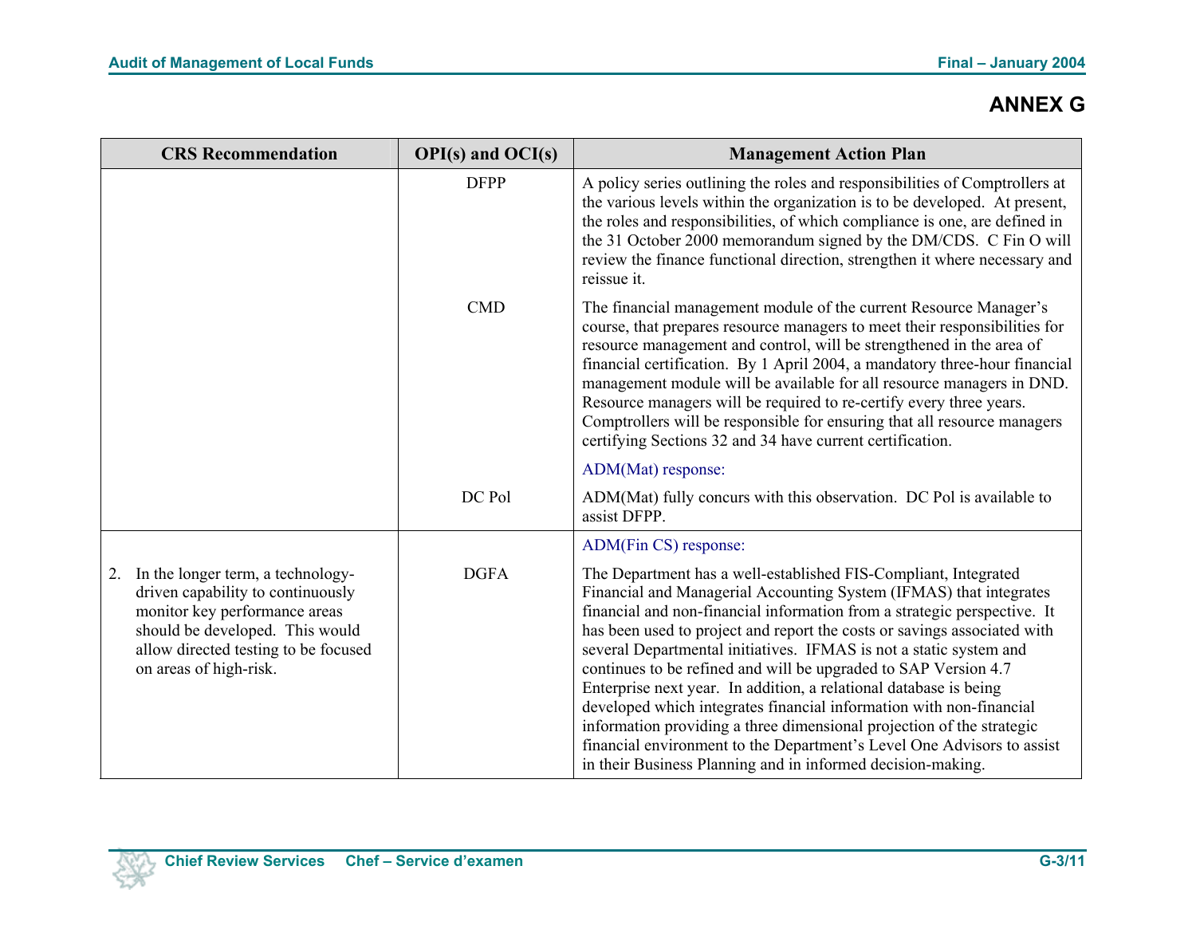## ANNEX G

| CRS Recommendation | OPI(s) and OCI(s) | Management Action Plan |
|---|---|---|
| | DFPP | A policy series outlining the roles and responsibilities of Comptrollers at the various levels within the organization is to be developed. At present, the roles and responsibilities, of which compliance is one, are defined in the 31 October 2000 memorandum signed by the DM/CDS. C Fin O will review the finance functional direction, strengthen it where necessary and reissue it. |
| | CMD | The financial management module of the current Resource Manager's course, that prepares resource managers to meet their responsibilities for resource management and control, will be strengthened in the area of financial certification. By 1 April 2004, a mandatory three-hour financial management module will be available for all resource managers in DND. Resource managers will be required to re-certify every three years. Comptrollers will be responsible for ensuring that all resource managers certifying Sections 32 and 34 have current certification. |
| | | ADM(Mat) response: |
| | DC Pol | ADM(Mat) fully concurs with this observation. DC Pol is available to assist DFPP. |
| | | ADM(Fin CS) response: |
| 2. In the longer term, a technology-driven capability to continuously monitor key performance areas should be developed. This would allow directed testing to be focused on areas of high-risk. | DGFA | The Department has a well-established FIS-Compliant, Integrated Financial and Managerial Accounting System (IFMAS) that integrates financial and non-financial information from a strategic perspective. It has been used to project and report the costs or savings associated with several Departmental initiatives. IFMAS is not a static system and continues to be refined and will be upgraded to SAP Version 4.7 Enterprise next year. In addition, a relational database is being developed which integrates financial information with non-financial information providing a three dimensional projection of the strategic financial environment to the Department's Level One Advisors to assist in their Business Planning and in informed decision-making. |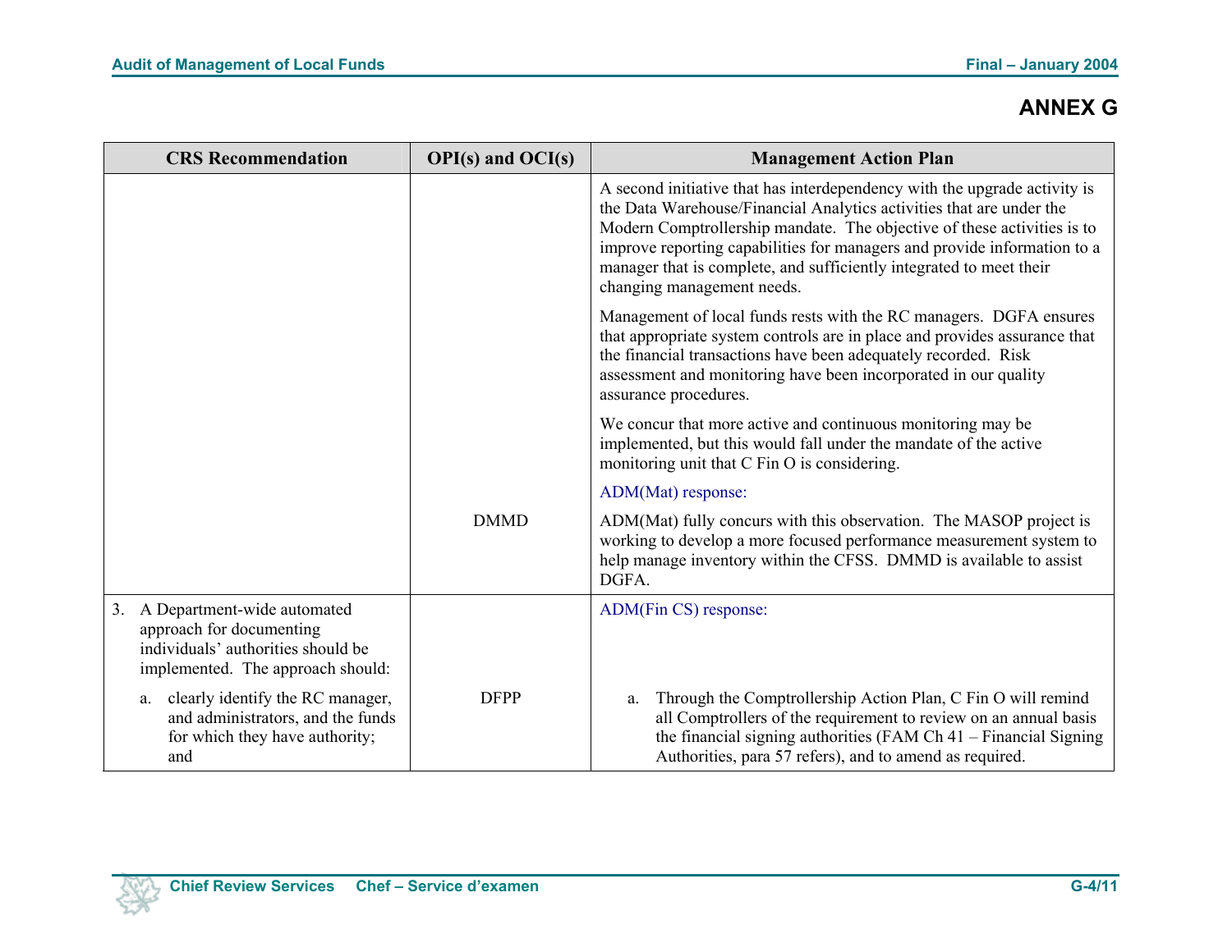## ANNEX G

| CRS Recommendation | OPI(s) and OCI(s) | Management Action Plan |
|---|---|---|
| | | A second initiative that has interdependency with the upgrade activity is the Data Warehouse/Financial Analytics activities that are under the Modern Comptrollership mandate. The objective of these activities is to improve reporting capabilities for managers and provide information to a manager that is complete, and sufficiently integrated to meet their changing management needs.<br><br>Management of local funds rests with the RC managers. DGFA ensures that appropriate system controls are in place and provides assurance that the financial transactions have been adequately recorded. Risk assessment and monitoring have been incorporated in our quality assurance procedures.<br><br>We concur that more active and continuous monitoring may be implemented, but this would fall under the mandate of the active monitoring unit that C Fin O is considering. |
| | DMMD | ADM(Mat) response:<br><br>ADM(Mat) fully concurs with this observation. The MASOP project is working to develop a more focused performance measurement system to help manage inventory within the CFSS. DMMD is available to assist DGFA. |
| 3. A Department-wide automated approach for documenting individuals' authorities should be implemented. The approach should: | | ADM(Fin CS) response: |
| a. clearly identify the RC manager, and administrators, and the funds for which they have authority; and | DFPP | a. Through the Comptrollership Action Plan, C Fin O will remind all Comptrollers of the requirement to review on an annual basis the financial signing authorities (FAM Ch 41 – Financial Signing Authorities, para 57 refers), and to amend as required. |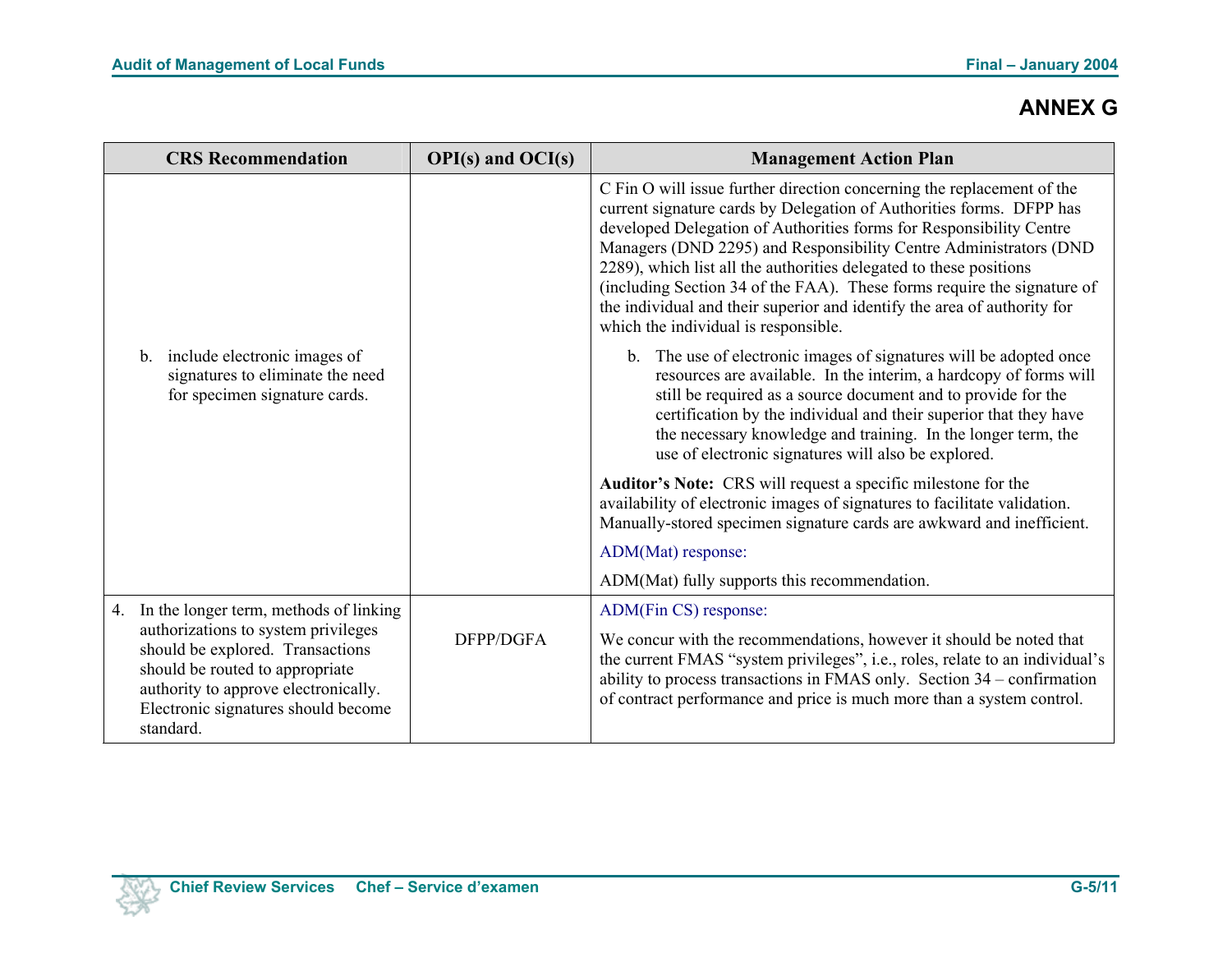## ANNEX G

| CRS Recommendation | OPI(s) and OCI(s) | Management Action Plan |
|---|---|---|
| b. include electronic images of signatures to eliminate the need for specimen signature cards. | | C Fin O will issue further direction concerning the replacement of the current signature cards by Delegation of Authorities forms. DFPP has developed Delegation of Authorities forms for Responsibility Centre Managers (DND 2295) and Responsibility Centre Administrators (DND 2289), which list all the authorities delegated to these positions (including Section 34 of the FAA). These forms require the signature of the individual and their superior and identify the area of authority for which the individual is responsible.<br><br>b. The use of electronic images of signatures will be adopted once resources are available. In the interim, a hardcopy of forms will still be required as a source document and to provide for the certification by the individual and their superior that they have the necessary knowledge and training. In the longer term, the use of electronic signatures will also be explored.<br><br>**Auditor's Note:** CRS will request a specific milestone for the availability of electronic images of signatures to facilitate validation. Manually-stored specimen signature cards are awkward and inefficient.<br><br>ADM(Mat) response:<br><br>ADM(Mat) fully supports this recommendation. |
| 4. In the longer term, methods of linking authorizations to system privileges should be explored. Transactions should be routed to appropriate authority to approve electronically. Electronic signatures should become standard. | DFPP/DGFA | ADM(Fin CS) response:<br><br>We concur with the recommendations, however it should be noted that the current FMAS "system privileges", i.e., roles, relate to an individual's ability to process transactions in FMAS only. Section 34 – confirmation of contract performance and price is much more than a system control. |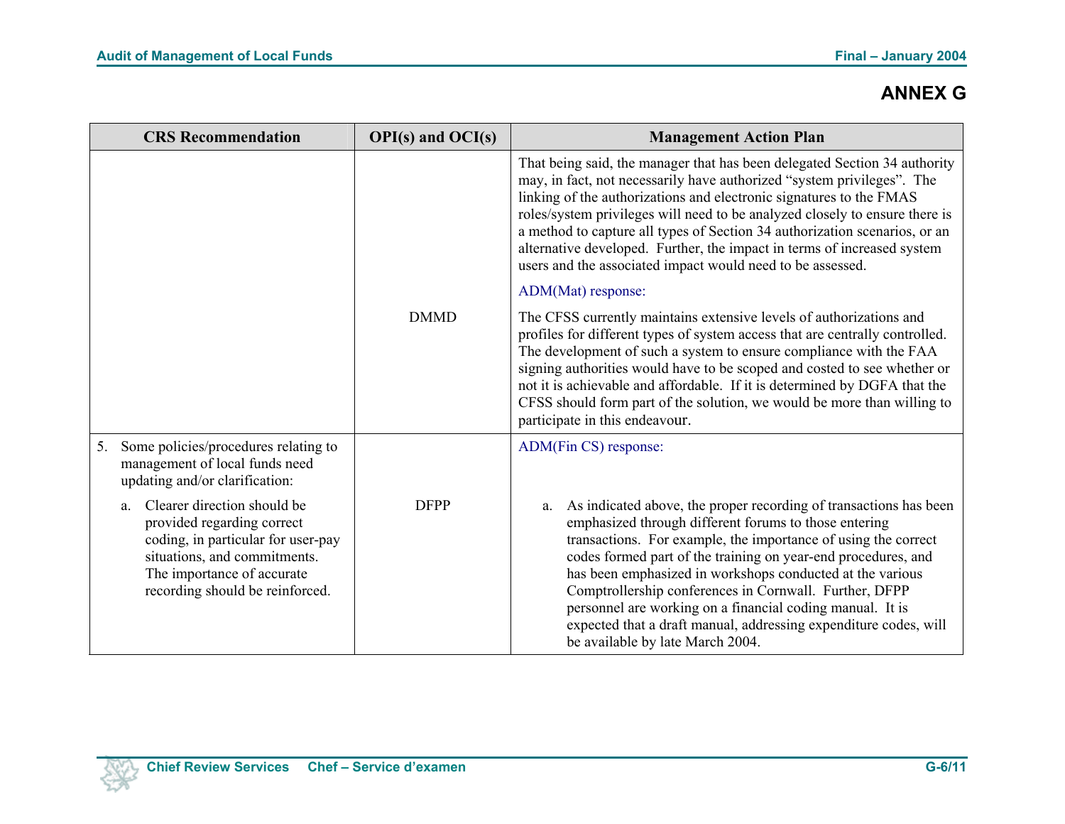## ANNEX G

| CRS Recommendation | OPI(s) and OCI(s) | Management Action Plan |
|---|---|---|
| | | That being said, the manager that has been delegated Section 34 authority may, in fact, not necessarily have authorized "system privileges". The linking of the authorizations and electronic signatures to the FMAS roles/system privileges will need to be analyzed closely to ensure there is a method to capture all types of Section 34 authorization scenarios, or an alternative developed. Further, the impact in terms of increased system users and the associated impact would need to be assessed. |
| | DMMD | ADM(Mat) response:<br><br>The CFSS currently maintains extensive levels of authorizations and profiles for different types of system access that are centrally controlled. The development of such a system to ensure compliance with the FAA signing authorities would have to be scoped and costed to see whether or not it is achievable and affordable. If it is determined by DGFA that the CFSS should form part of the solution, we would be more than willing to participate in this endeavour. |
| 5. Some policies/procedures relating to management of local funds need updating and/or clarification:<br><br>a. Clearer direction should be provided regarding correct coding, in particular for user-pay situations, and commitments. The importance of accurate recording should be reinforced. | DFPP | ADM(Fin CS) response:<br><br>a. As indicated above, the proper recording of transactions has been emphasized through different forums to those entering transactions. For example, the importance of using the correct codes formed part of the training on year-end procedures, and has been emphasized in workshops conducted at the various Comptrollership conferences in Cornwall. Further, DFPP personnel are working on a financial coding manual. It is expected that a draft manual, addressing expenditure codes, will be available by late March 2004. |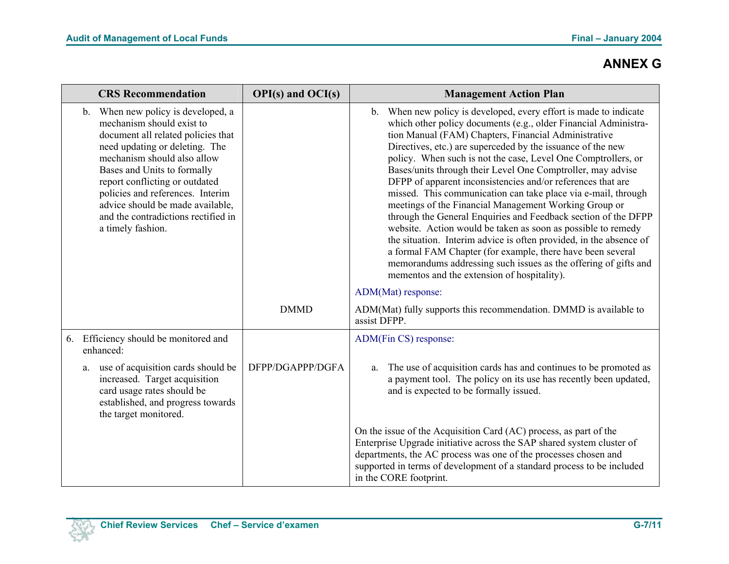## ANNEX G

| CRS Recommendation | OPI(s) and OCI(s) | Management Action Plan |
|---|---|---|
| b. When new policy is developed, a mechanism should exist to document all related policies that need updating or deleting. The mechanism should also allow Bases and Units to formally report conflicting or outdated policies and references. Interim advice should be made available, and the contradictions rectified in a timely fashion. | | b. When new policy is developed, every effort is made to indicate which other policy documents (e.g., older Financial Administration Manual (FAM) Chapters, Financial Administrative Directives, etc.) are superceded by the issuance of the new policy. When such is not the case, Level One Comptrollers, or Bases/units through their Level One Comptroller, may advise DFPP of apparent inconsistencies and/or references that are missed. This communication can take place via e-mail, through meetings of the Financial Management Working Group or through the General Enquiries and Feedback section of the DFPP website. Action would be taken as soon as possible to remedy the situation. Interim advice is often provided, in the absence of a formal FAM Chapter (for example, there have been several memorandums addressing such issues as the offering of gifts and mementos and the extension of hospitality). |
| | | ADM(Mat) response: |
| | DMMD | ADM(Mat) fully supports this recommendation. DMMD is available to assist DFPP. |
| 6. Efficiency should be monitored and enhanced: | | ADM(Fin CS) response: |
| a. use of acquisition cards should be increased. Target acquisition card usage rates should be established, and progress towards the target monitored. | DFPP/DGAPPP/DGFA | a. The use of acquisition cards has and continues to be promoted as a payment tool. The policy on its use has recently been updated, and is expected to be formally issued. |
| | | On the issue of the Acquisition Card (AC) process, as part of the Enterprise Upgrade initiative across the SAP shared system cluster of departments, the AC process was one of the processes chosen and supported in terms of development of a standard process to be included in the CORE footprint. |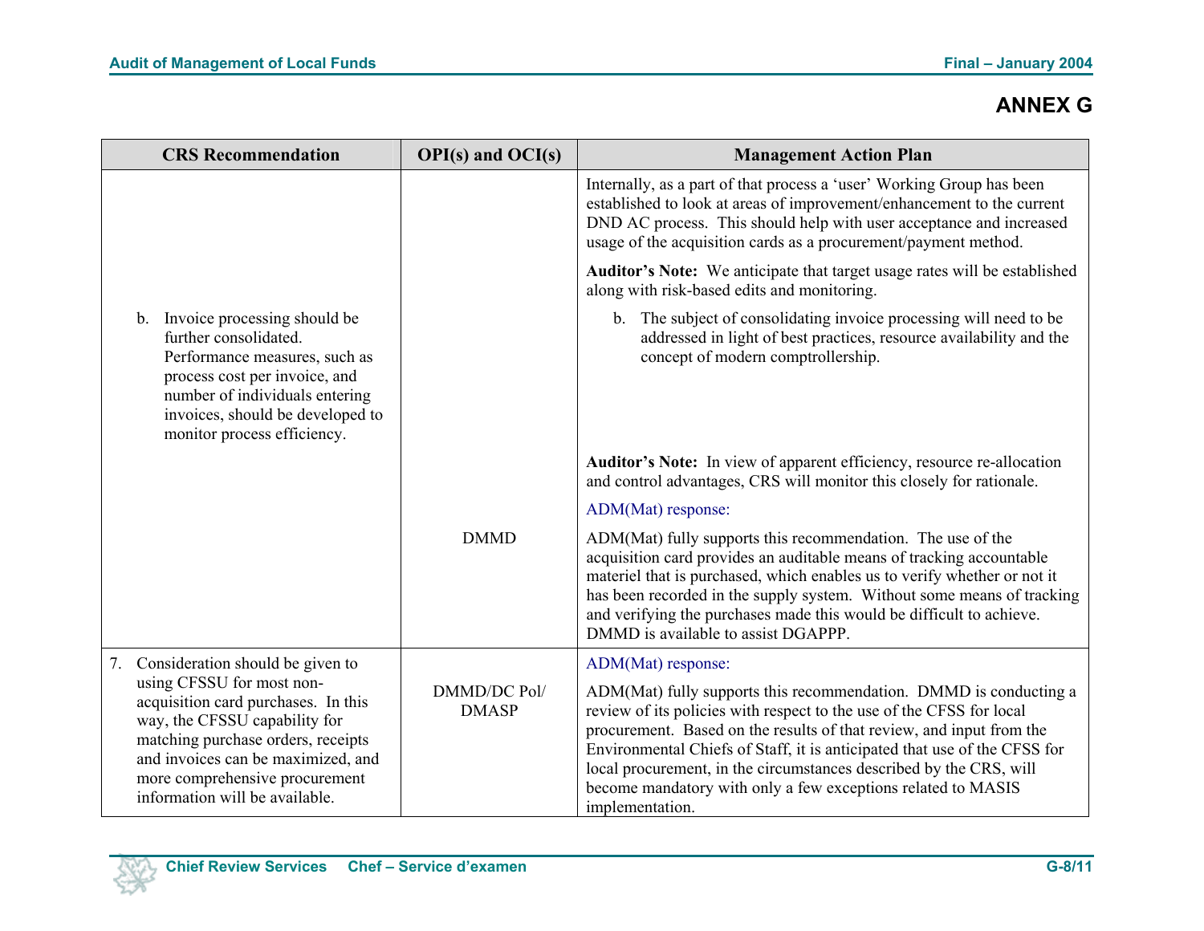## ANNEX G

| CRS Recommendation | OPI(s) and OCI(s) | Management Action Plan |
|---|---|---|
| | | Internally, as a part of that process a 'user' Working Group has been established to look at areas of improvement/enhancement to the current DND AC process. This should help with user acceptance and increased usage of the acquisition cards as a procurement/payment method. **Auditor's Note:** We anticipate that target usage rates will be established along with risk-based edits and monitoring. |
| b. Invoice processing should be further consolidated. Performance measures, such as process cost per invoice, and number of individuals entering invoices, should be developed to monitor process efficiency. | | b. The subject of consolidating invoice processing will need to be addressed in light of best practices, resource availability and the concept of modern comptrollership. **Auditor's Note:** In view of apparent efficiency, resource re-allocation and control advantages, CRS will monitor this closely for rationale. |
| | DMMD | ADM(Mat) response: ADM(Mat) fully supports this recommendation. The use of the acquisition card provides an auditable means of tracking accountable materiel that is purchased, which enables us to verify whether or not it has been recorded in the supply system. Without some means of tracking and verifying the purchases made this would be difficult to achieve. DMMD is available to assist DGAPPP. |
| 7. Consideration should be given to using CFSSU for most non-acquisition card purchases. In this way, the CFSSU capability for matching purchase orders, receipts and invoices can be maximized, and more comprehensive procurement information will be available. | DMMD/DC Pol/ DMASP | ADM(Mat) response: ADM(Mat) fully supports this recommendation. DMMD is conducting a review of its policies with respect to the use of the CFSS for local procurement. Based on the results of that review, and input from the Environmental Chiefs of Staff, it is anticipated that use of the CFSS for local procurement, in the circumstances described by the CRS, will become mandatory with only a few exceptions related to MASIS implementation. |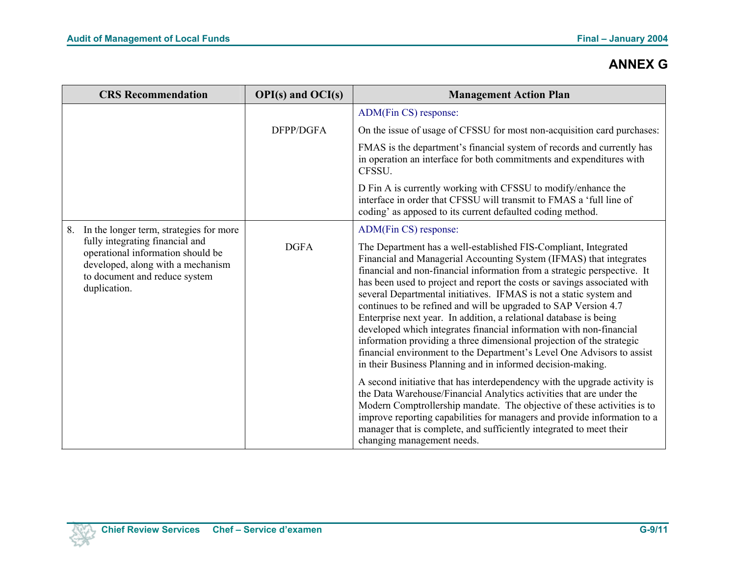## ANNEX G

| CRS Recommendation | OPI(s) and OCI(s) | Management Action Plan |
|---|---|---|
| | DFPP/DGFA | ADM(Fin CS) response:<br><br>On the issue of usage of CFSSU for most non-acquisition card purchases:<br><br>FMAS is the department's financial system of records and currently has in operation an interface for both commitments and expenditures with CFSSU.<br><br>D Fin A is currently working with CFSSU to modify/enhance the interface in order that CFSSU will transmit to FMAS a 'full line of coding' as apposed to its current defaulted coding method. |
| 8. In the longer term, strategies for more fully integrating financial and operational information should be developed, along with a mechanism to document and reduce system duplication. | DGFA | ADM(Fin CS) response:<br><br>The Department has a well-established FIS-Compliant, Integrated Financial and Managerial Accounting System (IFMAS) that integrates financial and non-financial information from a strategic perspective. It has been used to project and report the costs or savings associated with several Departmental initiatives. IFMAS is not a static system and continues to be refined and will be upgraded to SAP Version 4.7 Enterprise next year. In addition, a relational database is being developed which integrates financial information with non-financial information providing a three dimensional projection of the strategic financial environment to the Department's Level One Advisors to assist in their Business Planning and in informed decision-making.<br><br>A second initiative that has interdependency with the upgrade activity is the Data Warehouse/Financial Analytics activities that are under the Modern Comptrollership mandate. The objective of these activities is to improve reporting capabilities for managers and provide information to a manager that is complete, and sufficiently integrated to meet their changing management needs. |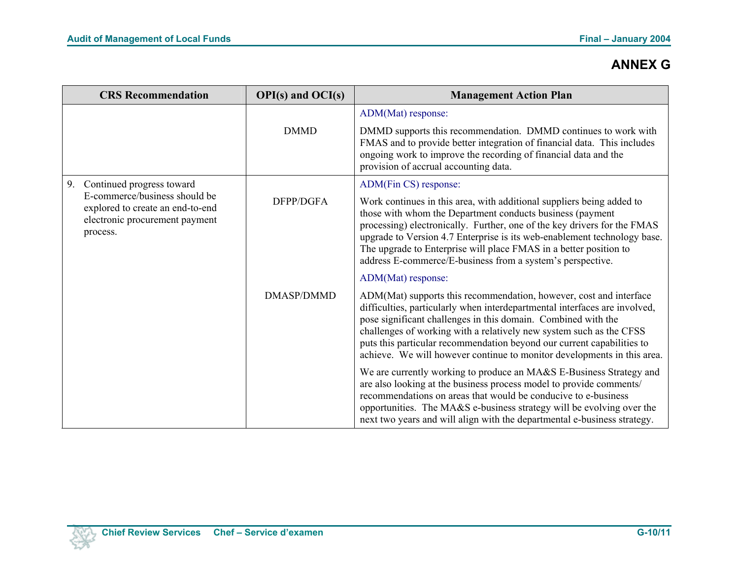## ANNEX G

| CRS Recommendation | OPI(s) and OCI(s) | Management Action Plan |
|---|---|---|
| | DMMD | ADM(Mat) response:<br><br>DMMD supports this recommendation. DMMD continues to work with FMAS and to provide better integration of financial data. This includes ongoing work to improve the recording of financial data and the provision of accrual accounting data. |
| 9. Continued progress toward E-commerce/business should be explored to create an end-to-end electronic procurement payment process. | DFPP/DGFA | ADM(Fin CS) response:<br><br>Work continues in this area, with additional suppliers being added to those with whom the Department conducts business (payment processing) electronically. Further, one of the key drivers for the FMAS upgrade to Version 4.7 Enterprise is its web-enablement technology base. The upgrade to Enterprise will place FMAS in a better position to address E-commerce/E-business from a system's perspective. |
| | DMASP/DMMD | ADM(Mat) response:<br><br>ADM(Mat) supports this recommendation, however, cost and interface difficulties, particularly when interdepartmental interfaces are involved, pose significant challenges in this domain. Combined with the challenges of working with a relatively new system such as the CFSS puts this particular recommendation beyond our current capabilities to achieve. We will however continue to monitor developments in this area.<br><br>We are currently working to produce an MA&S E-Business Strategy and are also looking at the business process model to provide comments/ recommendations on areas that would be conducive to e-business opportunities. The MA&S e-business strategy will be evolving over the next two years and will align with the departmental e-business strategy. |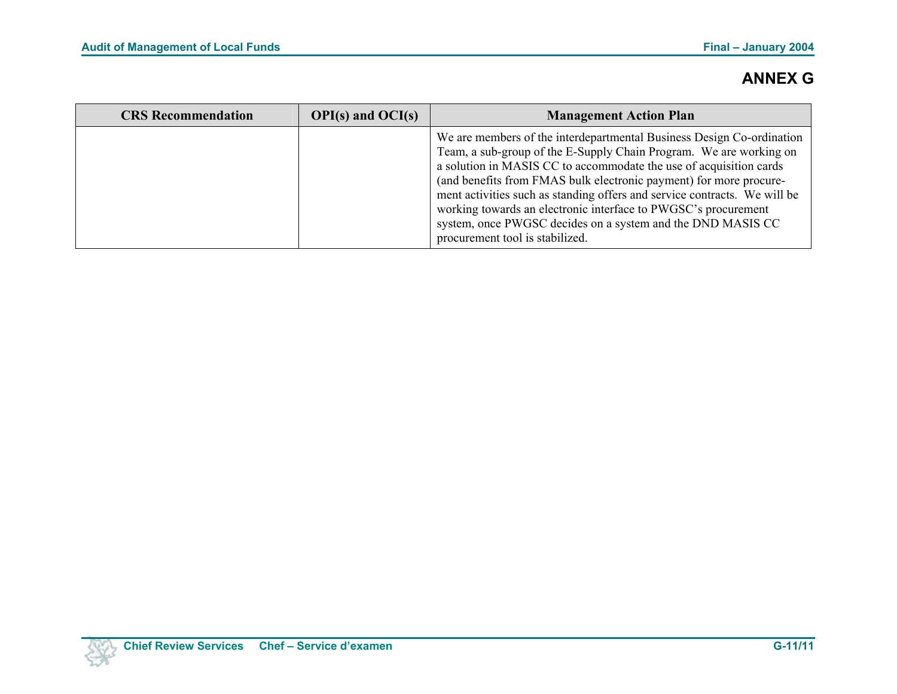## ANNEX G

| CRS Recommendation | OPI(s) and OCI(s) | Management Action Plan |
| --- | --- | --- |
| | | We are members of the interdepartmental Business Design Co-ordination Team, a sub-group of the E-Supply Chain Program. We are working on a solution in MASIS CC to accommodate the use of acquisition cards (and benefits from FMAS bulk electronic payment) for more procurement activities such as standing offers and service contracts. We will be working towards an electronic interface to PWGSC's procurement system, once PWGSC decides on a system and the DND MASIS CC procurement tool is stabilized. |